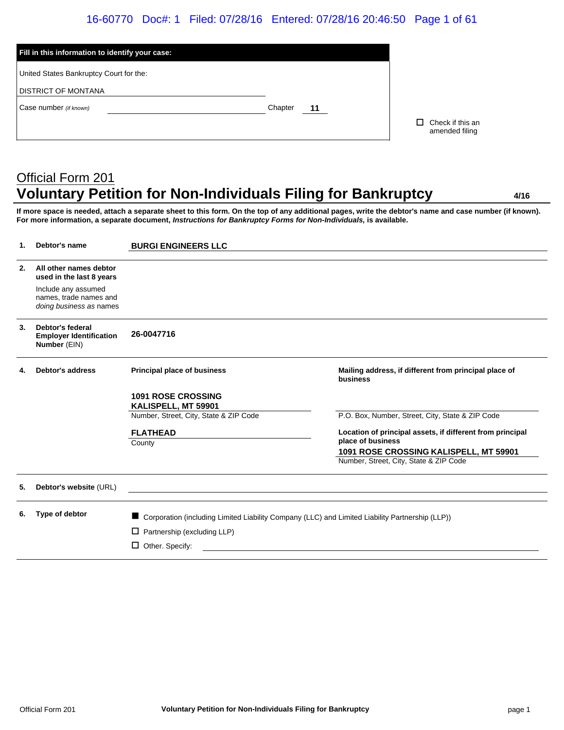| Fill in this information to identify your case: | |
|---|---|
| United States Bankruptcy Court for the: | |
| DISTRICT OF MONTANA | |
| Case number *(if known)* | Chapter **11** |

☐ Check if this an amended filing

# Official Form 201
## Voluntary Petition for Non-Individuals Filing for Bankruptcy

4/16

**If more space is needed, attach a separate sheet to this form. On the top of any additional pages, write the debtor's name and case number (if known). For more information, a separate document, *Instructions for Bankruptcy Forms for Non-Individuals,* is available.**

| | | |
|---|---|---|
| **1.** | **Debtor's name** | **BURGI ENGINEERS LLC** |
| **2.** | **All other names debtor used in the last 8 years**<br>Include any assumed names, trade names and *doing business as* names | |
| **3.** | **Debtor's federal Employer Identification Number** (EIN) | **26-0047716** |

**4. Debtor's address**

| Principal place of business | Mailing address, if different from principal place of business |
|---|---|
| **1091 ROSE CROSSING**<br>**KALISPELL, MT 59901**<br>Number, Street, City, State & ZIP Code | P.O. Box, Number, Street, City, State & ZIP Code |
| **FLATHEAD**<br>County | **Location of principal assets, if different from principal place of business**<br>**1091 ROSE CROSSING KALISPELL, MT 59901**<br>Number, Street, City, State & ZIP Code |

**5. Debtor's website** (URL)

**6. Type of debtor**

- ■ Corporation (including Limited Liability Company (LLC) and Limited Liability Partnership (LLP))
- ☐ Partnership (excluding LLP)
- ☐ Other. Specify: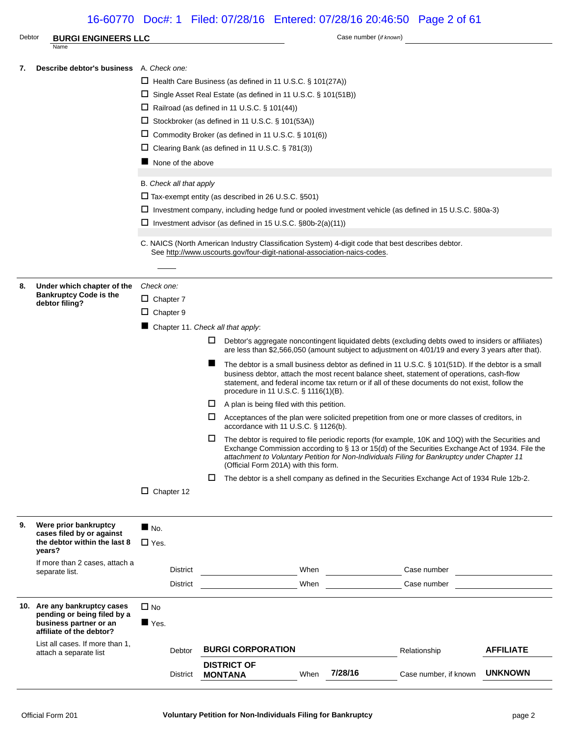Debtor **BURGI ENGINEERS LLC** Case number (*if known*)

Name

**7. Describe debtor's business**

A. *Check one:*

- ☐ Health Care Business (as defined in 11 U.S.C. § 101(27A))
- ☐ Single Asset Real Estate (as defined in 11 U.S.C. § 101(51B))
- ☐ Railroad (as defined in 11 U.S.C. § 101(44))
- ☐ Stockbroker (as defined in 11 U.S.C. § 101(53A))
- ☐ Commodity Broker (as defined in 11 U.S.C. § 101(6))
- ☐ Clearing Bank (as defined in 11 U.S.C. § 781(3))
- ■ None of the above

B. *Check all that apply*

- ☐ Tax-exempt entity (as described in 26 U.S.C. §501)
- ☐ Investment company, including hedge fund or pooled investment vehicle (as defined in 15 U.S.C. §80a-3)
- ☐ Investment advisor (as defined in 15 U.S.C. §80b-2(a)(11))

C. NAICS (North American Industry Classification System) 4-digit code that best describes debtor. See http://www.uscourts.gov/four-digit-national-association-naics-codes.

____

**8. Under which chapter of the Bankruptcy Code is the debtor filing?**

*Check one:*

- ☐ Chapter 7
- ☐ Chapter 9
- ■ Chapter 11. *Check all that apply*:
  - ☐ Debtor's aggregate noncontingent liquidated debts (excluding debts owed to insiders or affiliates) are less than $2,566,050 (amount subject to adjustment on 4/01/19 and every 3 years after that).
  - ■ The debtor is a small business debtor as defined in 11 U.S.C. § 101(51D). If the debtor is a small business debtor, attach the most recent balance sheet, statement of operations, cash-flow statement, and federal income tax return or if all of these documents do not exist, follow the procedure in 11 U.S.C. § 1116(1)(B).
  - ☐ A plan is being filed with this petition.
  - ☐ Acceptances of the plan were solicited prepetition from one or more classes of creditors, in accordance with 11 U.S.C. § 1126(b).
  - ☐ The debtor is required to file periodic reports (for example, 10K and 10Q) with the Securities and Exchange Commission according to § 13 or 15(d) of the Securities Exchange Act of 1934. File the *attachment to Voluntary Petition for Non-Individuals Filing for Bankruptcy under Chapter 11* (Official Form 201A) with this form.
  - ☐ The debtor is a shell company as defined in the Securities Exchange Act of 1934 Rule 12b-2.
- ☐ Chapter 12

**9. Were prior bankruptcy cases filed by or against the debtor within the last 8 years?**

If more than 2 cases, attach a separate list.

- ■ No.
- ☐ Yes.

| District | When | Case number |
|---|---|---|
| | | |
| | | |

**10. Are any bankruptcy cases pending or being filed by a business partner or an affiliate of the debtor?**

List all cases. If more than 1, attach a separate list

- ☐ No
- ■ Yes.

| Debtor | **BURGI CORPORATION** | | Relationship | **AFFILIATE** |
|---|---|---|---|---|
| District | **DISTRICT OF MONTANA** | When **7/28/16** | Case number, if known | **UNKNOWN** |

Official Form 201 **Voluntary Petition for Non-Individuals Filing for Bankruptcy**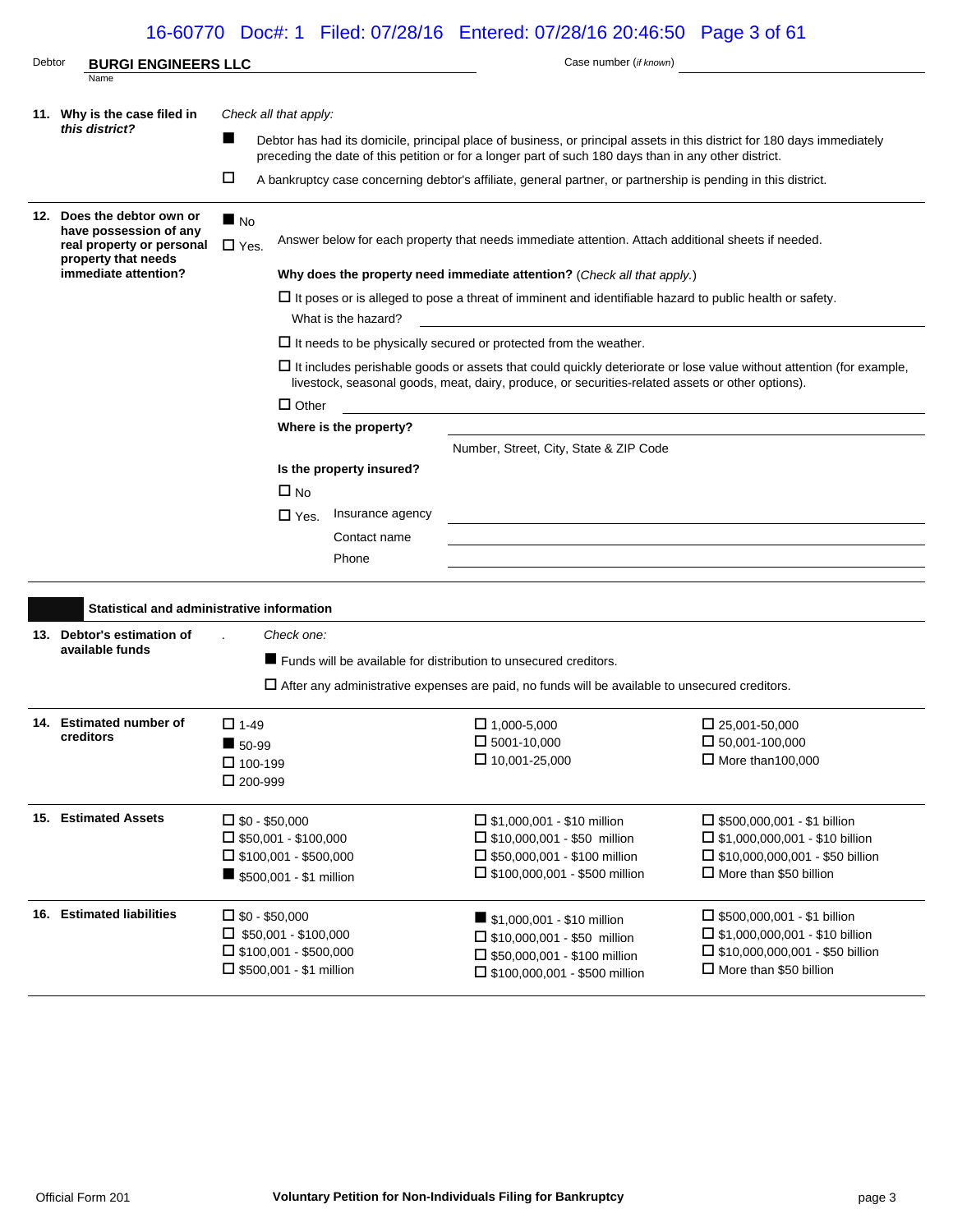Debtor **BURGI ENGINEERS LLC** Case number (*if known*)

Name

**11. Why is the case filed in *this district?***

*Check all that apply:*

■ Debtor has had its domicile, principal place of business, or principal assets in this district for 180 days immediately preceding the date of this petition or for a longer part of such 180 days than in any other district.

☐ A bankruptcy case concerning debtor's affiliate, general partner, or partnership is pending in this district.

**12. Does the debtor own or have possession of any real property or personal property that needs immediate attention?**

■ No

☐ Yes. Answer below for each property that needs immediate attention. Attach additional sheets if needed.

**Why does the property need immediate attention?** (*Check all that apply.*)

☐ It poses or is alleged to pose a threat of imminent and identifiable hazard to public health or safety.

What is the hazard?

☐ It needs to be physically secured or protected from the weather.

☐ It includes perishable goods or assets that could quickly deteriorate or lose value without attention (for example, livestock, seasonal goods, meat, dairy, produce, or securities-related assets or other options).

☐ Other

**Where is the property?**

Number, Street, City, State & ZIP Code

**Is the property insured?**

☐ No

☐ Yes. Insurance agency

Contact name

Phone

## Statistical and administrative information

**13. Debtor's estimation of available funds**

*Check one:*

■ Funds will be available for distribution to unsecured creditors.

☐ After any administrative expenses are paid, no funds will be available to unsecured creditors.

**14. Estimated number of creditors**

| | | |
|---|---|---|
| ☐ 1-49 | ☐ 1,000-5,000 | ☐ 25,001-50,000 |
| ■ 50-99 | ☐ 5001-10,000 | ☐ 50,001-100,000 |
| ☐ 100-199 | ☐ 10,001-25,000 | ☐ More than100,000 |
| ☐ 200-999 | | |

**15. Estimated Assets**

| | | |
|---|---|---|
| ☐ $0 - $50,000 | ☐ $1,000,001 - $10 million | ☐ $500,000,001 - $1 billion |
| ☐ $50,001 - $100,000 | ☐ $10,000,001 - $50 million | ☐ $1,000,000,001 - $10 billion |
| ☐ $100,001 - $500,000 | ☐ $50,000,001 - $100 million | ☐ $10,000,000,001 - $50 billion |
| ■ $500,001 - $1 million | ☐ $100,000,001 - $500 million | ☐ More than $50 billion |

**16. Estimated liabilities**

| | | |
|---|---|---|
| ☐ $0 - $50,000 | ■ $1,000,001 - $10 million | ☐ $500,000,001 - $1 billion |
| ☐ $50,001 - $100,000 | ☐ $10,000,001 - $50 million | ☐ $1,000,000,001 - $10 billion |
| ☐ $100,001 - $500,000 | ☐ $50,000,001 - $100 million | ☐ $10,000,000,001 - $50 billion |
| ☐ $500,001 - $1 million | ☐ $100,000,001 - $500 million | ☐ More than $50 billion |

Official Form 201 **Voluntary Petition for Non-Individuals Filing for Bankruptcy**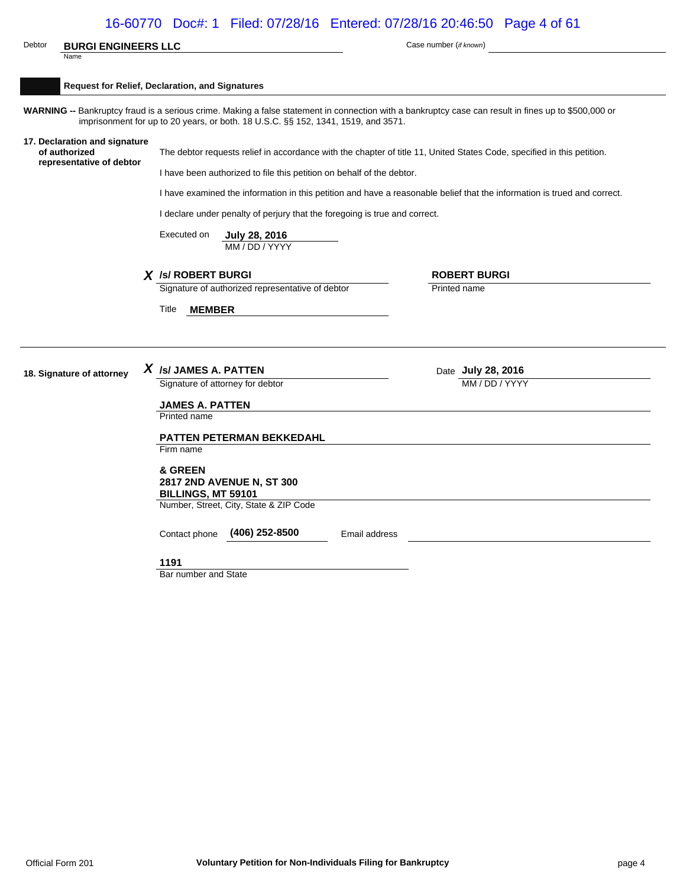Debtor **BURGI ENGINEERS LLC**
Name

Case number (*if known*)

## Request for Relief, Declaration, and Signatures

**WARNING --** Bankruptcy fraud is a serious crime. Making a false statement in connection with a bankruptcy case can result in fines up to $500,000 or imprisonment for up to 20 years, or both. 18 U.S.C. §§ 152, 1341, 1519, and 3571.

**17. Declaration and signature of authorized representative of debtor**

The debtor requests relief in accordance with the chapter of title 11, United States Code, specified in this petition.

I have been authorized to file this petition on behalf of the debtor.

I have examined the information in this petition and have a reasonable belief that the information is trued and correct.

I declare under penalty of perjury that the foregoing is true and correct.

Executed on **July 28, 2016**
MM / DD / YYYY

***X*** **/s/ ROBERT BURGI**
Signature of authorized representative of debtor

**ROBERT BURGI**
Printed name

Title **MEMBER**

**18. Signature of attorney**

***X*** **/s/ JAMES A. PATTEN**
Signature of attorney for debtor

Date **July 28, 2016**
MM / DD / YYYY

**JAMES A. PATTEN**
Printed name

**PATTEN PETERMAN BEKKEDAHL**
Firm name

**& GREEN**
**2817 2ND AVENUE N, ST 300**
**BILLINGS, MT 59101**
Number, Street, City, State & ZIP Code

Contact phone **(406) 252-8500** Email address

**1191**
Bar number and State

Official Form 201 — Voluntary Petition for Non-Individuals Filing for Bankruptcy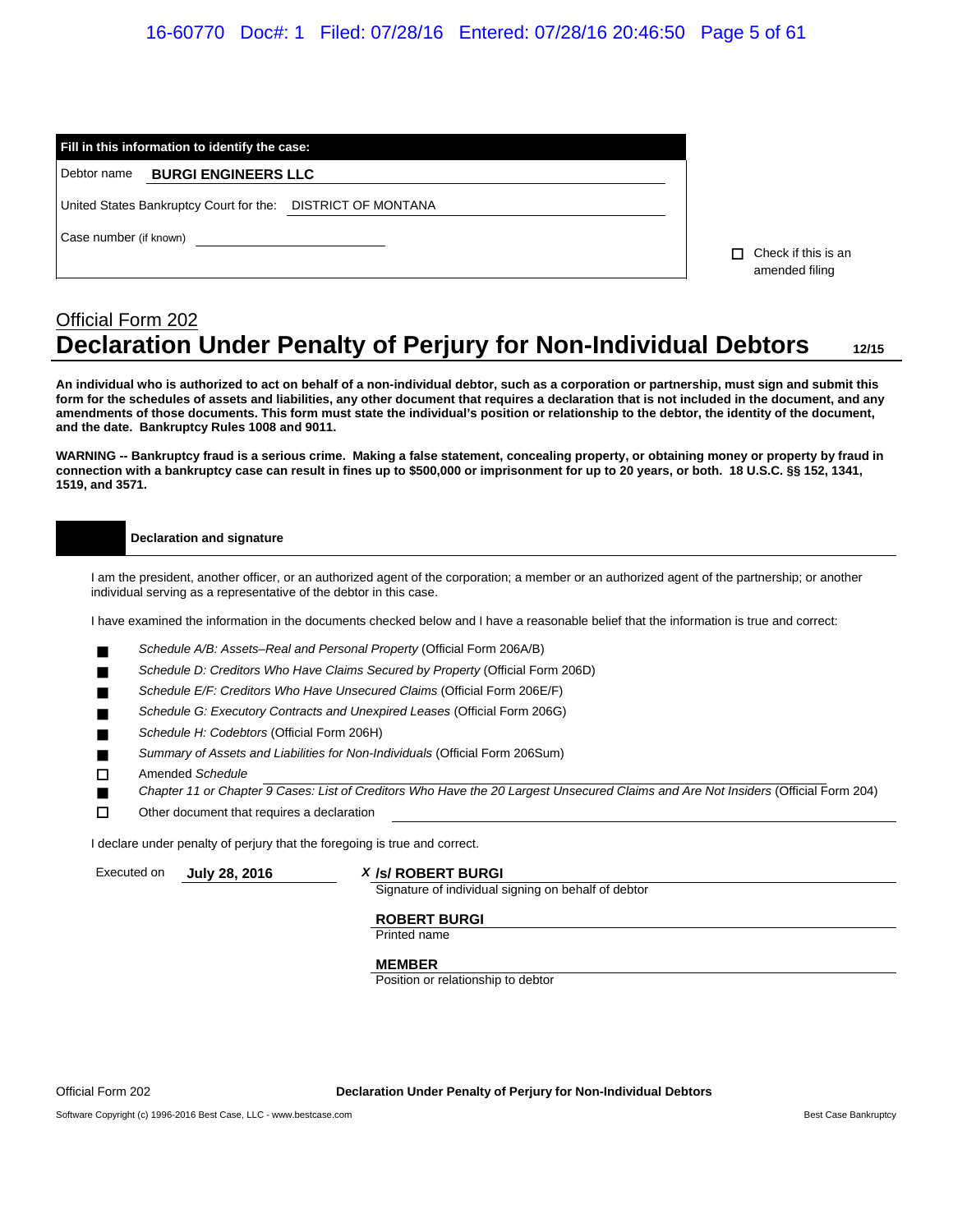**Fill in this information to identify the case:**

Debtor name **BURGI ENGINEERS LLC**

United States Bankruptcy Court for the: DISTRICT OF MONTANA

Case number (if known) ____________________

☐ Check if this is an amended filing

Official Form 202

# Declaration Under Penalty of Perjury for Non-Individual Debtors

12/15

**An individual who is authorized to act on behalf of a non-individual debtor, such as a corporation or partnership, must sign and submit this form for the schedules of assets and liabilities, any other document that requires a declaration that is not included in the document, and any amendments of those documents. This form must state the individual's position or relationship to the debtor, the identity of the document, and the date. Bankruptcy Rules 1008 and 9011.**

**WARNING -- Bankruptcy fraud is a serious crime. Making a false statement, concealing property, or obtaining money or property by fraud in connection with a bankruptcy case can result in fines up to $500,000 or imprisonment for up to 20 years, or both. 18 U.S.C. §§ 152, 1341, 1519, and 3571.**

## Declaration and signature

I am the president, another officer, or an authorized agent of the corporation; a member or an authorized agent of the partnership; or another individual serving as a representative of the debtor in this case.

I have examined the information in the documents checked below and I have a reasonable belief that the information is true and correct:

- ■ *Schedule A/B: Assets–Real and Personal Property* (Official Form 206A/B)
- ■ *Schedule D: Creditors Who Have Claims Secured by Property* (Official Form 206D)
- ■ *Schedule E/F: Creditors Who Have Unsecured Claims* (Official Form 206E/F)
- ■ *Schedule G: Executory Contracts and Unexpired Leases* (Official Form 206G)
- ■ *Schedule H: Codebtors* (Official Form 206H)
- ■ *Summary of Assets and Liabilities for Non-Individuals* (Official Form 206Sum)
- ☐ Amended *Schedule* ____________________
- ■ *Chapter 11 or Chapter 9 Cases: List of Creditors Who Have the 20 Largest Unsecured Claims and Are Not Insiders* (Official Form 204)
- ☐ Other document that requires a declaration ____________________

I declare under penalty of perjury that the foregoing is true and correct.

Executed on **July 28, 2016**

X **/s/ ROBERT BURGI**
Signature of individual signing on behalf of debtor

**ROBERT BURGI**
Printed name

**MEMBER**
Position or relationship to debtor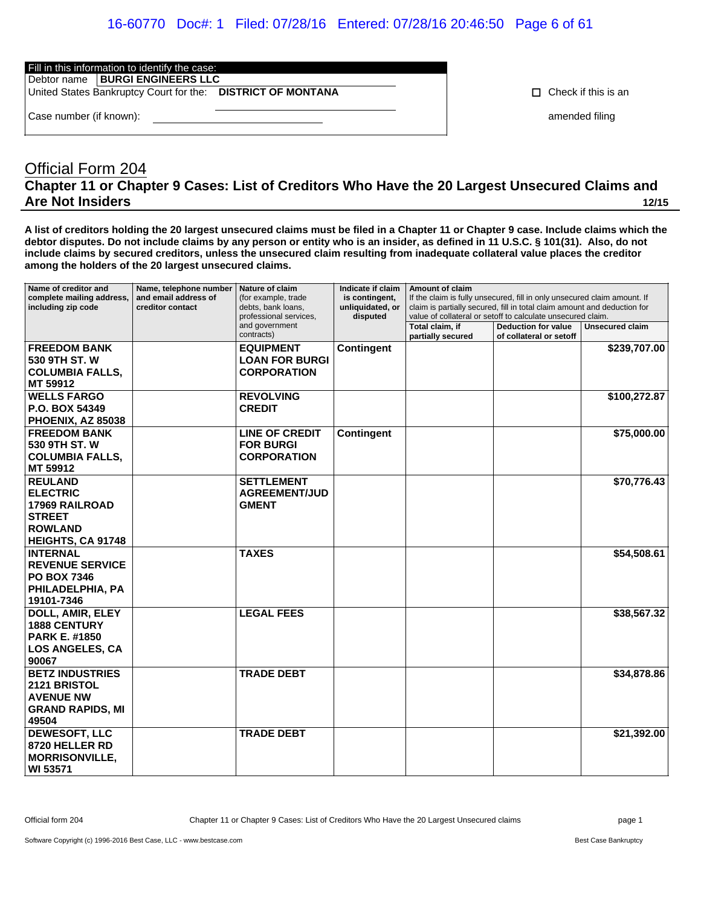| Fill in this information to identify the case: | |
|---|---|
| Debtor name | **BURGI ENGINEERS LLC** |
| United States Bankruptcy Court for the: | **DISTRICT OF MONTANA** |
| Case number (if known): | |

☐ Check if this is an amended filing

# Official Form 204

## Chapter 11 or Chapter 9 Cases: List of Creditors Who Have the 20 Largest Unsecured Claims and Are Not Insiders

**12/15**

**A list of creditors holding the 20 largest unsecured claims must be filed in a Chapter 11 or Chapter 9 case. Include claims which the debtor disputes. Do not include claims by any person or entity who is an insider, as defined in 11 U.S.C. § 101(31). Also, do not include claims by secured creditors, unless the unsecured claim resulting from inadequate collateral value places the creditor among the holders of the 20 largest unsecured claims.**

| Name of creditor and complete mailing address, including zip code | Name, telephone number and email address of creditor contact | Nature of claim (for example, trade debts, bank loans, professional services, and government contracts) | Indicate if claim is contingent, unliquidated, or disputed | Amount of claim If the claim is fully unsecured, fill in only unsecured claim amount. If claim is partially secured, fill in total claim amount and deduction for value of collateral or setoff to calculate unsecured claim. | | |
|---|---|---|---|---|---|---|
| | | | | Total claim, if partially secured | Deduction for value of collateral or setoff | Unsecured claim |
| **FREEDOM BANK 530 9TH ST. W COLUMBIA FALLS, MT 59912** | | **EQUIPMENT LOAN FOR BURGI CORPORATION** | **Contingent** | | | **$239,707.00** |
| **WELLS FARGO P.O. BOX 54349 PHOENIX, AZ 85038** | | **REVOLVING CREDIT** | | | | **$100,272.87** |
| **FREEDOM BANK 530 9TH ST. W COLUMBIA FALLS, MT 59912** | | **LINE OF CREDIT FOR BURGI CORPORATION** | **Contingent** | | | **$75,000.00** |
| **REULAND ELECTRIC 17969 RAILROAD STREET ROWLAND HEIGHTS, CA 91748** | | **SETTLEMENT AGREEMENT/JUDGMENT** | | | | **$70,776.43** |
| **INTERNAL REVENUE SERVICE PO BOX 7346 PHILADELPHIA, PA 19101-7346** | | **TAXES** | | | | **$54,508.61** |
| **DOLL, AMIR, ELEY 1888 CENTURY PARK E. #1850 LOS ANGELES, CA 90067** | | **LEGAL FEES** | | | | **$38,567.32** |
| **BETZ INDUSTRIES 2121 BRISTOL AVENUE NW GRAND RAPIDS, MI 49504** | | **TRADE DEBT** | | | | **$34,878.86** |
| **DEWESOFT, LLC 8720 HELLER RD MORRISONVILLE, WI 53571** | | **TRADE DEBT** | | | | **$21,392.00** |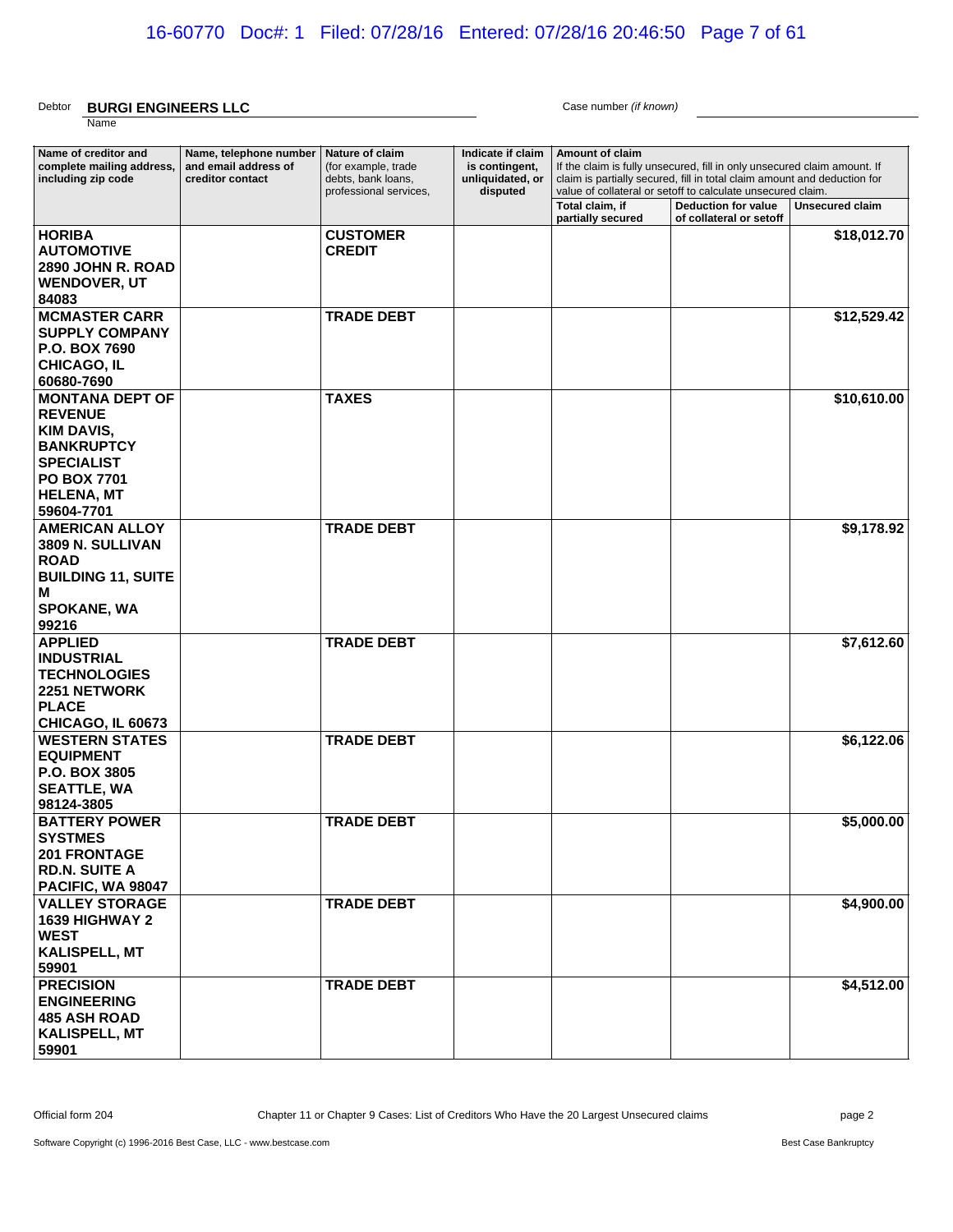Debtor **BURGI ENGINEERS LLC** Case number *(if known)*

Name

| Name of creditor and complete mailing address, including zip code | Name, telephone number and email address of creditor contact | Nature of claim (for example, trade debts, bank loans, professional services, | Indicate if claim is contingent, unliquidated, or disputed | Amount of claim If the claim is fully unsecured, fill in only unsecured claim amount. If claim is partially secured, fill in total claim amount and deduction for value of collateral or setoff to calculate unsecured claim. | | |
|---|---|---|---|---|---|---|
| | | | | Total claim, if partially secured | Deduction for value of collateral or setoff | Unsecured claim |
| **HORIBA AUTOMOTIVE 2890 JOHN R. ROAD WENDOVER, UT 84083** | | **CUSTOMER CREDIT** | | | | **$18,012.70** |
| **MCMASTER CARR SUPPLY COMPANY P.O. BOX 7690 CHICAGO, IL 60680-7690** | | **TRADE DEBT** | | | | **$12,529.42** |
| **MONTANA DEPT OF REVENUE KIM DAVIS, BANKRUPTCY SPECIALIST PO BOX 7701 HELENA, MT 59604-7701** | | **TAXES** | | | | **$10,610.00** |
| **AMERICAN ALLOY 3809 N. SULLIVAN ROAD BUILDING 11, SUITE M SPOKANE, WA 99216** | | **TRADE DEBT** | | | | **$9,178.92** |
| **APPLIED INDUSTRIAL TECHNOLOGIES 2251 NETWORK PLACE CHICAGO, IL 60673** | | **TRADE DEBT** | | | | **$7,612.60** |
| **WESTERN STATES EQUIPMENT P.O. BOX 3805 SEATTLE, WA 98124-3805** | | **TRADE DEBT** | | | | **$6,122.06** |
| **BATTERY POWER SYSTMES 201 FRONTAGE RD.N. SUITE A PACIFIC, WA 98047** | | **TRADE DEBT** | | | | **$5,000.00** |
| **VALLEY STORAGE 1639 HIGHWAY 2 WEST KALISPELL, MT 59901** | | **TRADE DEBT** | | | | **$4,900.00** |
| **PRECISION ENGINEERING 485 ASH ROAD KALISPELL, MT 59901** | | **TRADE DEBT** | | | | **$4,512.00** |

Official form 204 Chapter 11 or Chapter 9 Cases: List of Creditors Who Have the 20 Largest Unsecured claims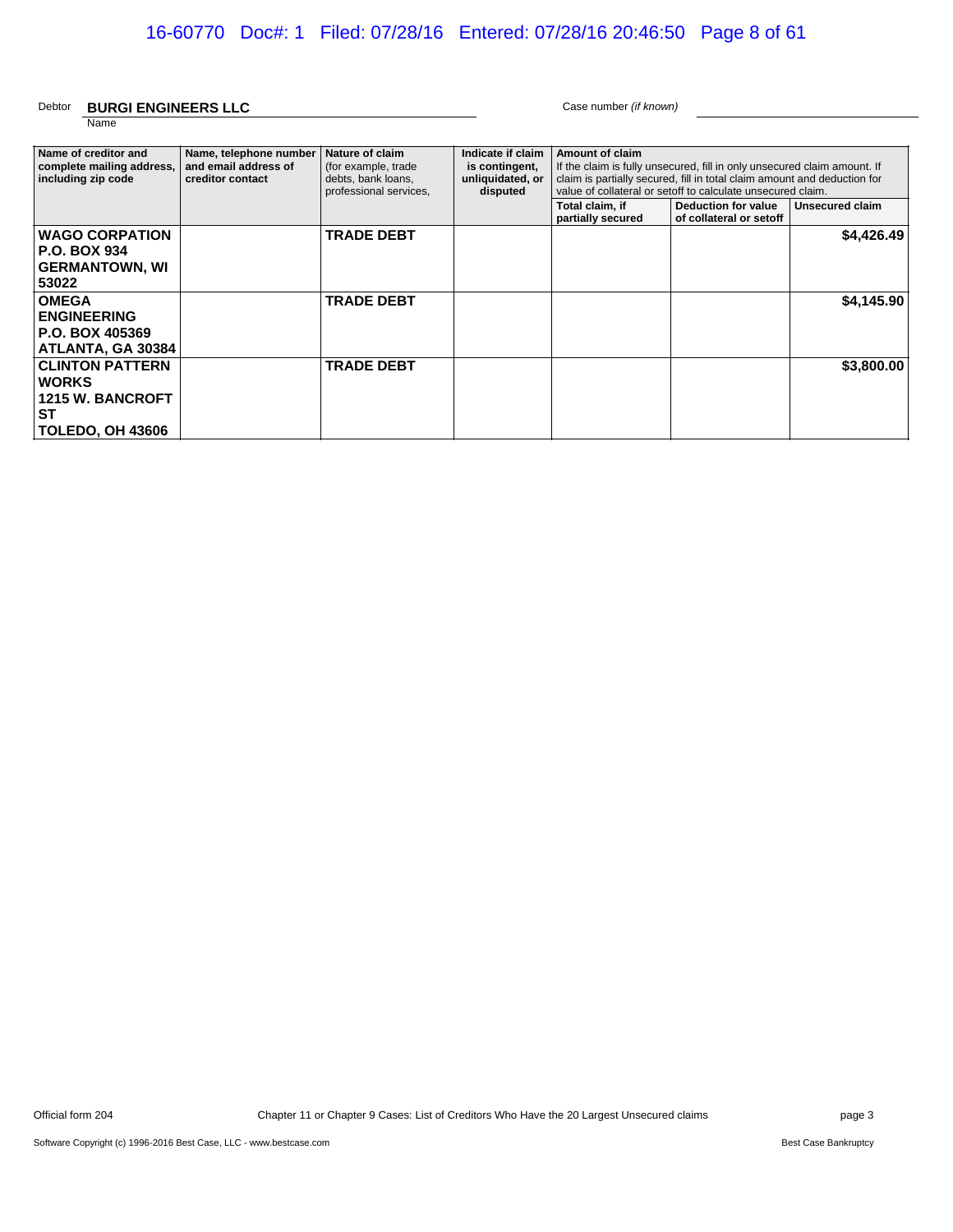Debtor **BURGI ENGINEERS LLC** Case number *(if known)*

Name

| Name of creditor and complete mailing address, including zip code | Name, telephone number and email address of creditor contact | Nature of claim (for example, trade debts, bank loans, professional services, | Indicate if claim is contingent, unliquidated, or disputed | Amount of claim If the claim is fully unsecured, fill in only unsecured claim amount. If claim is partially secured, fill in total claim amount and deduction for value of collateral or setoff to calculate unsecured claim. | | |
|---|---|---|---|---|---|---|
| | | | | Total claim, if partially secured | Deduction for value of collateral or setoff | Unsecured claim |
| **WAGO CORPATION P.O. BOX 934 GERMANTOWN, WI 53022** | | **TRADE DEBT** | | | | **$4,426.49** |
| **OMEGA ENGINEERING P.O. BOX 405369 ATLANTA, GA 30384** | | **TRADE DEBT** | | | | **$4,145.90** |
| **CLINTON PATTERN WORKS 1215 W. BANCROFT ST TOLEDO, OH 43606** | | **TRADE DEBT** | | | | **$3,800.00** |

Official form 204 Chapter 11 or Chapter 9 Cases: List of Creditors Who Have the 20 Largest Unsecured claims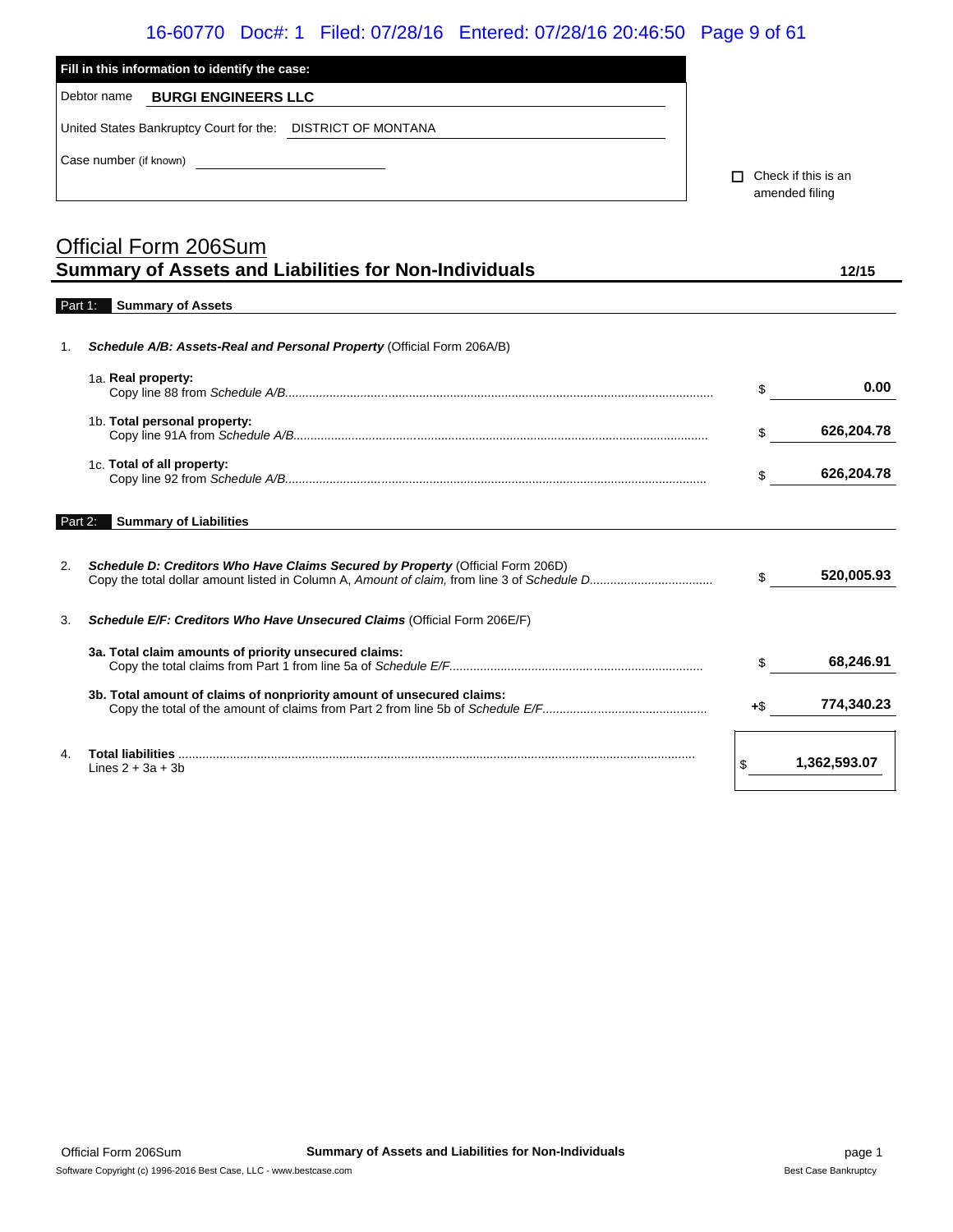| Fill in this information to identify the case: |
|---|
| Debtor name **BURGI ENGINEERS LLC** |
| United States Bankruptcy Court for the: DISTRICT OF MONTANA |
| Case number (if known) |

☐ Check if this is an amended filing

# Official Form 206Sum
## Summary of Assets and Liabilities for Non-Individuals

**12/15**

**Part 1: Summary of Assets**

1. ***Schedule A/B: Assets-Real and Personal Property*** (Official Form 206A/B)

| | | |
|---|---|---|
| 1a. **Real property:** Copy line 88 from *Schedule A/B* | $ | **0.00** |
| 1b. **Total personal property:** Copy line 91A from *Schedule A/B* | $ | **626,204.78** |
| 1c. **Total of all property:** Copy line 92 from *Schedule A/B* | $ | **626,204.78** |

**Part 2: Summary of Liabilities**

| | | | |
|---|---|---|---|
| 2. | ***Schedule D: Creditors Who Have Claims Secured by Property*** (Official Form 206D) Copy the total dollar amount listed in Column A, *Amount of claim,* from line 3 of *Schedule D* | $ | **520,005.93** |
| 3. | ***Schedule E/F: Creditors Who Have Unsecured Claims*** (Official Form 206E/F) | | |
| | **3a. Total claim amounts of priority unsecured claims:** Copy the total claims from Part 1 from line 5a of *Schedule E/F* | $ | **68,246.91** |
| | **3b. Total amount of claims of nonpriority amount of unsecured claims:** Copy the total of the amount of claims from Part 2 from line 5b of *Schedule E/F* | +$ | **774,340.23** |
| 4. | **Total liabilities** Lines 2 + 3a + 3b | $ | **1,362,593.07** |

Official Form 206Sum — **Summary of Assets and Liabilities for Non-Individuals** — page 1

Software Copyright (c) 1996-2016 Best Case, LLC - www.bestcase.com — Best Case Bankruptcy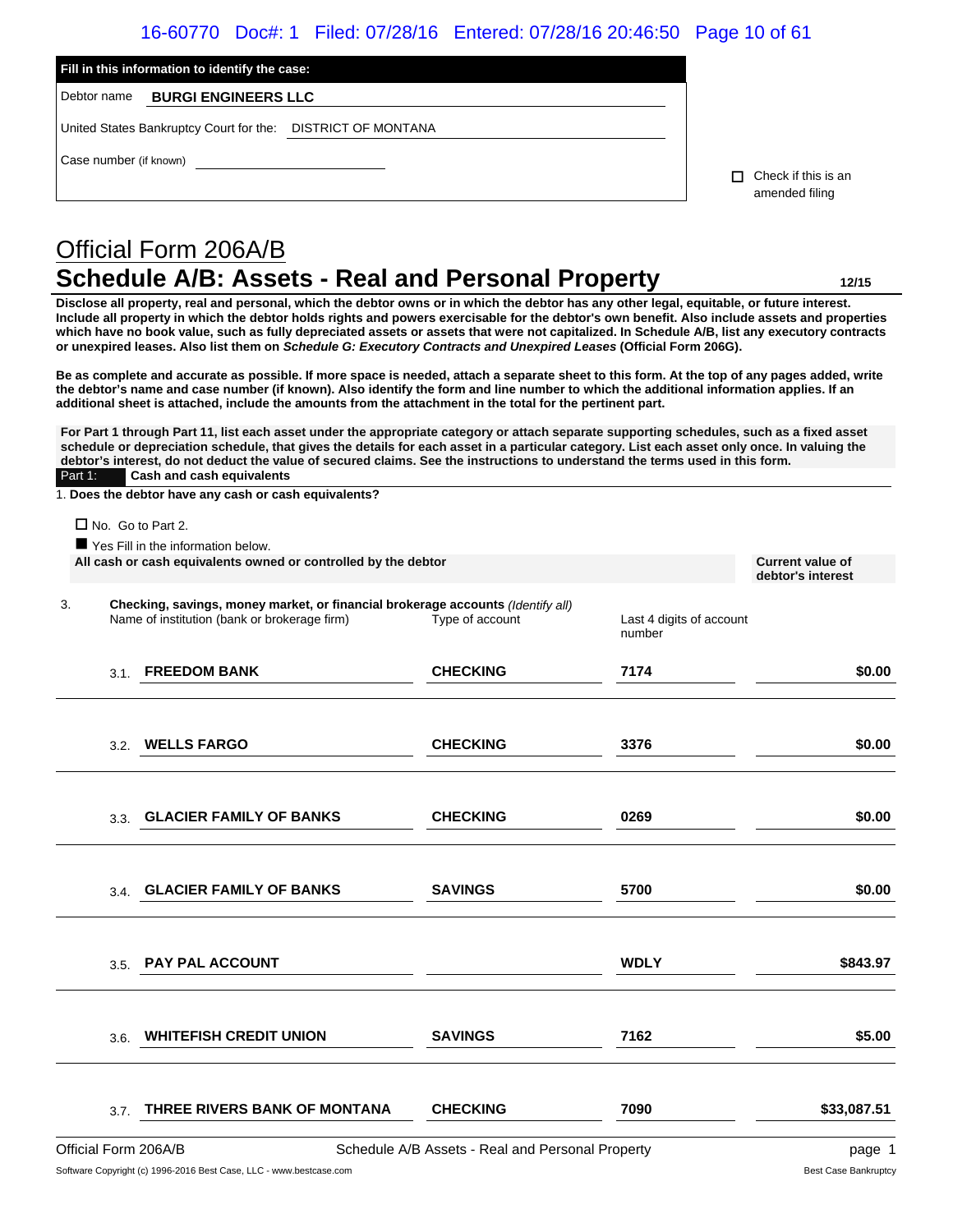**Fill in this information to identify the case:**

Debtor name **BURGI ENGINEERS LLC**

United States Bankruptcy Court for the: DISTRICT OF MONTANA

Case number (if known) ____________________

☐ Check if this is an amended filing

# Official Form 206A/B

## Schedule A/B: Assets - Real and Personal Property

**12/15**

**Disclose all property, real and personal, which the debtor owns or in which the debtor has any other legal, equitable, or future interest. Include all property in which the debtor holds rights and powers exercisable for the debtor's own benefit. Also include assets and properties which have no book value, such as fully depreciated assets or assets that were not capitalized. In Schedule A/B, list any executory contracts or unexpired leases. Also list them on *Schedule G: Executory Contracts and Unexpired Leases* (Official Form 206G).**

**Be as complete and accurate as possible. If more space is needed, attach a separate sheet to this form. At the top of any pages added, write the debtor's name and case number (if known). Also identify the form and line number to which the additional information applies. If an additional sheet is attached, include the amounts from the attachment in the total for the pertinent part.**

**For Part 1 through Part 11, list each asset under the appropriate category or attach separate supporting schedules, such as a fixed asset schedule or depreciation schedule, that gives the details for each asset in a particular category. List each asset only once. In valuing the debtor's interest, do not deduct the value of secured claims. See the instructions to understand the terms used in this form.**

**Part 1: Cash and cash equivalents**

1. **Does the debtor have any cash or cash equivalents?**

☐ No. Go to Part 2.

■ Yes Fill in the information below.

**All cash or cash equivalents owned or controlled by the debtor** — **Current value of debtor's interest**

3. **Checking, savings, money market, or financial brokerage accounts** *(Identify all)*

| | Name of institution (bank or brokerage firm) | Type of account | Last 4 digits of account number | Current value of debtor's interest |
|---|---|---|---|---|
| 3.1. | **FREEDOM BANK** | **CHECKING** | **7174** | **$0.00** |
| 3.2. | **WELLS FARGO** | **CHECKING** | **3376** | **$0.00** |
| 3.3. | **GLACIER FAMILY OF BANKS** | **CHECKING** | **0269** | **$0.00** |
| 3.4. | **GLACIER FAMILY OF BANKS** | **SAVINGS** | **5700** | **$0.00** |
| 3.5. | **PAY PAL ACCOUNT** | | **WDLY** | **$843.97** |
| 3.6. | **WHITEFISH CREDIT UNION** | **SAVINGS** | **7162** | **$5.00** |
| 3.7. | **THREE RIVERS BANK OF MONTANA** | **CHECKING** | **7090** | **$33,087.51** |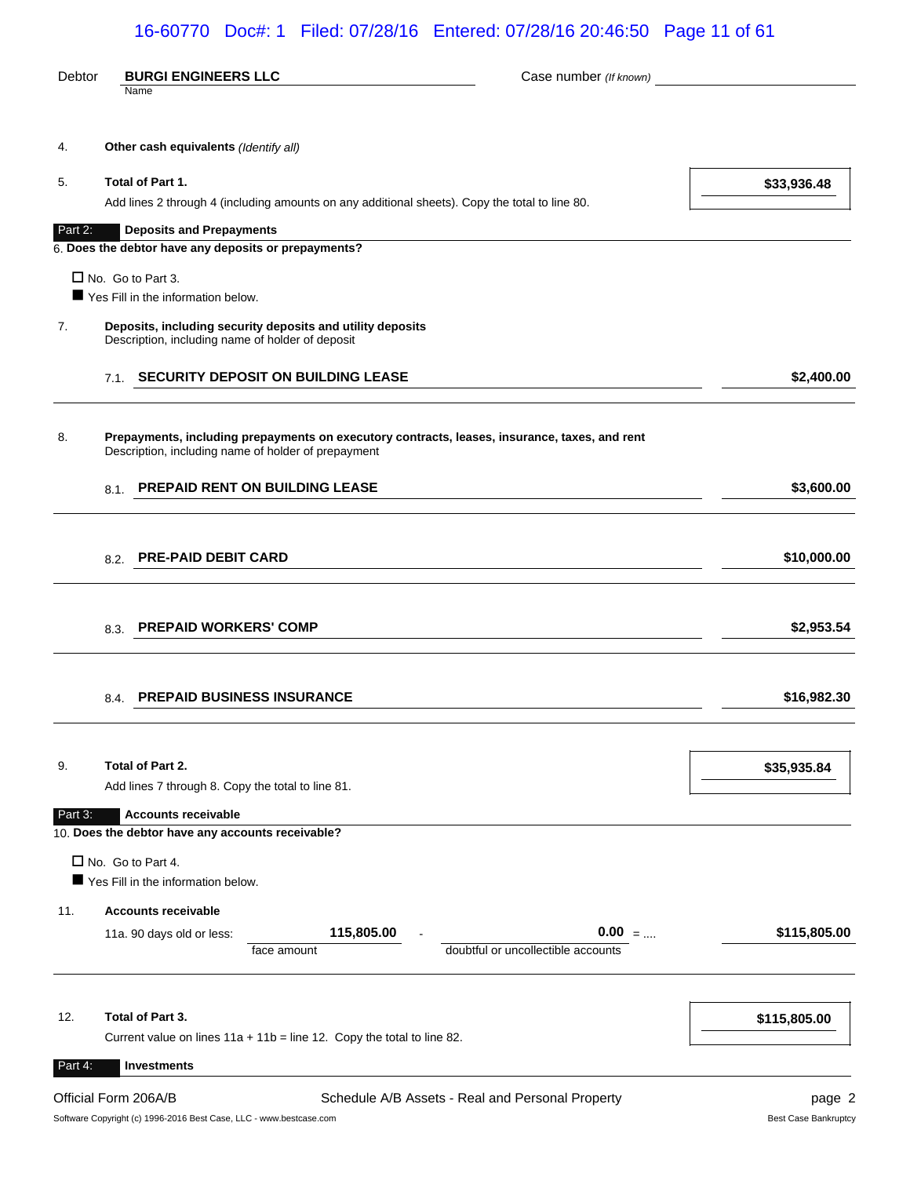Debtor **BURGI ENGINEERS LLC** Case number *(If known)*

Name

4. **Other cash equivalents** *(Identify all)*

5. **Total of Part 1.** **$33,936.48**

Add lines 2 through 4 (including amounts on any additional sheets). Copy the total to line 80.

**Part 2: Deposits and Prepayments**

6. **Does the debtor have any deposits or prepayments?**

☐ No. Go to Part 3.

■ Yes Fill in the information below.

7. **Deposits, including security deposits and utility deposits**

Description, including name of holder of deposit

| | | |
|---|---|---|
| 7.1. | **SECURITY DEPOSIT ON BUILDING LEASE** | **$2,400.00** |

8. **Prepayments, including prepayments on executory contracts, leases, insurance, taxes, and rent**

Description, including name of holder of prepayment

| | | |
|---|---|---|
| 8.1. | **PREPAID RENT ON BUILDING LEASE** | **$3,600.00** |
| 8.2. | **PRE-PAID DEBIT CARD** | **$10,000.00** |
| 8.3. | **PREPAID WORKERS' COMP** | **$2,953.54** |
| 8.4. | **PREPAID BUSINESS INSURANCE** | **$16,982.30** |

9. **Total of Part 2.** **$35,935.84**

Add lines 7 through 8. Copy the total to line 81.

**Part 3: Accounts receivable**

10. **Does the debtor have any accounts receivable?**

☐ No. Go to Part 4.

■ Yes Fill in the information below.

11. **Accounts receivable**

| | face amount | | doubtful or uncollectible accounts | | |
|---|---|---|---|---|---|
| 11a. 90 days old or less: | **115,805.00** | - | **0.00** | = .... | **$115,805.00** |

12. **Total of Part 3.** **$115,805.00**

Current value on lines 11a + 11b = line 12. Copy the total to line 82.

**Part 4: Investments**

Official Form 206A/B Schedule A/B Assets - Real and Personal Property

Software Copyright (c) 1996-2016 Best Case, LLC - www.bestcase.com Best Case Bankruptcy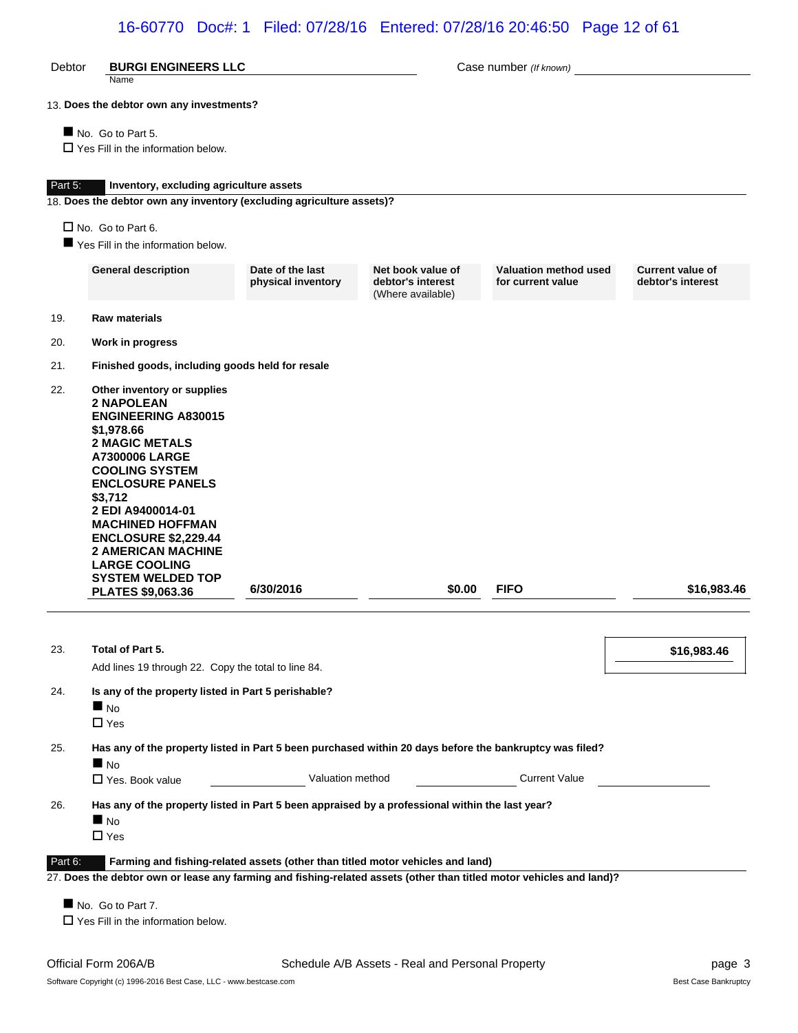Debtor **BURGI ENGINEERS LLC** Case number *(If known)* \_\_\_\_\_\_\_\_\_\_\_\_

13. **Does the debtor own any investments?**

■ No. Go to Part 5.
☐ Yes Fill in the information below.

## Part 5: Inventory, excluding agriculture assets

18. **Does the debtor own any inventory (excluding agriculture assets)?**

☐ No. Go to Part 6.
■ Yes Fill in the information below.

| | General description | Date of the last physical inventory | Net book value of debtor's interest (Where available) | Valuation method used for current value | Current value of debtor's interest |
|---|---|---|---|---|---|
| 19. | **Raw materials** | | | | |
| 20. | **Work in progress** | | | | |
| 21. | **Finished goods, including goods held for resale** | | | | |
| 22. | **Other inventory or supplies** **2 NAPOLEAN ENGINEERING A830015 $1,978.66 2 MAGIC METALS A7300006 LARGE COOLING SYSTEM ENCLOSURE PANELS $3,712 2 EDI A9400014-01 MACHINED HOFFMAN ENCLOSURE $2,229.44 2 AMERICAN MACHINE LARGE COOLING SYSTEM WELDED TOP PLATES $9,063.36** | **6/30/2016** | **$0.00** | **FIFO** | **$16,983.46** |

23. **Total of Part 5.** **$16,983.46**
Add lines 19 through 22. Copy the total to line 84.

24. **Is any of the property listed in Part 5 perishable?**
■ No
☐ Yes

25. **Has any of the property listed in Part 5 been purchased within 20 days before the bankruptcy was filed?**
■ No
☐ Yes. Book value \_\_\_\_\_\_\_\_ Valuation method \_\_\_\_\_\_\_\_ Current Value \_\_\_\_\_\_\_\_

26. **Has any of the property listed in Part 5 been appraised by a professional within the last year?**
■ No
☐ Yes

## Part 6: Farming and fishing-related assets (other than titled motor vehicles and land)

27. **Does the debtor own or lease any farming and fishing-related assets (other than titled motor vehicles and land)?**

■ No. Go to Part 7.
☐ Yes Fill in the information below.

Official Form 206A/B Schedule A/B Assets - Real and Personal Property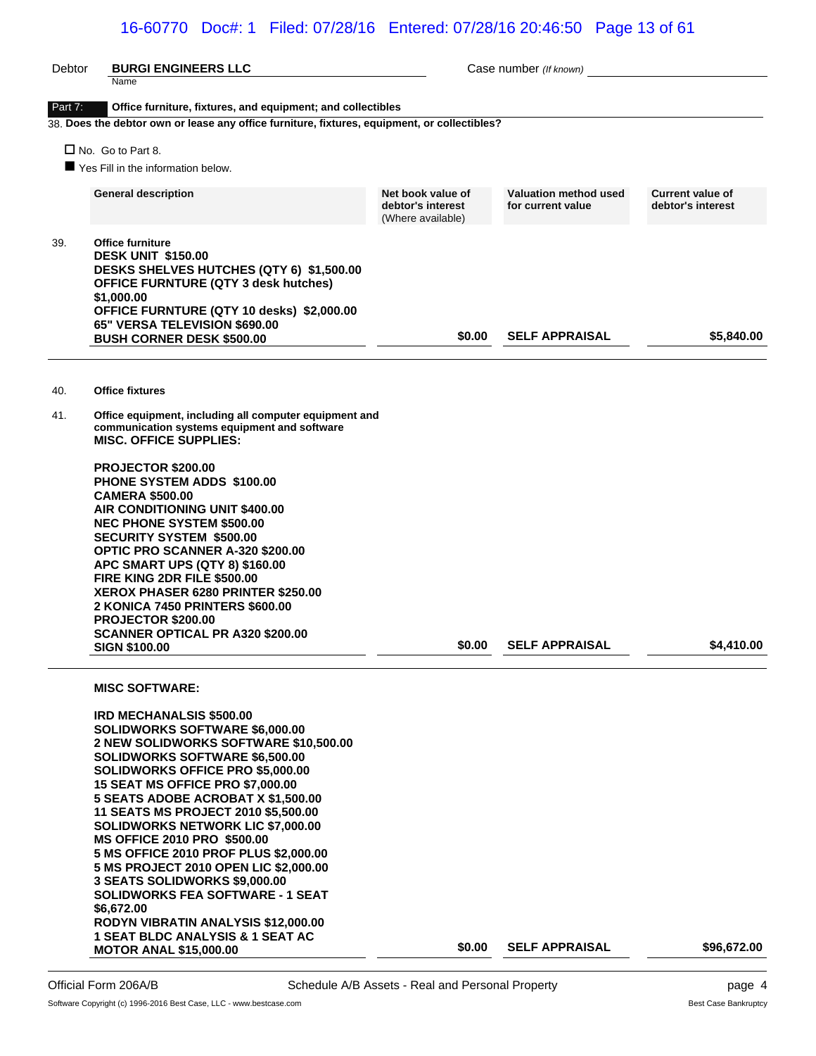Debtor **BURGI ENGINEERS LLC** Case number *(If known)*

Name

**Part 7: Office furniture, fixtures, and equipment; and collectibles**

38. **Does the debtor own or lease any office furniture, fixtures, equipment, or collectibles?**

☐ No. Go to Part 8.

■ Yes Fill in the information below.

| | General description | Net book value of debtor's interest (Where available) | Valuation method used for current value | Current value of debtor's interest |
|---|---|---|---|---|
| 39. | **Office furniture**<br>**DESK UNIT $150.00**<br>**DESKS SHELVES HUTCHES (QTY 6) $1,500.00**<br>**OFFICE FURNTURE (QTY 3 desk hutches) $1,000.00**<br>**OFFICE FURNTURE (QTY 10 desks) $2,000.00**<br>**65" VERSA TELEVISION $690.00**<br>**BUSH CORNER DESK $500.00** | **$0.00** | **SELF APPRAISAL** | **$5,840.00** |
| 40. | **Office fixtures** | | | |
| 41. | **Office equipment, including all computer equipment and communication systems equipment and software**<br>**MISC. OFFICE SUPPLIES:**<br><br>**PROJECTOR $200.00**<br>**PHONE SYSTEM ADDS $100.00**<br>**CAMERA $500.00**<br>**AIR CONDITIONING UNIT $400.00**<br>**NEC PHONE SYSTEM $500.00**<br>**SECURITY SYSTEM $500.00**<br>**OPTIC PRO SCANNER A-320 $200.00**<br>**APC SMART UPS (QTY 8) $160.00**<br>**FIRE KING 2DR FILE $500.00**<br>**XEROX PHASER 6280 PRINTER $250.00**<br>**2 KONICA 7450 PRINTERS $600.00**<br>**PROJECTOR $200.00**<br>**SCANNER OPTICAL PR A320 $200.00**<br>**SIGN $100.00** | **$0.00** | **SELF APPRAISAL** | **$4,410.00** |
| | **MISC SOFTWARE:**<br><br>**IRD MECHANALSIS $500.00**<br>**SOLIDWORKS SOFTWARE $6,000.00**<br>**2 NEW SOLIDWORKS SOFTWARE $10,500.00**<br>**SOLIDWORKS SOFTWARE $6,500.00**<br>**SOLIDWORKS OFFICE PRO $5,000.00**<br>**15 SEAT MS OFFICE PRO $7,000.00**<br>**5 SEATS ADOBE ACROBAT X $1,500.00**<br>**11 SEATS MS PROJECT 2010 $5,500.00**<br>**SOLIDWORKS NETWORK LIC $7,000.00**<br>**MS OFFICE 2010 PRO $500.00**<br>**5 MS OFFICE 2010 PROF PLUS $2,000.00**<br>**5 MS PROJECT 2010 OPEN LIC $2,000.00**<br>**3 SEATS SOLIDWORKS $9,000.00**<br>**SOLIDWORKS FEA SOFTWARE - 1 SEAT $6,672.00**<br>**RODYN VIBRATIN ANALYSIS $12,000.00**<br>**1 SEAT BLDC ANALYSIS & 1 SEAT AC MOTOR ANAL $15,000.00** | **$0.00** | **SELF APPRAISAL** | **$96,672.00** |

Official Form 206A/B Schedule A/B Assets - Real and Personal Property

Software Copyright (c) 1996-2016 Best Case, LLC - www.bestcase.com Best Case Bankruptcy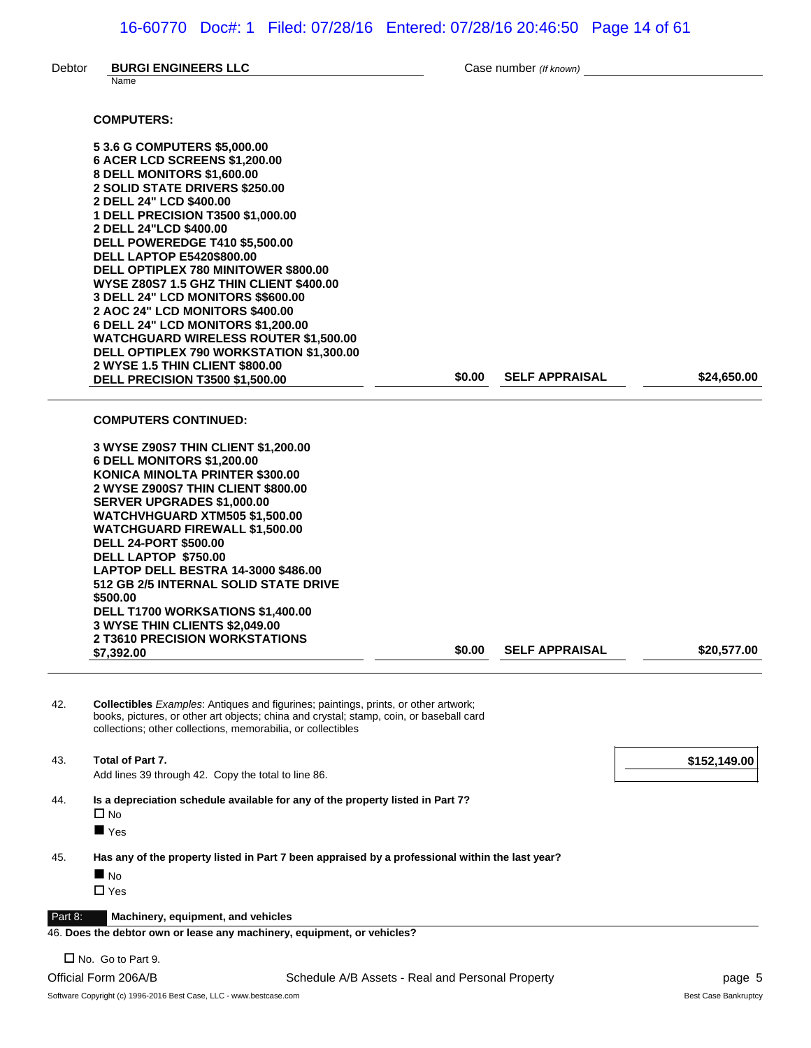Debtor **BURGI ENGINEERS LLC** Case number *(If known)*

Name

| | | | |
|---|---|---|---|
| **COMPUTERS:**<br><br>**5 3.6 G COMPUTERS $5,000.00**<br>**6 ACER LCD SCREENS $1,200.00**<br>**8 DELL MONITORS $1,600.00**<br>**2 SOLID STATE DRIVERS $250.00**<br>**2 DELL 24" LCD $400.00**<br>**1 DELL PRECISION T3500 $1,000.00**<br>**2 DELL 24"LCD $400.00**<br>**DELL POWEREDGE T410 $5,500.00**<br>**DELL LAPTOP E5420$800.00**<br>**DELL OPTIPLEX 780 MINITOWER $800.00**<br>**WYSE Z80S7 1.5 GHZ THIN CLIENT $400.00**<br>**3 DELL 24" LCD MONITORS $$600.00**<br>**2 AOC 24" LCD MONITORS $400.00**<br>**6 DELL 24" LCD MONITORS $1,200.00**<br>**WATCHGUARD WIRELESS ROUTER $1,500.00**<br>**DELL OPTIPLEX 790 WORKSTATION $1,300.00**<br>**2 WYSE 1.5 THIN CLIENT $800.00**<br>**DELL PRECISION T3500 $1,500.00** | **$0.00** | **SELF APPRAISAL** | **$24,650.00** |
| **COMPUTERS CONTINUED:**<br><br>**3 WYSE Z90S7 THIN CLIENT $1,200.00**<br>**6 DELL MONITORS $1,200.00**<br>**KONICA MINOLTA PRINTER $300.00**<br>**2 WYSE Z900S7 THIN CLIENT $800.00**<br>**SERVER UPGRADES $1,000.00**<br>**WATCHVHGUARD XTM505 $1,500.00**<br>**WATCHGUARD FIREWALL $1,500.00**<br>**DELL 24-PORT $500.00**<br>**DELL LAPTOP $750.00**<br>**LAPTOP DELL BESTRA 14-3000 $486.00**<br>**512 GB 2/5 INTERNAL SOLID STATE DRIVE $500.00**<br>**DELL T1700 WORKSATIONS $1,400.00**<br>**3 WYSE THIN CLIENTS $2,049.00**<br>**2 T3610 PRECISION WORKSTATIONS $7,392.00** | **$0.00** | **SELF APPRAISAL** | **$20,577.00** |

42. **Collectibles** *Examples*: Antiques and figurines; paintings, prints, or other artwork; books, pictures, or other art objects; china and crystal; stamp, coin, or baseball card collections; other collections, memorabilia, or collectibles

43. **Total of Part 7.** **$152,149.00**
Add lines 39 through 42. Copy the total to line 86.

44. **Is a depreciation schedule available for any of the property listed in Part 7?**
☐ No
■ Yes

45. **Has any of the property listed in Part 7 been appraised by a professional within the last year?**
■ No
☐ Yes

**Part 8: Machinery, equipment, and vehicles**

46. **Does the debtor own or lease any machinery, equipment, or vehicles?**

☐ No. Go to Part 9.

Official Form 206A/B Schedule A/B Assets - Real and Personal Property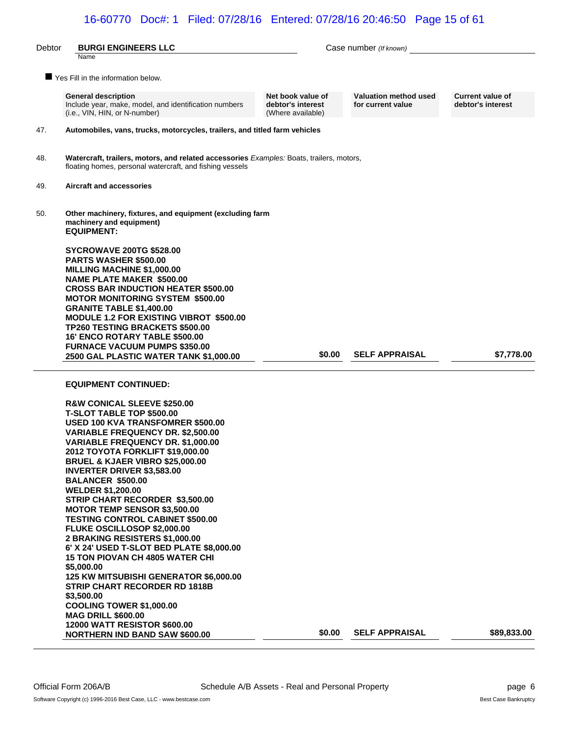Debtor **BURGI ENGINEERS LLC** Case number *(If known)*

Name

■ Yes Fill in the information below.

| | General description<br>Include year, make, model, and identification numbers (i.e., VIN, HIN, or N-number) | Net book value of debtor's interest<br>(Where available) | Valuation method used for current value | Current value of debtor's interest |
|---|---|---|---|---|
| 47. | **Automobiles, vans, trucks, motorcycles, trailers, and titled farm vehicles** | | | |
| 48. | **Watercraft, trailers, motors, and related accessories** *Examples:* Boats, trailers, motors, floating homes, personal watercraft, and fishing vessels | | | |
| 49. | **Aircraft and accessories** | | | |
| 50. | **Other machinery, fixtures, and equipment (excluding farm machinery and equipment)**<br>**EQUIPMENT:**<br><br>**SYCROWAVE 200TG $528.00**<br>**PARTS WASHER $500.00**<br>**MILLING MACHINE $1,000.00**<br>**NAME PLATE MAKER $500.00**<br>**CROSS BAR INDUCTION HEATER $500.00**<br>**MOTOR MONITORING SYSTEM $500.00**<br>**GRANITE TABLE $1,400.00**<br>**MODULE 1.2 FOR EXISTING VIBROT $500.00**<br>**TP260 TESTING BRACKETS $500.00**<br>**16' ENCO ROTARY TABLE $500.00**<br>**FURNACE VACUUM PUMPS $350.00**<br>**2500 GAL PLASTIC WATER TANK $1,000.00** | **$0.00** | **SELF APPRAISAL** | **$7,778.00** |
| | **EQUIPMENT CONTINUED:**<br><br>**R&W CONICAL SLEEVE $250.00**<br>**T-SLOT TABLE TOP $500.00**<br>**USED 100 KVA TRANSFOMRER $500.00**<br>**VARIABLE FREQUENCY DR. $2,500.00**<br>**VARIABLE FREQUENCY DR. $1,000.00**<br>**2012 TOYOTA FORKLIFT $19,000.00**<br>**BRUEL & KJAER VIBRO $25,000.00**<br>**INVERTER DRIVER $3,583.00**<br>**BALANCER $500.00**<br>**WELDER $1,200.00**<br>**STRIP CHART RECORDER $3,500.00**<br>**MOTOR TEMP SENSOR $3,500.00**<br>**TESTING CONTROL CABINET $500.00**<br>**FLUKE OSCILLOSOP $2,000.00**<br>**2 BRAKING RESISTERS $1,000.00**<br>**6' X 24' USED T-SLOT BED PLATE $8,000.00**<br>**15 TON PIOVAN CH 4805 WATER CHI $5,000.00**<br>**125 KW MITSUBISHI GENERATOR $6,000.00**<br>**STRIP CHART RECORDER RD 1818B $3,500.00**<br>**COOLING TOWER $1,000.00**<br>**MAG DRILL $600.00**<br>**12000 WATT RESISTOR $600.00**<br>**NORTHERN IND BAND SAW $600.00** | **$0.00** | **SELF APPRAISAL** | **$89,833.00** |

Official Form 206A/B Schedule A/B Assets - Real and Personal Property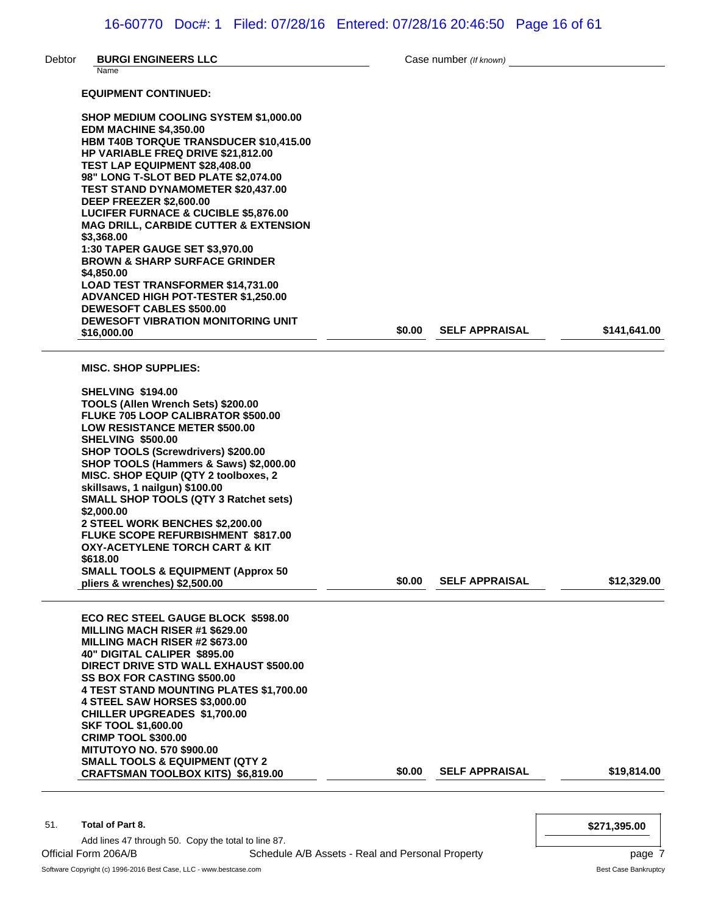Debtor **BURGI ENGINEERS LLC** Case number *(If known)*

Name

| Description | Net book value | Valuation method | Current value |
|---|---|---|---|
| **EQUIPMENT CONTINUED:**<br><br>**SHOP MEDIUM COOLING SYSTEM $1,000.00**<br>**EDM MACHINE $4,350.00**<br>**HBM T40B TORQUE TRANSDUCER $10,415.00**<br>**HP VARIABLE FREQ DRIVE $21,812.00**<br>**TEST LAP EQUIPMENT $28,408.00**<br>**98" LONG T-SLOT BED PLATE $2,074.00**<br>**TEST STAND DYNAMOMETER $20,437.00**<br>**DEEP FREEZER $2,600.00**<br>**LUCIFER FURNACE & CUCIBLE $5,876.00**<br>**MAG DRILL, CARBIDE CUTTER & EXTENSION $3,368.00**<br>**1:30 TAPER GAUGE SET $3,970.00**<br>**BROWN & SHARP SURFACE GRINDER $4,850.00**<br>**LOAD TEST TRANSFORMER $14,731.00**<br>**ADVANCED HIGH POT-TESTER $1,250.00**<br>**DEWESOFT CABLES $500.00**<br>**DEWESOFT VIBRATION MONITORING UNIT $16,000.00** | **$0.00** | **SELF APPRAISAL** | **$141,641.00** |
| **MISC. SHOP SUPPLIES:**<br><br>**SHELVING $194.00**<br>**TOOLS (Allen Wrench Sets) $200.00**<br>**FLUKE 705 LOOP CALIBRATOR $500.00**<br>**LOW RESISTANCE METER $500.00**<br>**SHELVING $500.00**<br>**SHOP TOOLS (Screwdrivers) $200.00**<br>**SHOP TOOLS (Hammers & Saws) $2,000.00**<br>**MISC. SHOP EQUIP (QTY 2 toolboxes, 2 skillsaws, 1 nailgun) $100.00**<br>**SMALL SHOP TOOLS (QTY 3 Ratchet sets) $2,000.00**<br>**2 STEEL WORK BENCHES $2,200.00**<br>**FLUKE SCOPE REFURBISHMENT $817.00**<br>**OXY-ACETYLENE TORCH CART & KIT $618.00**<br>**SMALL TOOLS & EQUIPMENT (Approx 50 pliers & wrenches) $2,500.00** | **$0.00** | **SELF APPRAISAL** | **$12,329.00** |
| **ECO REC STEEL GAUGE BLOCK $598.00**<br>**MILLING MACH RISER #1 $629.00**<br>**MILLING MACH RISER #2 $673.00**<br>**40" DIGITAL CALIPER $895.00**<br>**DIRECT DRIVE STD WALL EXHAUST $500.00**<br>**SS BOX FOR CASTING $500.00**<br>**4 TEST STAND MOUNTING PLATES $1,700.00**<br>**4 STEEL SAW HORSES $3,000.00**<br>**CHILLER UPGREADES $1,700.00**<br>**SKF TOOL $1,600.00**<br>**CRIMP TOOL $300.00**<br>**MITUTOYO NO. 570 $900.00**<br>**SMALL TOOLS & EQUIPMENT (QTY 2 CRAFTSMAN TOOLBOX KITS) $6,819.00** | **$0.00** | **SELF APPRAISAL** | **$19,814.00** |

51. **Total of Part 8.**

Add lines 47 through 50. Copy the total to line 87. **$271,395.00**

Official Form 206A/B Schedule A/B Assets - Real and Personal Property

Software Copyright (c) 1996-2016 Best Case, LLC - www.bestcase.com Best Case Bankruptcy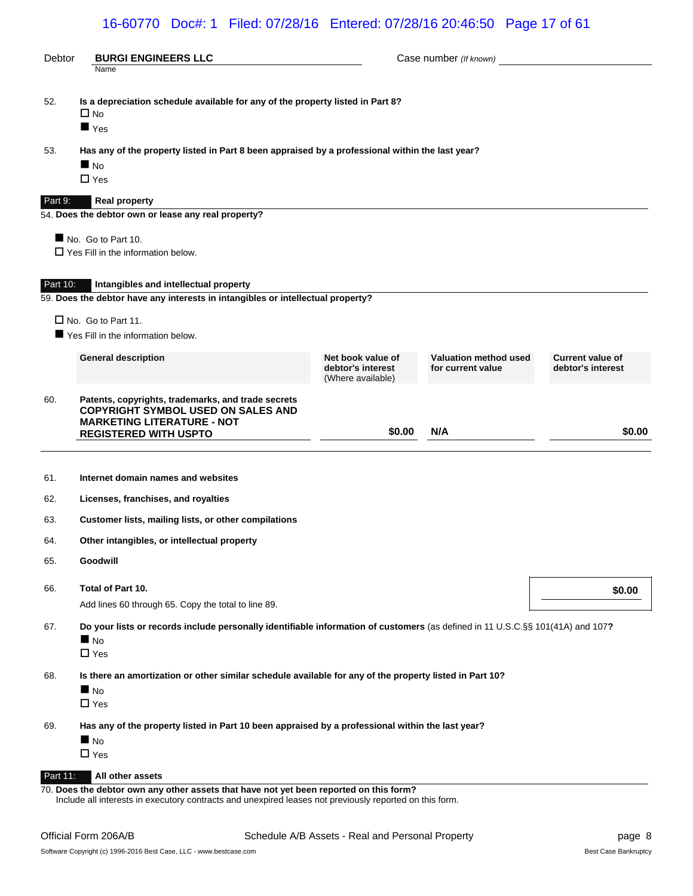Debtor **BURGI ENGINEERS LLC** Case number *(If known)*

52. **Is a depreciation schedule available for any of the property listed in Part 8?**
   - ☐ No
   - ■ Yes

53. **Has any of the property listed in Part 8 been appraised by a professional within the last year?**
   - ■ No
   - ☐ Yes

## Part 9: Real property

54. **Does the debtor own or lease any real property?**

- ■ No. Go to Part 10.
- ☐ Yes Fill in the information below.

## Part 10: Intangibles and intellectual property

59. **Does the debtor have any interests in intangibles or intellectual property?**

- ☐ No. Go to Part 11.
- ■ Yes Fill in the information below.

| | General description | Net book value of debtor's interest (Where available) | Valuation method used for current value | Current value of debtor's interest |
|---|---|---|---|---|
| 60. | Patents, copyrights, trademarks, and trade secrets **COPYRIGHT SYMBOL USED ON SALES AND MARKETING LITERATURE - NOT REGISTERED WITH USPTO** | **$0.00** | **N/A** | **$0.00** |

61. **Internet domain names and websites**

62. **Licenses, franchises, and royalties**

63. **Customer lists, mailing lists, or other compilations**

64. **Other intangibles, or intellectual property**

65. **Goodwill**

66. **Total of Part 10.** **$0.00**
   Add lines 60 through 65. Copy the total to line 89.

67. **Do your lists or records include personally identifiable information of customers** (as defined in 11 U.S.C.§§ 101(41A) and 107**?**
   - ■ No
   - ☐ Yes

68. **Is there an amortization or other similar schedule available for any of the property listed in Part 10?**
   - ■ No
   - ☐ Yes

69. **Has any of the property listed in Part 10 been appraised by a professional within the last year?**
   - ■ No
   - ☐ Yes

## Part 11: All other assets

70. **Does the debtor own any other assets that have not yet been reported on this form?**
   Include all interests in executory contracts and unexpired leases not previously reported on this form.

Official Form 206A/B Schedule A/B Assets - Real and Personal Property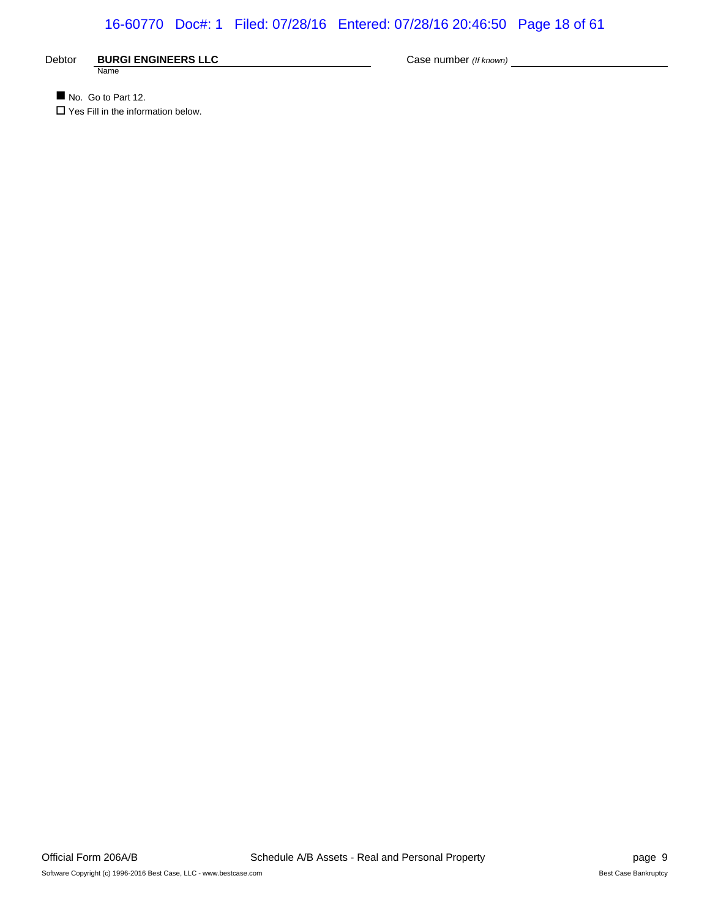Debtor **BURGI ENGINEERS LLC** Case number *(If known)*

Name

■ No. Go to Part 12.

☐ Yes Fill in the information below.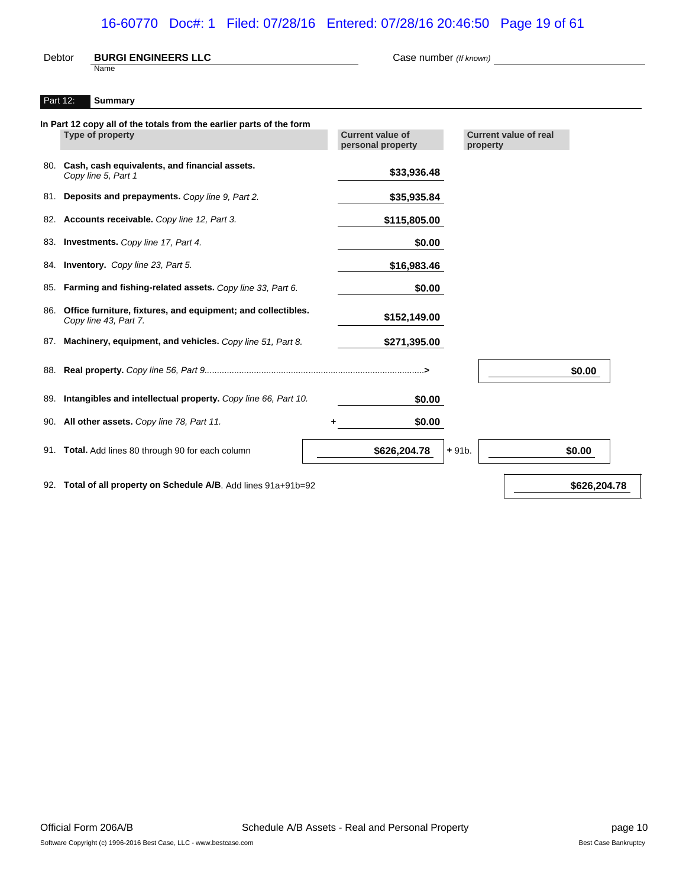Debtor **BURGI ENGINEERS LLC**
Name

Case number *(If known)*

**Part 12: Summary**

**In Part 12 copy all of the totals from the earlier parts of the form**

| | Type of property | Current value of personal property | Current value of real property |
|---|---|---|---|
| 80. | **Cash, cash equivalents, and financial assets.** *Copy line 5, Part 1* | $33,936.48 | |
| 81. | **Deposits and prepayments.** *Copy line 9, Part 2.* | $35,935.84 | |
| 82. | **Accounts receivable.** *Copy line 12, Part 3.* | $115,805.00 | |
| 83. | **Investments.** *Copy line 17, Part 4.* | $0.00 | |
| 84. | **Inventory.** *Copy line 23, Part 5.* | $16,983.46 | |
| 85. | **Farming and fishing-related assets.** *Copy line 33, Part 6.* | $0.00 | |
| 86. | **Office furniture, fixtures, and equipment; and collectibles.** *Copy line 43, Part 7.* | $152,149.00 | |
| 87. | **Machinery, equipment, and vehicles.** *Copy line 51, Part 8.* | $271,395.00 | |
| 88. | **Real property.** *Copy line 56, Part 9*..........> | | $0.00 |
| 89. | **Intangibles and intellectual property.** *Copy line 66, Part 10.* | $0.00 | |
| 90. | **All other assets.** *Copy line 78, Part 11.* | + $0.00 | |
| 91. | **Total.** Add lines 80 through 90 for each column | $626,204.78 | + 91b. $0.00 |
| 92. | **Total of all property on Schedule A/B**. Add lines 91a+91b=92 | | $626,204.78 |

Official Form 206A/B — Schedule A/B Assets - Real and Personal Property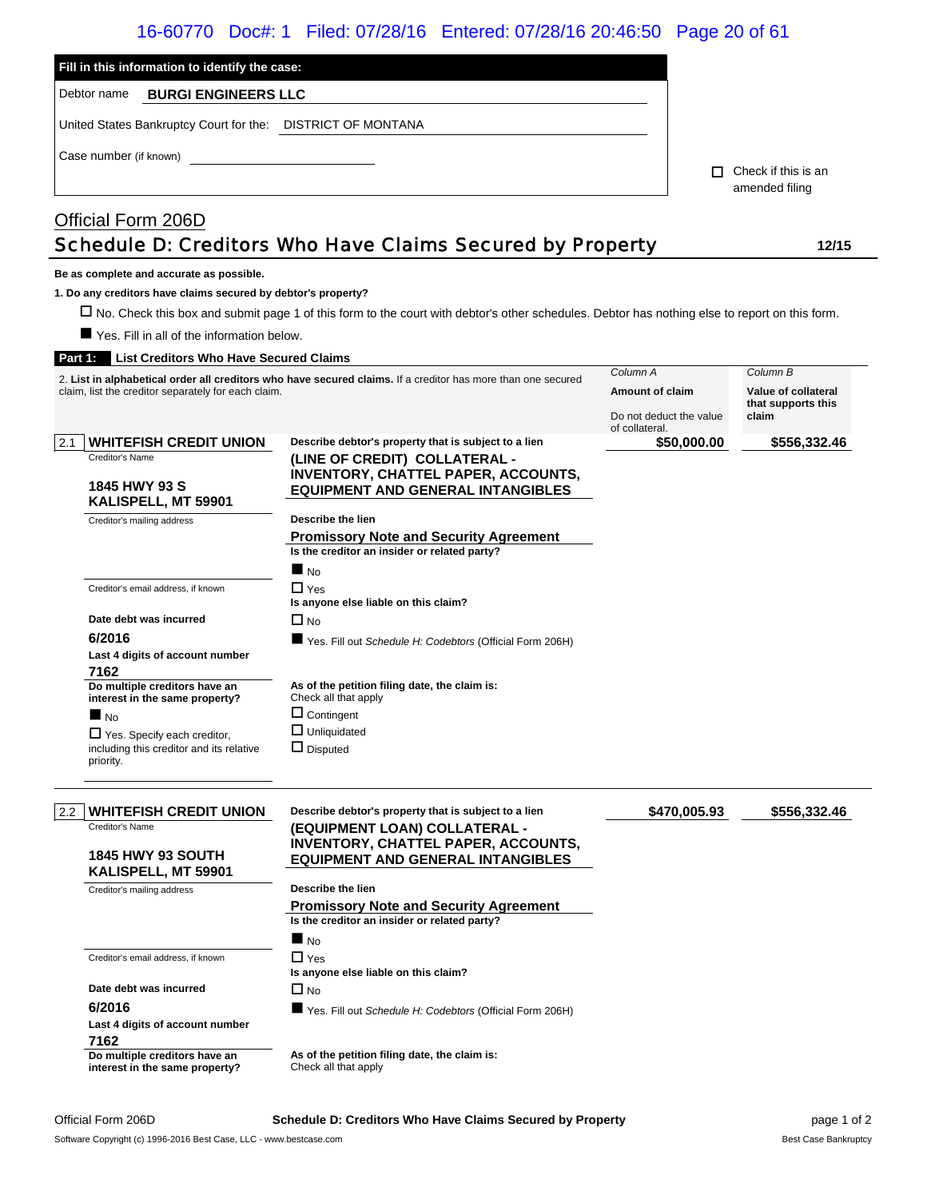Fill in this information to identify the case:

Debtor name **BURGI ENGINEERS LLC**

United States Bankruptcy Court for the: DISTRICT OF MONTANA

Case number (if known) ____________

☐ Check if this is an amended filing

Official Form 206D

# Schedule D: Creditors Who Have Claims Secured by Property

**12/15**

**Be as complete and accurate as possible.**

**1. Do any creditors have claims secured by debtor's property?**

☐ No. Check this box and submit page 1 of this form to the court with debtor's other schedules. Debtor has nothing else to report on this form.

■ Yes. Fill in all of the information below.

## Part 1: List Creditors Who Have Secured Claims

2. **List in alphabetical order all creditors who have secured claims.** If a creditor has more than one secured claim, list the creditor separately for each claim.

| | Column A<br>**Amount of claim**<br>Do not deduct the value of collateral. | Column B<br>**Value of collateral that supports this claim** |
|---|---|---|
| 2.1 **WHITEFISH CREDIT UNION** | **$50,000.00** | **$556,332.46** |
| 2.2 **WHITEFISH CREDIT UNION** | **$470,005.93** | **$556,332.46** |

### 2.1 WHITEFISH CREDIT UNION

Creditor's Name

**1845 HWY 93 S**
**KALISPELL, MT 59901**

Creditor's mailing address

Creditor's email address, if known

**Date debt was incurred**
**6/2016**

**Last 4 digits of account number**
**7162**

**Do multiple creditors have an interest in the same property?**
■ No
☐ Yes. Specify each creditor, including this creditor and its relative priority.

**Describe debtor's property that is subject to a lien**
**(LINE OF CREDIT) COLLATERAL - INVENTORY, CHATTEL PAPER, ACCOUNTS, EQUIPMENT AND GENERAL INTANGIBLES**

**Describe the lien**
**Promissory Note and Security Agreement**

**Is the creditor an insider or related party?**
■ No
☐ Yes

**Is anyone else liable on this claim?**
☐ No
■ Yes. Fill out *Schedule H: Codebtors* (Official Form 206H)

**As of the petition filing date, the claim is:**
Check all that apply
☐ Contingent
☐ Unliquidated
☐ Disputed

Amount of claim: **$50,000.00**
Value of collateral that supports this claim: **$556,332.46**

### 2.2 WHITEFISH CREDIT UNION

Creditor's Name

**1845 HWY 93 SOUTH**
**KALISPELL, MT 59901**

Creditor's mailing address

Creditor's email address, if known

**Date debt was incurred**
**6/2016**

**Last 4 digits of account number**
**7162**

**Do multiple creditors have an interest in the same property?**

**Describe debtor's property that is subject to a lien**
**(EQUIPMENT LOAN) COLLATERAL - INVENTORY, CHATTEL PAPER, ACCOUNTS, EQUIPMENT AND GENERAL INTANGIBLES**

**Describe the lien**
**Promissory Note and Security Agreement**

**Is the creditor an insider or related party?**
■ No
☐ Yes

**Is anyone else liable on this claim?**
☐ No
■ Yes. Fill out *Schedule H: Codebtors* (Official Form 206H)

**As of the petition filing date, the claim is:**
Check all that apply

Amount of claim: **$470,005.93**
Value of collateral that supports this claim: **$556,332.46**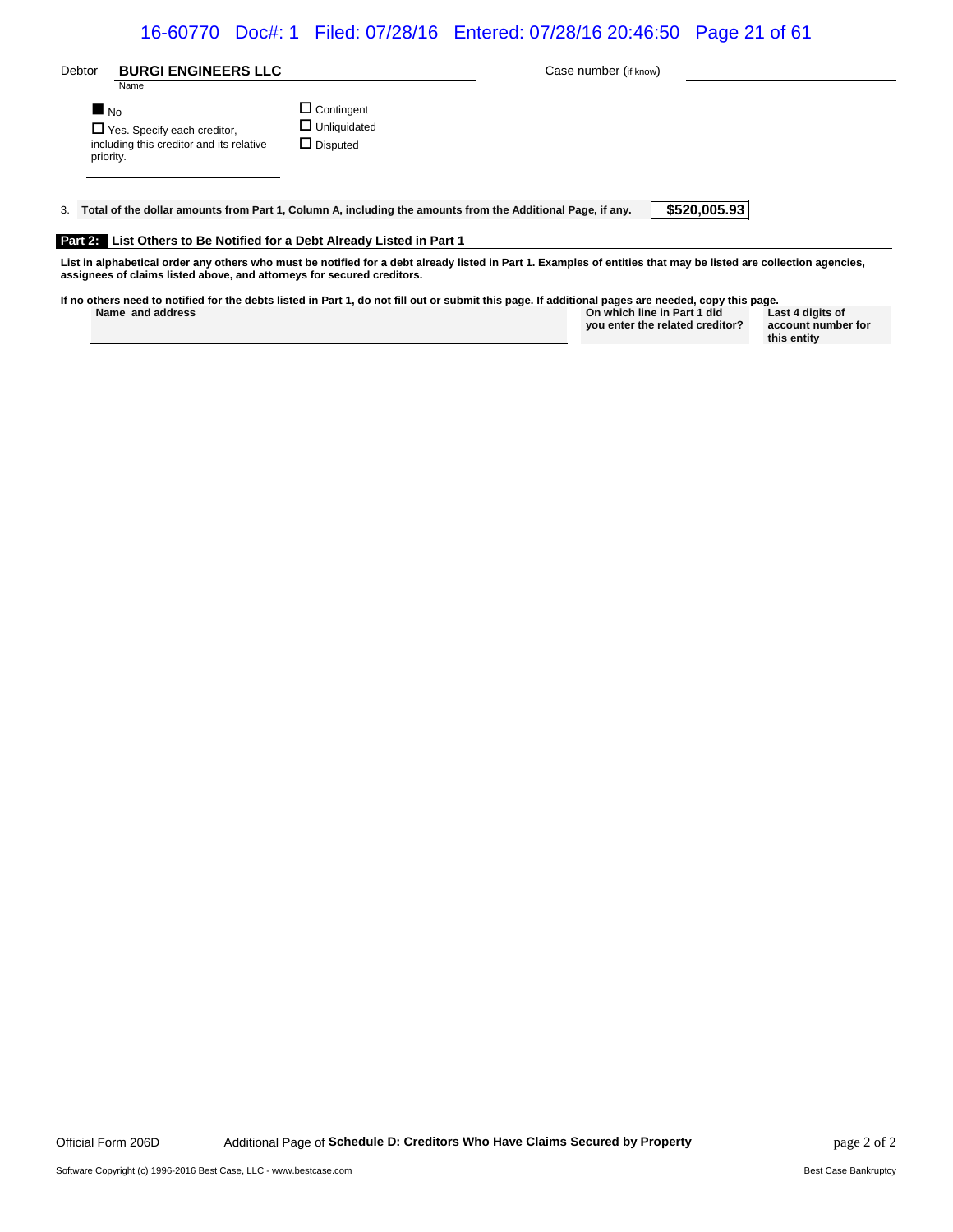Debtor **BURGI ENGINEERS LLC** Case number (if know)

Name

■ No
☐ Yes. Specify each creditor, including this creditor and its relative priority.

☐ Contingent
☐ Unliquidated
☐ Disputed

3. **Total of the dollar amounts from Part 1, Column A, including the amounts from the Additional Page, if any.** **$520,005.93**

## Part 2: List Others to Be Notified for a Debt Already Listed in Part 1

**List in alphabetical order any others who must be notified for a debt already listed in Part 1. Examples of entities that may be listed are collection agencies, assignees of claims listed above, and attorneys for secured creditors.**

**If no others need to notified for the debts listed in Part 1, do not fill out or submit this page. If additional pages are needed, copy this page.**

| Name and address | On which line in Part 1 did you enter the related creditor? | Last 4 digits of account number for this entity |
|---|---|---|

Official Form 206D Additional Page of **Schedule D: Creditors Who Have Claims Secured by Property**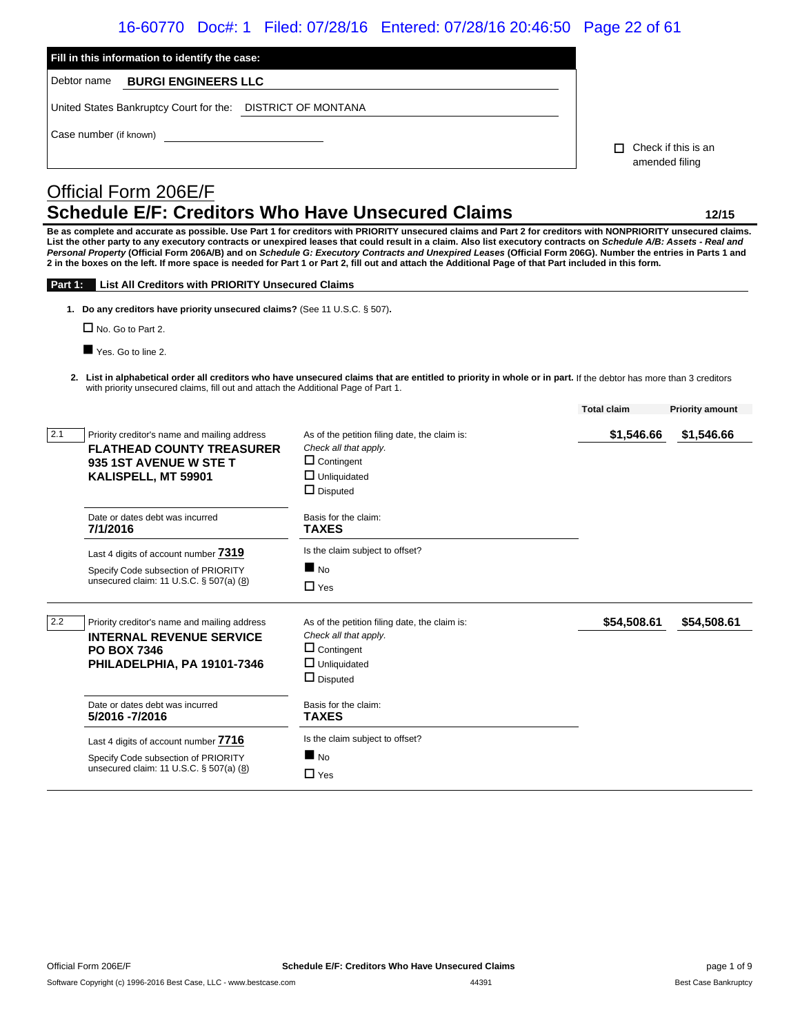**Fill in this information to identify the case:**

Debtor name **BURGI ENGINEERS LLC**

United States Bankruptcy Court for the: DISTRICT OF MONTANA

Case number (if known)

☐ Check if this is an amended filing

# Official Form 206E/F
## Schedule E/F: Creditors Who Have Unsecured Claims

12/15

**Be as complete and accurate as possible. Use Part 1 for creditors with PRIORITY unsecured claims and Part 2 for creditors with NONPRIORITY unsecured claims. List the other party to any executory contracts or unexpired leases that could result in a claim. Also list executory contracts on *Schedule A/B: Assets - Real and Personal Property* (Official Form 206A/B) and on *Schedule G: Executory Contracts and Unexpired Leases* (Official Form 206G). Number the entries in Parts 1 and 2 in the boxes on the left. If more space is needed for Part 1 or Part 2, fill out and attach the Additional Page of that Part included in this form.**

### Part 1: List All Creditors with PRIORITY Unsecured Claims

1. **Do any creditors have priority unsecured claims?** (See 11 U.S.C. § 507).

☐ No. Go to Part 2.

■ Yes. Go to line 2.

2. **List in alphabetical order all creditors who have unsecured claims that are entitled to priority in whole or in part.** If the debtor has more than 3 creditors with priority unsecured claims, fill out and attach the Additional Page of Part 1.

| | | | Total claim | Priority amount |
|---|---|---|---|---|
| 2.1 | Priority creditor's name and mailing address<br>**FLATHEAD COUNTY TREASURER**<br>**935 1ST AVENUE W STE T**<br>**KALISPELL, MT 59901** | As of the petition filing date, the claim is: *Check all that apply.*<br>☐ Contingent<br>☐ Unliquidated<br>☐ Disputed | **$1,546.66** | **$1,546.66** |
| | Date or dates debt was incurred<br>**7/1/2016** | Basis for the claim:<br>**TAXES** | | |
| | Last 4 digits of account number **7319**<br>Specify Code subsection of PRIORITY unsecured claim: 11 U.S.C. § 507(a) (8) | Is the claim subject to offset?<br>■ No<br>☐ Yes | | |
| 2.2 | Priority creditor's name and mailing address<br>**INTERNAL REVENUE SERVICE**<br>**PO BOX 7346**<br>**PHILADELPHIA, PA 19101-7346** | As of the petition filing date, the claim is: *Check all that apply.*<br>☐ Contingent<br>☐ Unliquidated<br>☐ Disputed | **$54,508.61** | **$54,508.61** |
| | Date or dates debt was incurred<br>**5/2016 -7/2016** | Basis for the claim:<br>**TAXES** | | |
| | Last 4 digits of account number **7716**<br>Specify Code subsection of PRIORITY unsecured claim: 11 U.S.C. § 507(a) (8) | Is the claim subject to offset?<br>■ No<br>☐ Yes | | |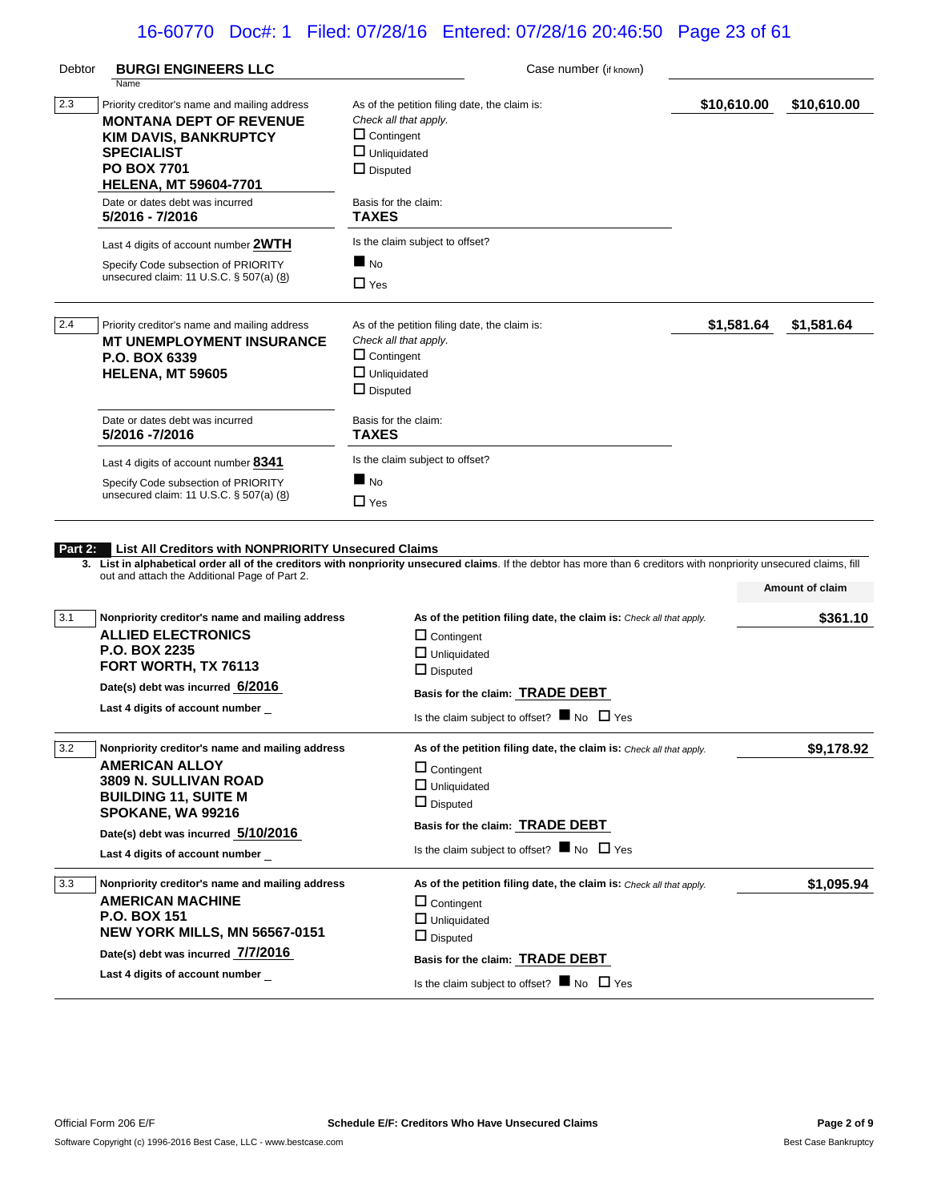Debtor **BURGI ENGINEERS LLC**
Name

Case number (if known)

| | Priority creditor's name and mailing address | As of the petition filing date, the claim is: | Total claim | Priority amount |
|---|---|---|---|---|
| 2.3 | **MONTANA DEPT OF REVENUE KIM DAVIS, BANKRUPTCY SPECIALIST PO BOX 7701 HELENA, MT 59604-7701** | *Check all that apply.* ☐ Contingent ☐ Unliquidated ☐ Disputed | **$10,610.00** | **$10,610.00** |
| | Date or dates debt was incurred **5/2016 - 7/2016** | Basis for the claim: **TAXES** | | |
| | Last 4 digits of account number **2WTH** | Is the claim subject to offset? ■ No ☐ Yes | | |
| | Specify Code subsection of PRIORITY unsecured claim: 11 U.S.C. § 507(a) (8) | | | |
| 2.4 | **MT UNEMPLOYMENT INSURANCE P.O. BOX 6339 HELENA, MT 59605** | *Check all that apply.* ☐ Contingent ☐ Unliquidated ☐ Disputed | **$1,581.64** | **$1,581.64** |
| | Date or dates debt was incurred **5/2016 -7/2016** | Basis for the claim: **TAXES** | | |
| | Last 4 digits of account number **8341** | Is the claim subject to offset? ■ No ☐ Yes | | |
| | Specify Code subsection of PRIORITY unsecured claim: 11 U.S.C. § 507(a) (8) | | | |

## Part 2: List All Creditors with NONPRIORITY Unsecured Claims

**3. List in alphabetical order all of the creditors with nonpriority unsecured claims.** If the debtor has more than 6 creditors with nonpriority unsecured claims, fill out and attach the Additional Page of Part 2.

| | Nonpriority creditor's name and mailing address | As of the petition filing date, the claim is: *Check all that apply.* | Amount of claim |
|---|---|---|---|
| 3.1 | **ALLIED ELECTRONICS P.O. BOX 2235 FORT WORTH, TX 76113** | ☐ Contingent ☐ Unliquidated ☐ Disputed | **$361.10** |
| | Date(s) debt was incurred **6/2016** | Basis for the claim: **TRADE DEBT** | |
| | Last 4 digits of account number _ | Is the claim subject to offset? ■ No ☐ Yes | |
| 3.2 | **AMERICAN ALLOY 3809 N. SULLIVAN ROAD BUILDING 11, SUITE M SPOKANE, WA 99216** | ☐ Contingent ☐ Unliquidated ☐ Disputed | **$9,178.92** |
| | Date(s) debt was incurred **5/10/2016** | Basis for the claim: **TRADE DEBT** | |
| | Last 4 digits of account number _ | Is the claim subject to offset? ■ No ☐ Yes | |
| 3.3 | **AMERICAN MACHINE P.O. BOX 151 NEW YORK MILLS, MN 56567-0151** | ☐ Contingent ☐ Unliquidated ☐ Disputed | **$1,095.94** |
| | Date(s) debt was incurred **7/7/2016** | Basis for the claim: **TRADE DEBT** | |
| | Last 4 digits of account number _ | Is the claim subject to offset? ■ No ☐ Yes | |

Official Form 206 E/F — Schedule E/F: Creditors Who Have Unsecured Claims — Page 2 of 9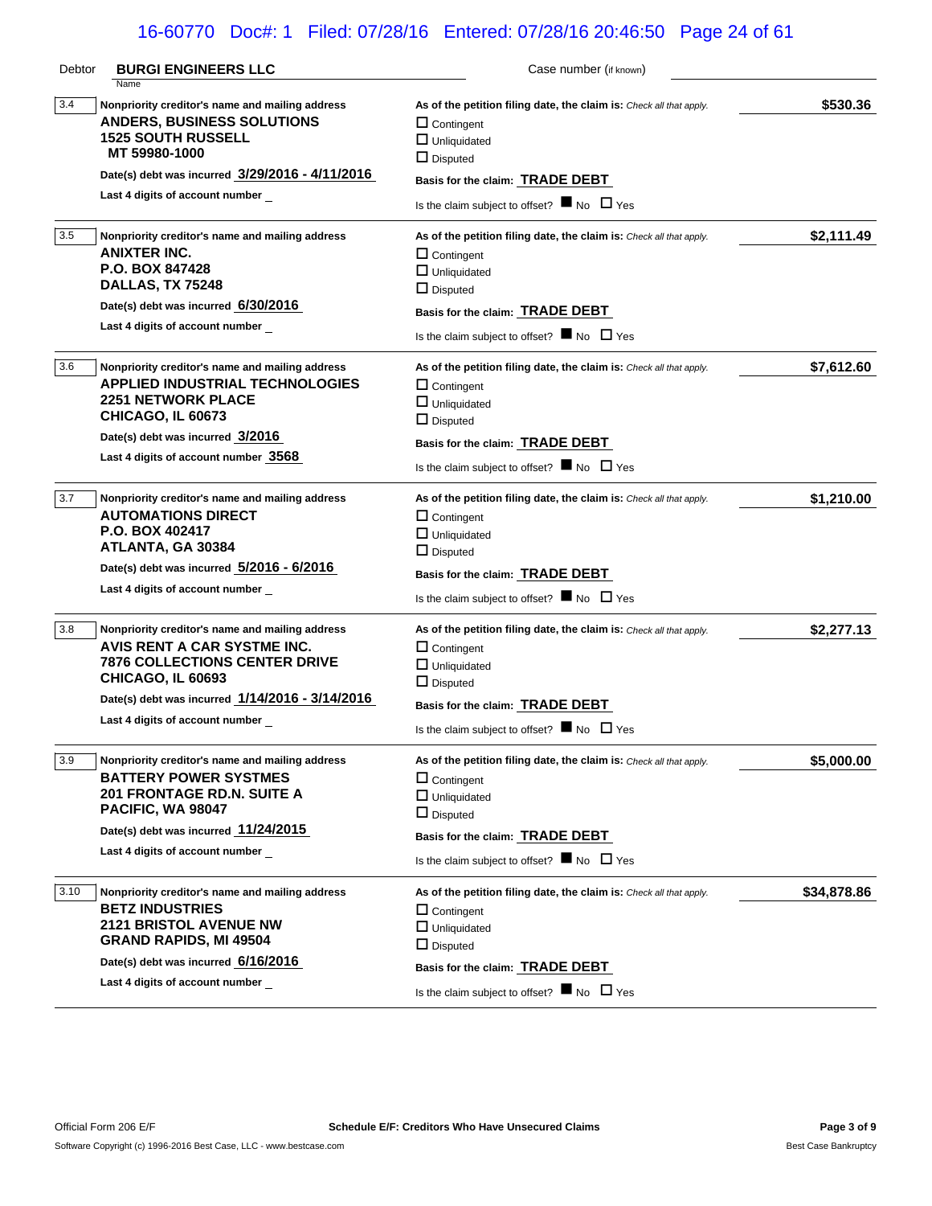Debtor **BURGI ENGINEERS LLC** Case number (if known)

Name

**3.4** Nonpriority creditor's name and mailing address
**ANDERS, BUSINESS SOLUTIONS**
**1525 SOUTH RUSSELL**
**MT 59980-1000**

Date(s) debt was incurred **3/29/2016 - 4/11/2016**
Last 4 digits of account number _

As of the petition filing date, the claim is: *Check all that apply.* **$530.36**
☐ Contingent
☐ Unliquidated
☐ Disputed

Basis for the claim: **TRADE DEBT**
Is the claim subject to offset? ■ No ☐ Yes

---

**3.5** Nonpriority creditor's name and mailing address
**ANIXTER INC.**
**P.O. BOX 847428**
**DALLAS, TX 75248**

Date(s) debt was incurred **6/30/2016**
Last 4 digits of account number _

As of the petition filing date, the claim is: *Check all that apply.* **$2,111.49**
☐ Contingent
☐ Unliquidated
☐ Disputed

Basis for the claim: **TRADE DEBT**
Is the claim subject to offset? ■ No ☐ Yes

---

**3.6** Nonpriority creditor's name and mailing address
**APPLIED INDUSTRIAL TECHNOLOGIES**
**2251 NETWORK PLACE**
**CHICAGO, IL 60673**

Date(s) debt was incurred **3/2016**
Last 4 digits of account number **3568**

As of the petition filing date, the claim is: *Check all that apply.* **$7,612.60**
☐ Contingent
☐ Unliquidated
☐ Disputed

Basis for the claim: **TRADE DEBT**
Is the claim subject to offset? ■ No ☐ Yes

---

**3.7** Nonpriority creditor's name and mailing address
**AUTOMATIONS DIRECT**
**P.O. BOX 402417**
**ATLANTA, GA 30384**

Date(s) debt was incurred **5/2016 - 6/2016**
Last 4 digits of account number _

As of the petition filing date, the claim is: *Check all that apply.* **$1,210.00**
☐ Contingent
☐ Unliquidated
☐ Disputed

Basis for the claim: **TRADE DEBT**
Is the claim subject to offset? ■ No ☐ Yes

---

**3.8** Nonpriority creditor's name and mailing address
**AVIS RENT A CAR SYSTME INC.**
**7876 COLLECTIONS CENTER DRIVE**
**CHICAGO, IL 60693**

Date(s) debt was incurred **1/14/2016 - 3/14/2016**
Last 4 digits of account number _

As of the petition filing date, the claim is: *Check all that apply.* **$2,277.13**
☐ Contingent
☐ Unliquidated
☐ Disputed

Basis for the claim: **TRADE DEBT**
Is the claim subject to offset? ■ No ☐ Yes

---

**3.9** Nonpriority creditor's name and mailing address
**BATTERY POWER SYSTMES**
**201 FRONTAGE RD.N. SUITE A**
**PACIFIC, WA 98047**

Date(s) debt was incurred **11/24/2015**
Last 4 digits of account number _

As of the petition filing date, the claim is: *Check all that apply.* **$5,000.00**
☐ Contingent
☐ Unliquidated
☐ Disputed

Basis for the claim: **TRADE DEBT**
Is the claim subject to offset? ■ No ☐ Yes

---

**3.10** Nonpriority creditor's name and mailing address
**BETZ INDUSTRIES**
**2121 BRISTOL AVENUE NW**
**GRAND RAPIDS, MI 49504**

Date(s) debt was incurred **6/16/2016**
Last 4 digits of account number _

As of the petition filing date, the claim is: *Check all that apply.* **$34,878.86**
☐ Contingent
☐ Unliquidated
☐ Disputed

Basis for the claim: **TRADE DEBT**
Is the claim subject to offset? ■ No ☐ Yes

---

Official Form 206 E/F **Schedule E/F: Creditors Who Have Unsecured Claims**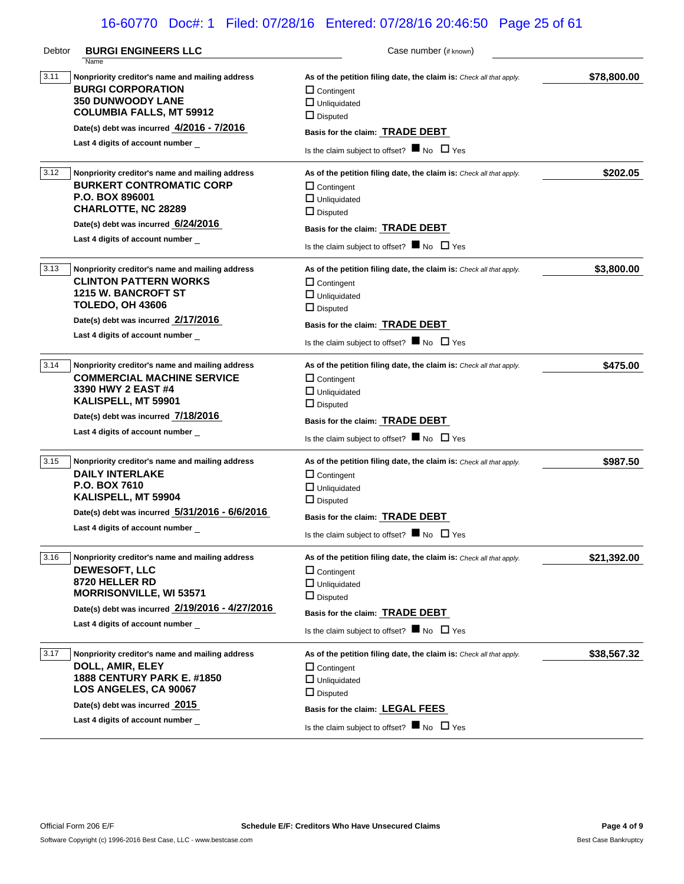Debtor **BURGI ENGINEERS LLC** Case number (if known)

| | Nonpriority creditor's name and mailing address | As of the petition filing date, the claim is: Check all that apply. | Amount |
|---|---|---|---|
| 3.11 | **BURGI CORPORATION**<br>**350 DUNWOODY LANE**<br>**COLUMBIA FALLS, MT 59912**<br>Date(s) debt was incurred **4/2016 - 7/2016**<br>Last 4 digits of account number _ | ☐ Contingent<br>☐ Unliquidated<br>☐ Disputed<br>Basis for the claim: **TRADE DEBT**<br>Is the claim subject to offset? ■ No ☐ Yes | **$78,800.00** |
| 3.12 | **BURKERT CONTROMATIC CORP**<br>**P.O. BOX 896001**<br>**CHARLOTTE, NC 28289**<br>Date(s) debt was incurred **6/24/2016**<br>Last 4 digits of account number _ | ☐ Contingent<br>☐ Unliquidated<br>☐ Disputed<br>Basis for the claim: **TRADE DEBT**<br>Is the claim subject to offset? ■ No ☐ Yes | **$202.05** |
| 3.13 | **CLINTON PATTERN WORKS**<br>**1215 W. BANCROFT ST**<br>**TOLEDO, OH 43606**<br>Date(s) debt was incurred **2/17/2016**<br>Last 4 digits of account number _ | ☐ Contingent<br>☐ Unliquidated<br>☐ Disputed<br>Basis for the claim: **TRADE DEBT**<br>Is the claim subject to offset? ■ No ☐ Yes | **$3,800.00** |
| 3.14 | **COMMERCIAL MACHINE SERVICE**<br>**3390 HWY 2 EAST #4**<br>**KALISPELL, MT 59901**<br>Date(s) debt was incurred **7/18/2016**<br>Last 4 digits of account number _ | ☐ Contingent<br>☐ Unliquidated<br>☐ Disputed<br>Basis for the claim: **TRADE DEBT**<br>Is the claim subject to offset? ■ No ☐ Yes | **$475.00** |
| 3.15 | **DAILY INTERLAKE**<br>**P.O. BOX 7610**<br>**KALISPELL, MT 59904**<br>Date(s) debt was incurred **5/31/2016 - 6/6/2016**<br>Last 4 digits of account number _ | ☐ Contingent<br>☐ Unliquidated<br>☐ Disputed<br>Basis for the claim: **TRADE DEBT**<br>Is the claim subject to offset? ■ No ☐ Yes | **$987.50** |
| 3.16 | **DEWESOFT, LLC**<br>**8720 HELLER RD**<br>**MORRISONVILLE, WI 53571**<br>Date(s) debt was incurred **2/19/2016 - 4/27/2016**<br>Last 4 digits of account number _ | ☐ Contingent<br>☐ Unliquidated<br>☐ Disputed<br>Basis for the claim: **TRADE DEBT**<br>Is the claim subject to offset? ■ No ☐ Yes | **$21,392.00** |
| 3.17 | **DOLL, AMIR, ELEY**<br>**1888 CENTURY PARK E. #1850**<br>**LOS ANGELES, CA 90067**<br>Date(s) debt was incurred **2015**<br>Last 4 digits of account number _ | ☐ Contingent<br>☐ Unliquidated<br>☐ Disputed<br>Basis for the claim: **LEGAL FEES**<br>Is the claim subject to offset? ■ No ☐ Yes | **$38,567.32** |

Official Form 206 E/F — Schedule E/F: Creditors Who Have Unsecured Claims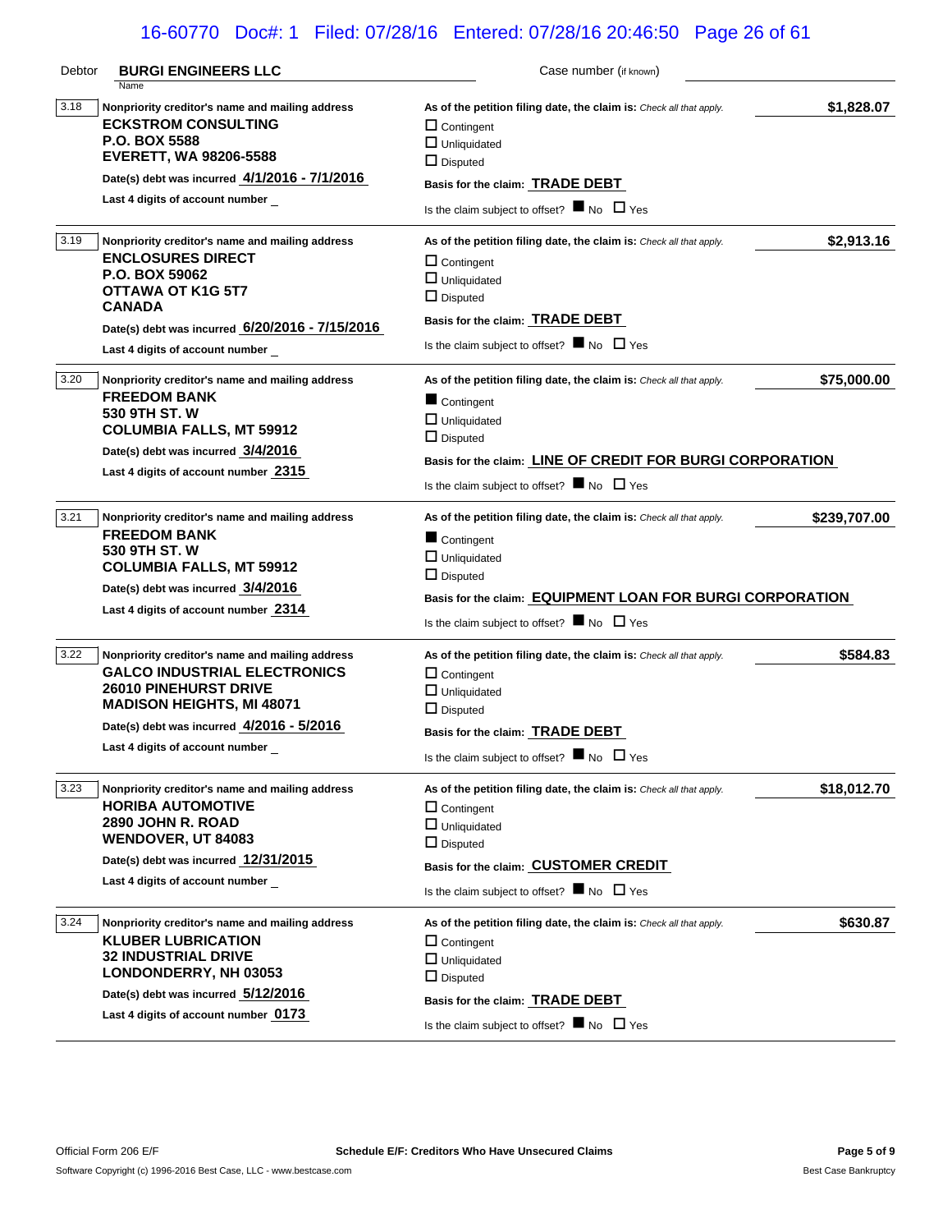Debtor **BURGI ENGINEERS LLC** Case number (if known)

Name

| | Nonpriority creditor's name and mailing address | As of the petition filing date, the claim is: *Check all that apply.* | Amount |
|---|---|---|---|
| 3.18 | **ECKSTROM CONSULTING**<br>**P.O. BOX 5588**<br>**EVERETT, WA 98206-5588**<br>Date(s) debt was incurred **4/1/2016 - 7/1/2016**<br>Last 4 digits of account number _ | ☐ Contingent<br>☐ Unliquidated<br>☐ Disputed<br>Basis for the claim: **TRADE DEBT**<br>Is the claim subject to offset? ■ No ☐ Yes | **$1,828.07** |
| 3.19 | **ENCLOSURES DIRECT**<br>**P.O. BOX 59062**<br>**OTTAWA OT K1G 5T7**<br>**CANADA**<br>Date(s) debt was incurred **6/20/2016 - 7/15/2016**<br>Last 4 digits of account number _ | ☐ Contingent<br>☐ Unliquidated<br>☐ Disputed<br>Basis for the claim: **TRADE DEBT**<br>Is the claim subject to offset? ■ No ☐ Yes | **$2,913.16** |
| 3.20 | **FREEDOM BANK**<br>**530 9TH ST. W**<br>**COLUMBIA FALLS, MT 59912**<br>Date(s) debt was incurred **3/4/2016**<br>Last 4 digits of account number **2315** | ■ Contingent<br>☐ Unliquidated<br>☐ Disputed<br>Basis for the claim: **LINE OF CREDIT FOR BURGI CORPORATION**<br>Is the claim subject to offset? ■ No ☐ Yes | **$75,000.00** |
| 3.21 | **FREEDOM BANK**<br>**530 9TH ST. W**<br>**COLUMBIA FALLS, MT 59912**<br>Date(s) debt was incurred **3/4/2016**<br>Last 4 digits of account number **2314** | ■ Contingent<br>☐ Unliquidated<br>☐ Disputed<br>Basis for the claim: **EQUIPMENT LOAN FOR BURGI CORPORATION**<br>Is the claim subject to offset? ■ No ☐ Yes | **$239,707.00** |
| 3.22 | **GALCO INDUSTRIAL ELECTRONICS**<br>**26010 PINEHURST DRIVE**<br>**MADISON HEIGHTS, MI 48071**<br>Date(s) debt was incurred **4/2016 - 5/2016**<br>Last 4 digits of account number _ | ☐ Contingent<br>☐ Unliquidated<br>☐ Disputed<br>Basis for the claim: **TRADE DEBT**<br>Is the claim subject to offset? ■ No ☐ Yes | **$584.83** |
| 3.23 | **HORIBA AUTOMOTIVE**<br>**2890 JOHN R. ROAD**<br>**WENDOVER, UT 84083**<br>Date(s) debt was incurred **12/31/2015**<br>Last 4 digits of account number _ | ☐ Contingent<br>☐ Unliquidated<br>☐ Disputed<br>Basis for the claim: **CUSTOMER CREDIT**<br>Is the claim subject to offset? ■ No ☐ Yes | **$18,012.70** |
| 3.24 | **KLUBER LUBRICATION**<br>**32 INDUSTRIAL DRIVE**<br>**LONDONDERRY, NH 03053**<br>Date(s) debt was incurred **5/12/2016**<br>Last 4 digits of account number **0173** | ☐ Contingent<br>☐ Unliquidated<br>☐ Disputed<br>Basis for the claim: **TRADE DEBT**<br>Is the claim subject to offset? ■ No ☐ Yes | **$630.87** |

Official Form 206 E/F — **Schedule E/F: Creditors Who Have Unsecured Claims**

Software Copyright (c) 1996-2016 Best Case, LLC - www.bestcase.com — Best Case Bankruptcy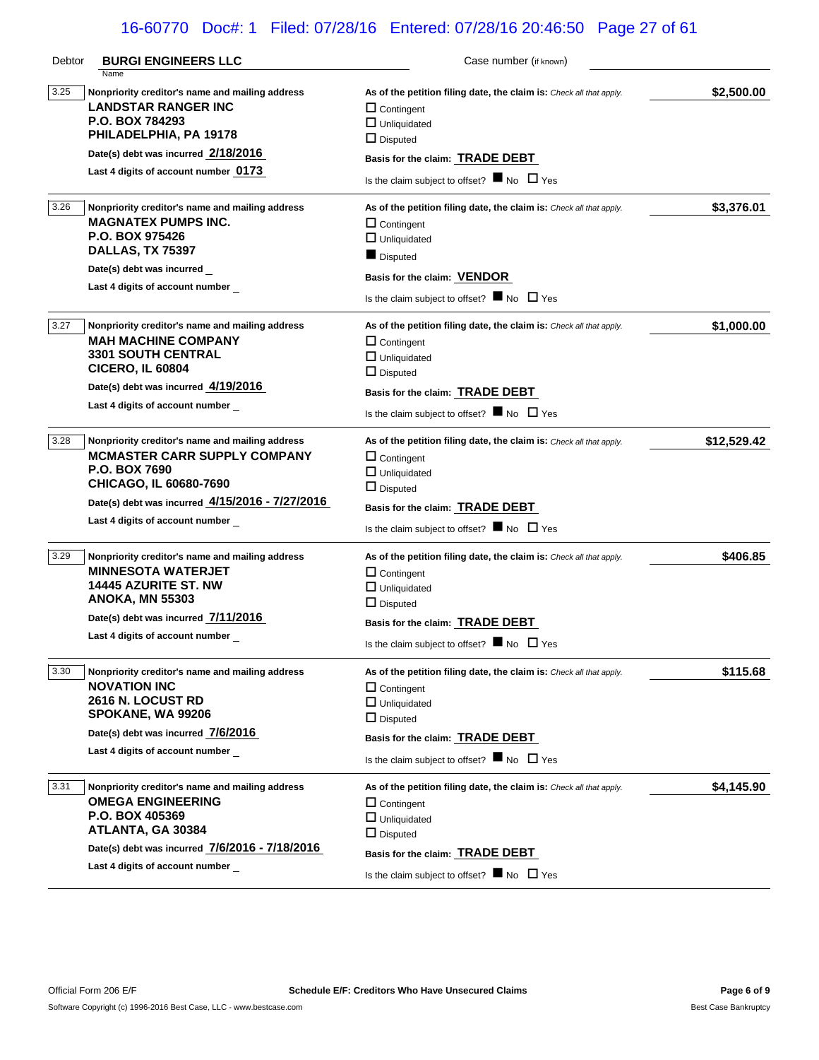Debtor **BURGI ENGINEERS LLC** Case number (if known)

Name

| | Nonpriority creditor's name and mailing address | As of the petition filing date, the claim is: *Check all that apply.* | Amount |
|---|---|---|---|
| 3.25 | **LANDSTAR RANGER INC**<br>**P.O. BOX 784293**<br>**PHILADELPHIA, PA 19178**<br>Date(s) debt was incurred **2/18/2016**<br>Last 4 digits of account number **0173** | ☐ Contingent<br>☐ Unliquidated<br>☐ Disputed<br>Basis for the claim: **TRADE DEBT**<br>Is the claim subject to offset? ■ No ☐ Yes | **$2,500.00** |
| 3.26 | **MAGNATEX PUMPS INC.**<br>**P.O. BOX 975426**<br>**DALLAS, TX 75397**<br>Date(s) debt was incurred _<br>Last 4 digits of account number _ | ☐ Contingent<br>☐ Unliquidated<br>■ Disputed<br>Basis for the claim: **VENDOR**<br>Is the claim subject to offset? ■ No ☐ Yes | **$3,376.01** |
| 3.27 | **MAH MACHINE COMPANY**<br>**3301 SOUTH CENTRAL**<br>**CICERO, IL 60804**<br>Date(s) debt was incurred **4/19/2016**<br>Last 4 digits of account number _ | ☐ Contingent<br>☐ Unliquidated<br>☐ Disputed<br>Basis for the claim: **TRADE DEBT**<br>Is the claim subject to offset? ■ No ☐ Yes | **$1,000.00** |
| 3.28 | **MCMASTER CARR SUPPLY COMPANY**<br>**P.O. BOX 7690**<br>**CHICAGO, IL 60680-7690**<br>Date(s) debt was incurred **4/15/2016 - 7/27/2016**<br>Last 4 digits of account number _ | ☐ Contingent<br>☐ Unliquidated<br>☐ Disputed<br>Basis for the claim: **TRADE DEBT**<br>Is the claim subject to offset? ■ No ☐ Yes | **$12,529.42** |
| 3.29 | **MINNESOTA WATERJET**<br>**14445 AZURITE ST. NW**<br>**ANOKA, MN 55303**<br>Date(s) debt was incurred **7/11/2016**<br>Last 4 digits of account number _ | ☐ Contingent<br>☐ Unliquidated<br>☐ Disputed<br>Basis for the claim: **TRADE DEBT**<br>Is the claim subject to offset? ■ No ☐ Yes | **$406.85** |
| 3.30 | **NOVATION INC**<br>**2616 N. LOCUST RD**<br>**SPOKANE, WA 99206**<br>Date(s) debt was incurred **7/6/2016**<br>Last 4 digits of account number _ | ☐ Contingent<br>☐ Unliquidated<br>☐ Disputed<br>Basis for the claim: **TRADE DEBT**<br>Is the claim subject to offset? ■ No ☐ Yes | **$115.68** |
| 3.31 | **OMEGA ENGINEERING**<br>**P.O. BOX 405369**<br>**ATLANTA, GA 30384**<br>Date(s) debt was incurred **7/6/2016 - 7/18/2016**<br>Last 4 digits of account number _ | ☐ Contingent<br>☐ Unliquidated<br>☐ Disputed<br>Basis for the claim: **TRADE DEBT**<br>Is the claim subject to offset? ■ No ☐ Yes | **$4,145.90** |

Official Form 206 E/F **Schedule E/F: Creditors Who Have Unsecured Claims**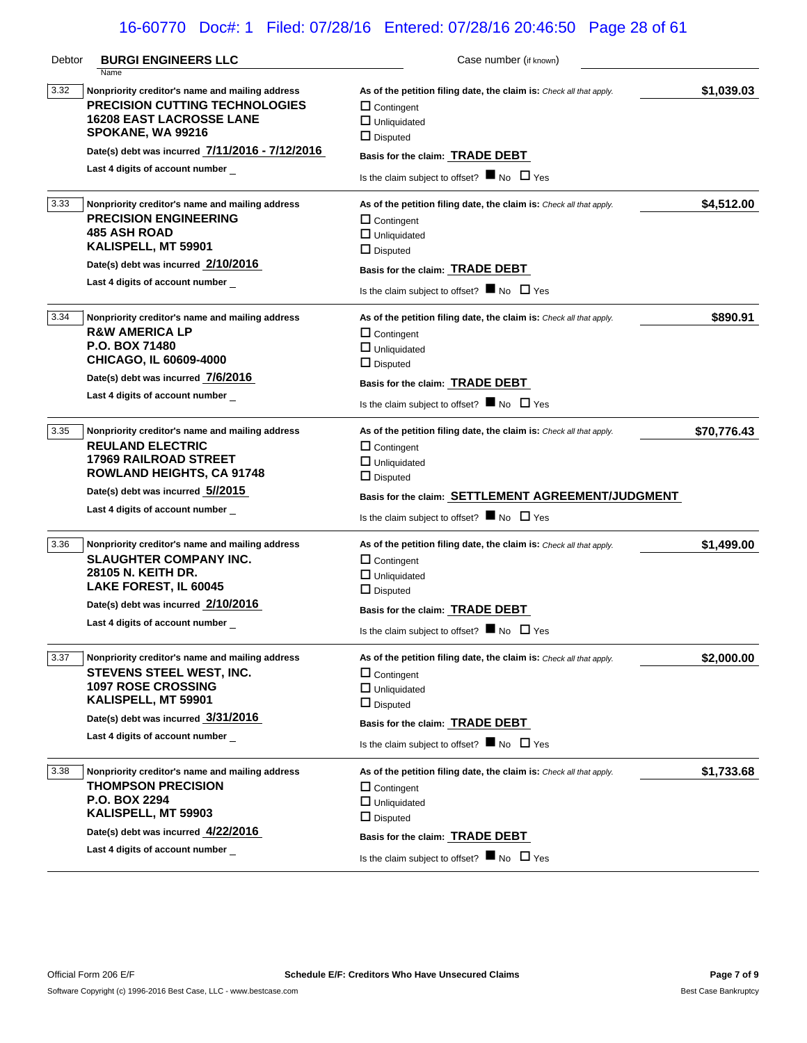Debtor **BURGI ENGINEERS LLC** Case number (if known)

Name

**3.32** **Nonpriority creditor's name and mailing address**
**PRECISION CUTTING TECHNOLOGIES**
**16208 EAST LACROSSE LANE**
**SPOKANE, WA 99216**

**Date(s) debt was incurred** **7/11/2016 - 7/12/2016**

**Last 4 digits of account number** _

**As of the petition filing date, the claim is:** *Check all that apply.* **$1,039.03**

☐ Contingent
☐ Unliquidated
☐ Disputed

**Basis for the claim:** **TRADE DEBT**

Is the claim subject to offset? ■ No ☐ Yes

---

**3.33** **Nonpriority creditor's name and mailing address**
**PRECISION ENGINEERING**
**485 ASH ROAD**
**KALISPELL, MT 59901**

**Date(s) debt was incurred** **2/10/2016**

**Last 4 digits of account number** _

**As of the petition filing date, the claim is:** *Check all that apply.* **$4,512.00**

☐ Contingent
☐ Unliquidated
☐ Disputed

**Basis for the claim:** **TRADE DEBT**

Is the claim subject to offset? ■ No ☐ Yes

---

**3.34** **Nonpriority creditor's name and mailing address**
**R&W AMERICA LP**
**P.O. BOX 71480**
**CHICAGO, IL 60609-4000**

**Date(s) debt was incurred** **7/6/2016**

**Last 4 digits of account number** _

**As of the petition filing date, the claim is:** *Check all that apply.* **$890.91**

☐ Contingent
☐ Unliquidated
☐ Disputed

**Basis for the claim:** **TRADE DEBT**

Is the claim subject to offset? ■ No ☐ Yes

---

**3.35** **Nonpriority creditor's name and mailing address**
**REULAND ELECTRIC**
**17969 RAILROAD STREET**
**ROWLAND HEIGHTS, CA 91748**

**Date(s) debt was incurred** **5//2015**

**Last 4 digits of account number** _

**As of the petition filing date, the claim is:** *Check all that apply.* **$70,776.43**

☐ Contingent
☐ Unliquidated
☐ Disputed

**Basis for the claim:** **SETTLEMENT AGREEMENT/JUDGMENT**

Is the claim subject to offset? ■ No ☐ Yes

---

**3.36** **Nonpriority creditor's name and mailing address**
**SLAUGHTER COMPANY INC.**
**28105 N. KEITH DR.**
**LAKE FOREST, IL 60045**

**Date(s) debt was incurred** **2/10/2016**

**Last 4 digits of account number** _

**As of the petition filing date, the claim is:** *Check all that apply.* **$1,499.00**

☐ Contingent
☐ Unliquidated
☐ Disputed

**Basis for the claim:** **TRADE DEBT**

Is the claim subject to offset? ■ No ☐ Yes

---

**3.37** **Nonpriority creditor's name and mailing address**
**STEVENS STEEL WEST, INC.**
**1097 ROSE CROSSING**
**KALISPELL, MT 59901**

**Date(s) debt was incurred** **3/31/2016**

**Last 4 digits of account number** _

**As of the petition filing date, the claim is:** *Check all that apply.* **$2,000.00**

☐ Contingent
☐ Unliquidated
☐ Disputed

**Basis for the claim:** **TRADE DEBT**

Is the claim subject to offset? ■ No ☐ Yes

---

**3.38** **Nonpriority creditor's name and mailing address**
**THOMPSON PRECISION**
**P.O. BOX 2294**
**KALISPELL, MT 59903**

**Date(s) debt was incurred** **4/22/2016**

**Last 4 digits of account number** _

**As of the petition filing date, the claim is:** *Check all that apply.* **$1,733.68**

☐ Contingent
☐ Unliquidated
☐ Disputed

**Basis for the claim:** **TRADE DEBT**

Is the claim subject to offset? ■ No ☐ Yes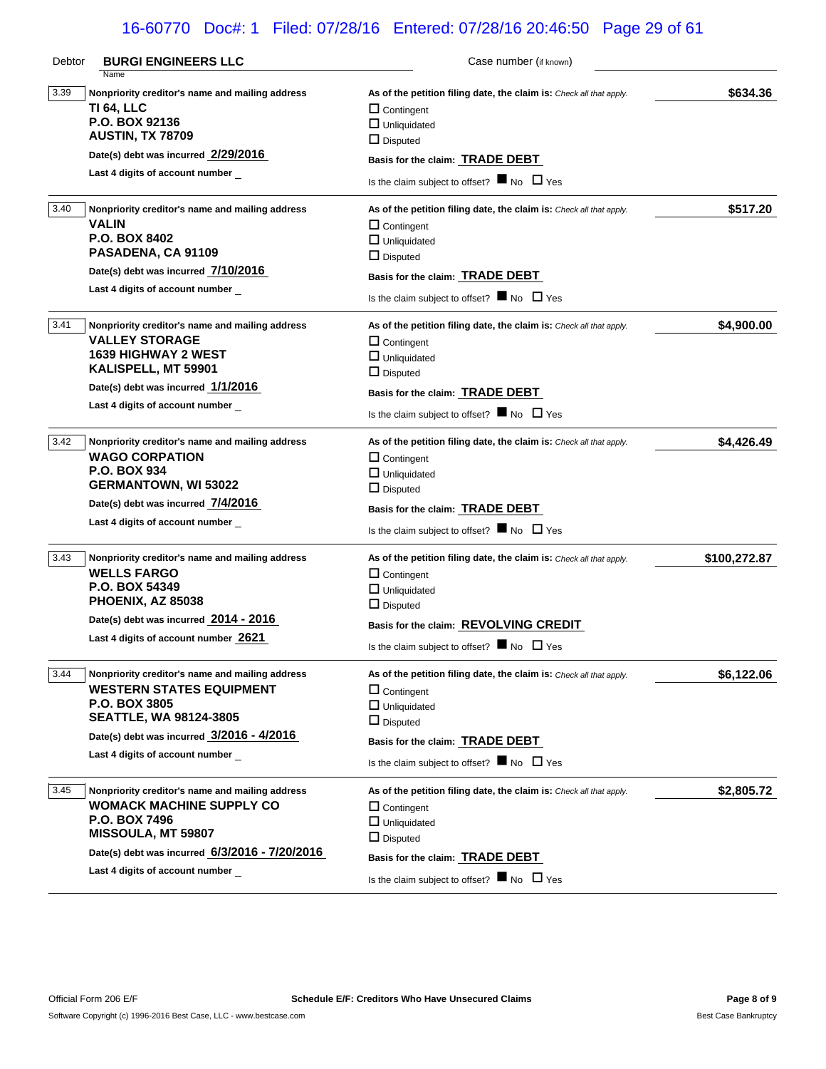Debtor **BURGI ENGINEERS LLC** Case number (if known)

---

**3.39** **Nonpriority creditor's name and mailing address**
**TI 64, LLC**
**P.O. BOX 92136**
**AUSTIN, TX 78709**

Date(s) debt was incurred **2/29/2016**
Last 4 digits of account number _

As of the petition filing date, the claim is: *Check all that apply.* **$634.36**
☐ Contingent
☐ Unliquidated
☐ Disputed

Basis for the claim: **TRADE DEBT**
Is the claim subject to offset? ■ No ☐ Yes

---

**3.40** **Nonpriority creditor's name and mailing address**
**VALIN**
**P.O. BOX 8402**
**PASADENA, CA 91109**

Date(s) debt was incurred **7/10/2016**
Last 4 digits of account number _

As of the petition filing date, the claim is: *Check all that apply.* **$517.20**
☐ Contingent
☐ Unliquidated
☐ Disputed

Basis for the claim: **TRADE DEBT**
Is the claim subject to offset? ■ No ☐ Yes

---

**3.41** **Nonpriority creditor's name and mailing address**
**VALLEY STORAGE**
**1639 HIGHWAY 2 WEST**
**KALISPELL, MT 59901**

Date(s) debt was incurred **1/1/2016**
Last 4 digits of account number _

As of the petition filing date, the claim is: *Check all that apply.* **$4,900.00**
☐ Contingent
☐ Unliquidated
☐ Disputed

Basis for the claim: **TRADE DEBT**
Is the claim subject to offset? ■ No ☐ Yes

---

**3.42** **Nonpriority creditor's name and mailing address**
**WAGO CORPATION**
**P.O. BOX 934**
**GERMANTOWN, WI 53022**

Date(s) debt was incurred **7/4/2016**
Last 4 digits of account number _

As of the petition filing date, the claim is: *Check all that apply.* **$4,426.49**
☐ Contingent
☐ Unliquidated
☐ Disputed

Basis for the claim: **TRADE DEBT**
Is the claim subject to offset? ■ No ☐ Yes

---

**3.43** **Nonpriority creditor's name and mailing address**
**WELLS FARGO**
**P.O. BOX 54349**
**PHOENIX, AZ 85038**

Date(s) debt was incurred **2014 - 2016**
Last 4 digits of account number **2621**

As of the petition filing date, the claim is: *Check all that apply.* **$100,272.87**
☐ Contingent
☐ Unliquidated
☐ Disputed

Basis for the claim: **REVOLVING CREDIT**
Is the claim subject to offset? ■ No ☐ Yes

---

**3.44** **Nonpriority creditor's name and mailing address**
**WESTERN STATES EQUIPMENT**
**P.O. BOX 3805**
**SEATTLE, WA 98124-3805**

Date(s) debt was incurred **3/2016 - 4/2016**
Last 4 digits of account number _

As of the petition filing date, the claim is: *Check all that apply.* **$6,122.06**
☐ Contingent
☐ Unliquidated
☐ Disputed

Basis for the claim: **TRADE DEBT**
Is the claim subject to offset? ■ No ☐ Yes

---

**3.45** **Nonpriority creditor's name and mailing address**
**WOMACK MACHINE SUPPLY CO**
**P.O. BOX 7496**
**MISSOULA, MT 59807**

Date(s) debt was incurred **6/3/2016 - 7/20/2016**
Last 4 digits of account number _

As of the petition filing date, the claim is: *Check all that apply.* **$2,805.72**
☐ Contingent
☐ Unliquidated
☐ Disputed

Basis for the claim: **TRADE DEBT**
Is the claim subject to offset? ■ No ☐ Yes

---

Official Form 206 E/F **Schedule E/F: Creditors Who Have Unsecured Claims**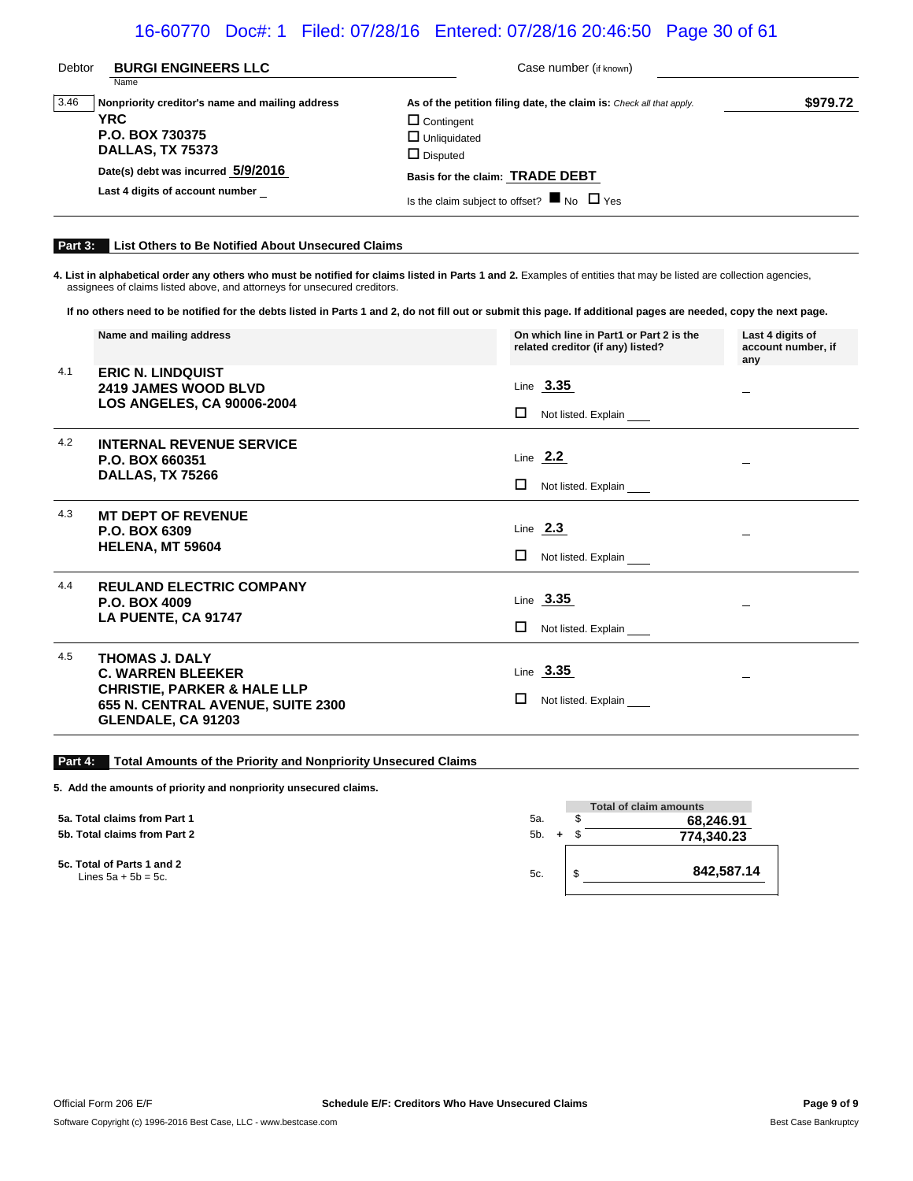Debtor **BURGI ENGINEERS LLC** Case number (if known)

| | Nonpriority creditor's name and mailing address | As of the petition filing date, the claim is: *Check all that apply.* | |
|---|---|---|---|
| 3.46 | **YRC**<br>**P.O. BOX 730375**<br>**DALLAS, TX 75373**<br>Date(s) debt was incurred **5/9/2016**<br>Last 4 digits of account number _ | ☐ Contingent<br>☐ Unliquidated<br>☐ Disputed<br>Basis for the claim: **TRADE DEBT**<br>Is the claim subject to offset? ■ No ☐ Yes | **$979.72** |

## Part 3: List Others to Be Notified About Unsecured Claims

**4. List in alphabetical order any others who must be notified for claims listed in Parts 1 and 2.** Examples of entities that may be listed are collection agencies, assignees of claims listed above, and attorneys for unsecured creditors.

**If no others need to be notified for the debts listed in Parts 1 and 2, do not fill out or submit this page. If additional pages are needed, copy the next page.**

| | Name and mailing address | On which line in Part1 or Part 2 is the related creditor (if any) listed? | Last 4 digits of account number, if any |
|---|---|---|---|
| 4.1 | **ERIC N. LINDQUIST**<br>**2419 JAMES WOOD BLVD**<br>**LOS ANGELES, CA 90006-2004** | Line **3.35**<br>☐ Not listed. Explain ___ | _ |
| 4.2 | **INTERNAL REVENUE SERVICE**<br>**P.O. BOX 660351**<br>**DALLAS, TX 75266** | Line **2.2**<br>☐ Not listed. Explain ___ | _ |
| 4.3 | **MT DEPT OF REVENUE**<br>**P.O. BOX 6309**<br>**HELENA, MT 59604** | Line **2.3**<br>☐ Not listed. Explain ___ | _ |
| 4.4 | **REULAND ELECTRIC COMPANY**<br>**P.O. BOX 4009**<br>**LA PUENTE, CA 91747** | Line **3.35**<br>☐ Not listed. Explain ___ | _ |
| 4.5 | **THOMAS J. DALY**<br>**C. WARREN BLEEKER**<br>**CHRISTIE, PARKER & HALE LLP**<br>**655 N. CENTRAL AVENUE, SUITE 2300**<br>**GLENDALE, CA 91203** | Line **3.35**<br>☐ Not listed. Explain ___ | _ |

## Part 4: Total Amounts of the Priority and Nonpriority Unsecured Claims

**5. Add the amounts of priority and nonpriority unsecured claims.**

| | | Total of claim amounts |
|---|---|---|
| **5a. Total claims from Part 1** | 5a. | $ **68,246.91** |
| **5b. Total claims from Part 2** | 5b. + | $ **774,340.23** |
| **5c. Total of Parts 1 and 2**<br>Lines 5a + 5b = 5c. | 5c. | $ **842,587.14** |

Official Form 206 E/F **Schedule E/F: Creditors Who Have Unsecured Claims**

Software Copyright (c) 1996-2016 Best Case, LLC - www.bestcase.com Best Case Bankruptcy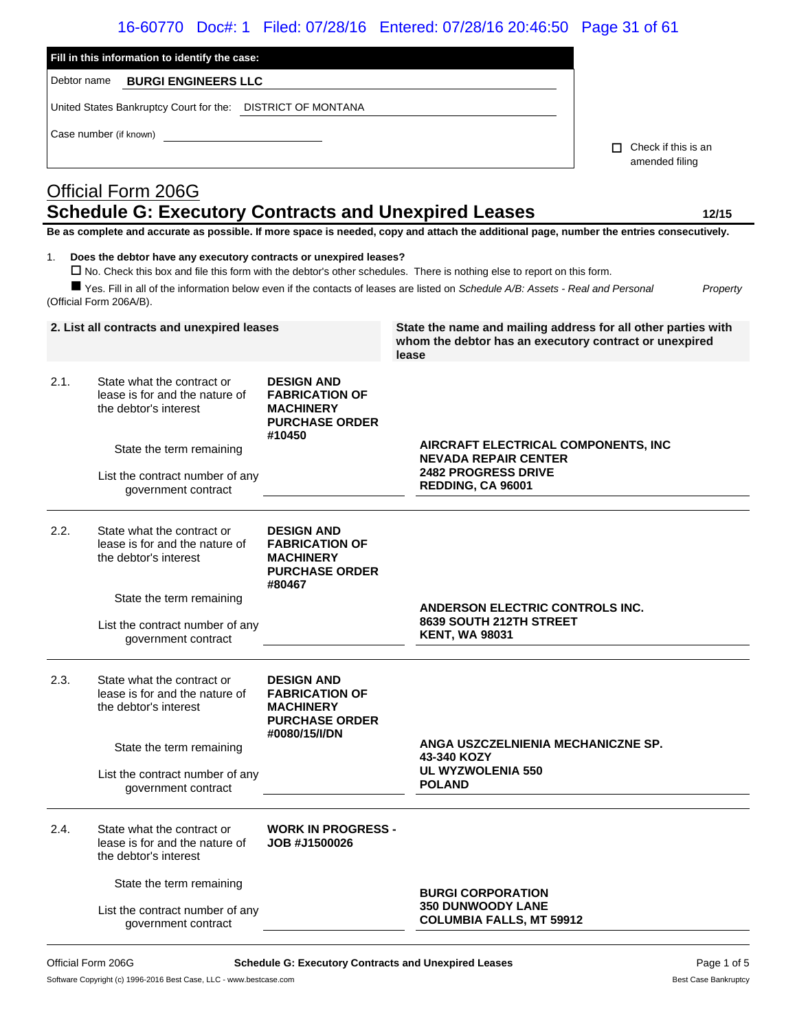**Fill in this information to identify the case:**

Debtor name **BURGI ENGINEERS LLC**

United States Bankruptcy Court for the: DISTRICT OF MONTANA

Case number (if known) ____________________

☐ Check if this is an amended filing

# Official Form 206G
## Schedule G: Executory Contracts and Unexpired Leases
**12/15**

**Be as complete and accurate as possible. If more space is needed, copy and attach the additional page, number the entries consecutively.**

1. **Does the debtor have any executory contracts or unexpired leases?**
   ☐ No. Check this box and file this form with the debtor's other schedules. There is nothing else to report on this form.
   ■ Yes. Fill in all of the information below even if the contacts of leases are listed on *Schedule A/B: Assets - Real and Personal Property* (Official Form 206A/B).

| 2. List all contracts and unexpired leases | | | State the name and mailing address for all other parties with whom the debtor has an executory contract or unexpired lease |
|---|---|---|---|
| 2.1. | State what the contract or lease is for and the nature of the debtor's interest<br><br>State the term remaining<br><br>List the contract number of any government contract | **DESIGN AND FABRICATION OF MACHINERY PURCHASE ORDER #10450** | **AIRCRAFT ELECTRICAL COMPONENTS, INC<br>NEVADA REPAIR CENTER<br>2482 PROGRESS DRIVE<br>REDDING, CA 96001** |
| 2.2. | State what the contract or lease is for and the nature of the debtor's interest<br><br>State the term remaining<br><br>List the contract number of any government contract | **DESIGN AND FABRICATION OF MACHINERY PURCHASE ORDER #80467** | **ANDERSON ELECTRIC CONTROLS INC.<br>8639 SOUTH 212TH STREET<br>KENT, WA 98031** |
| 2.3. | State what the contract or lease is for and the nature of the debtor's interest<br><br>State the term remaining<br><br>List the contract number of any government contract | **DESIGN AND FABRICATION OF MACHINERY PURCHASE ORDER #0080/15/I/DN** | **ANGA USZCZELNIENIA MECHANICZNE SP.<br>43-340 KOZY<br>UL WYZWOLENIA 550<br>POLAND** |
| 2.4. | State what the contract or lease is for and the nature of the debtor's interest<br><br>State the term remaining<br><br>List the contract number of any government contract | **WORK IN PROGRESS - JOB #J1500026** | **BURGI CORPORATION<br>350 DUNWOODY LANE<br>COLUMBIA FALLS, MT 59912** |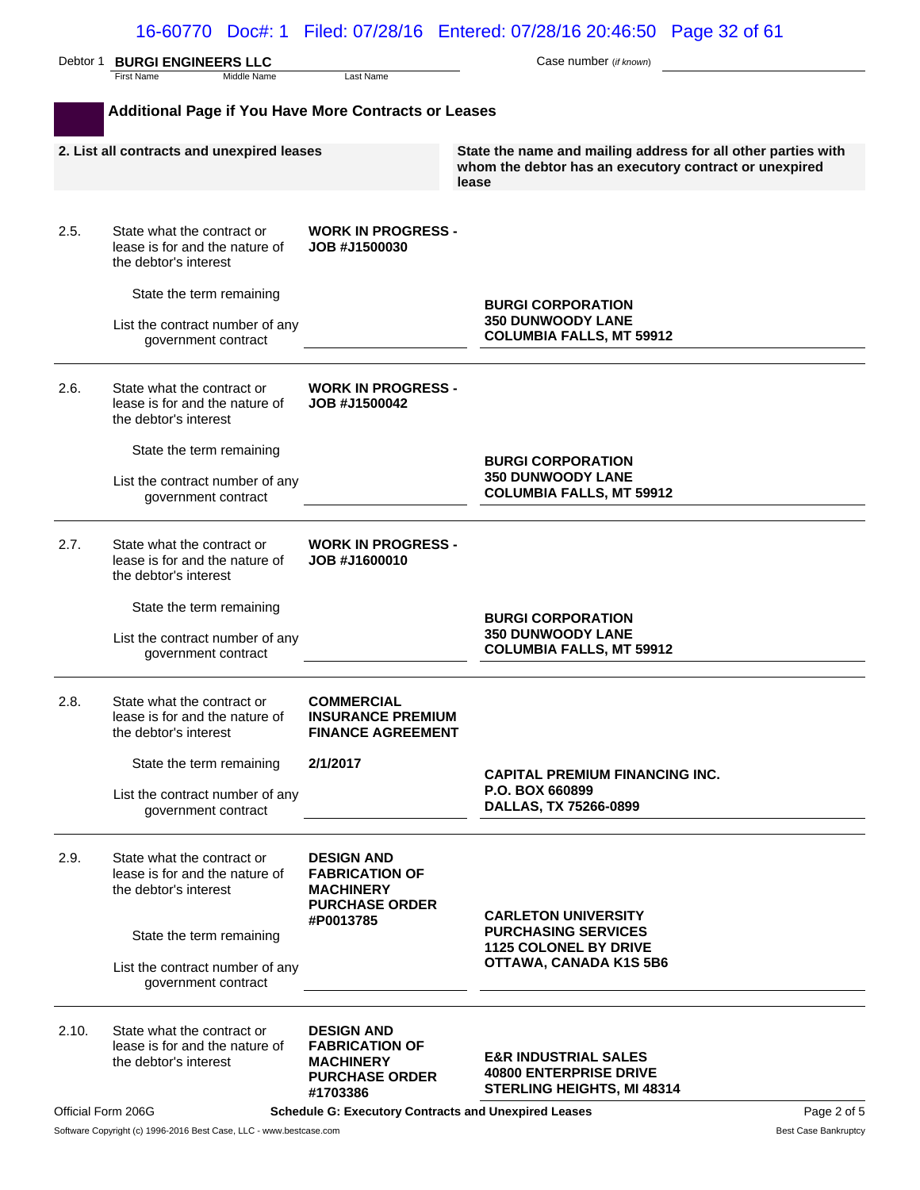Debtor 1 **BURGI ENGINEERS LLC** Case number (*if known*)

## Additional Page if You Have More Contracts or Leases

| 2. List all contracts and unexpired leases | | State the name and mailing address for all other parties with whom the debtor has an executory contract or unexpired lease |
|---|---|---|
| 2.5. State what the contract or lease is for and the nature of the debtor's interest | **WORK IN PROGRESS - JOB #J1500030** | **BURGI CORPORATION**<br>**350 DUNWOODY LANE**<br>**COLUMBIA FALLS, MT 59912** |
| State the term remaining | | |
| List the contract number of any government contract | | |
| 2.6. State what the contract or lease is for and the nature of the debtor's interest | **WORK IN PROGRESS - JOB #J1500042** | **BURGI CORPORATION**<br>**350 DUNWOODY LANE**<br>**COLUMBIA FALLS, MT 59912** |
| State the term remaining | | |
| List the contract number of any government contract | | |
| 2.7. State what the contract or lease is for and the nature of the debtor's interest | **WORK IN PROGRESS - JOB #J1600010** | **BURGI CORPORATION**<br>**350 DUNWOODY LANE**<br>**COLUMBIA FALLS, MT 59912** |
| State the term remaining | | |
| List the contract number of any government contract | | |
| 2.8. State what the contract or lease is for and the nature of the debtor's interest | **COMMERCIAL INSURANCE PREMIUM FINANCE AGREEMENT** | **CAPITAL PREMIUM FINANCING INC.**<br>**P.O. BOX 660899**<br>**DALLAS, TX 75266-0899** |
| State the term remaining | **2/1/2017** | |
| List the contract number of any government contract | | |
| 2.9. State what the contract or lease is for and the nature of the debtor's interest | **DESIGN AND FABRICATION OF MACHINERY PURCHASE ORDER #P0013785** | **CARLETON UNIVERSITY**<br>**PURCHASING SERVICES**<br>**1125 COLONEL BY DRIVE**<br>**OTTAWA, CANADA K1S 5B6** |
| State the term remaining | | |
| List the contract number of any government contract | | |
| 2.10. State what the contract or lease is for and the nature of the debtor's interest | **DESIGN AND FABRICATION OF MACHINERY PURCHASE ORDER #1703386** | **E&R INDUSTRIAL SALES**<br>**40800 ENTERPRISE DRIVE**<br>**STERLING HEIGHTS, MI 48314** |

Official Form 206G **Schedule G: Executory Contracts and Unexpired Leases**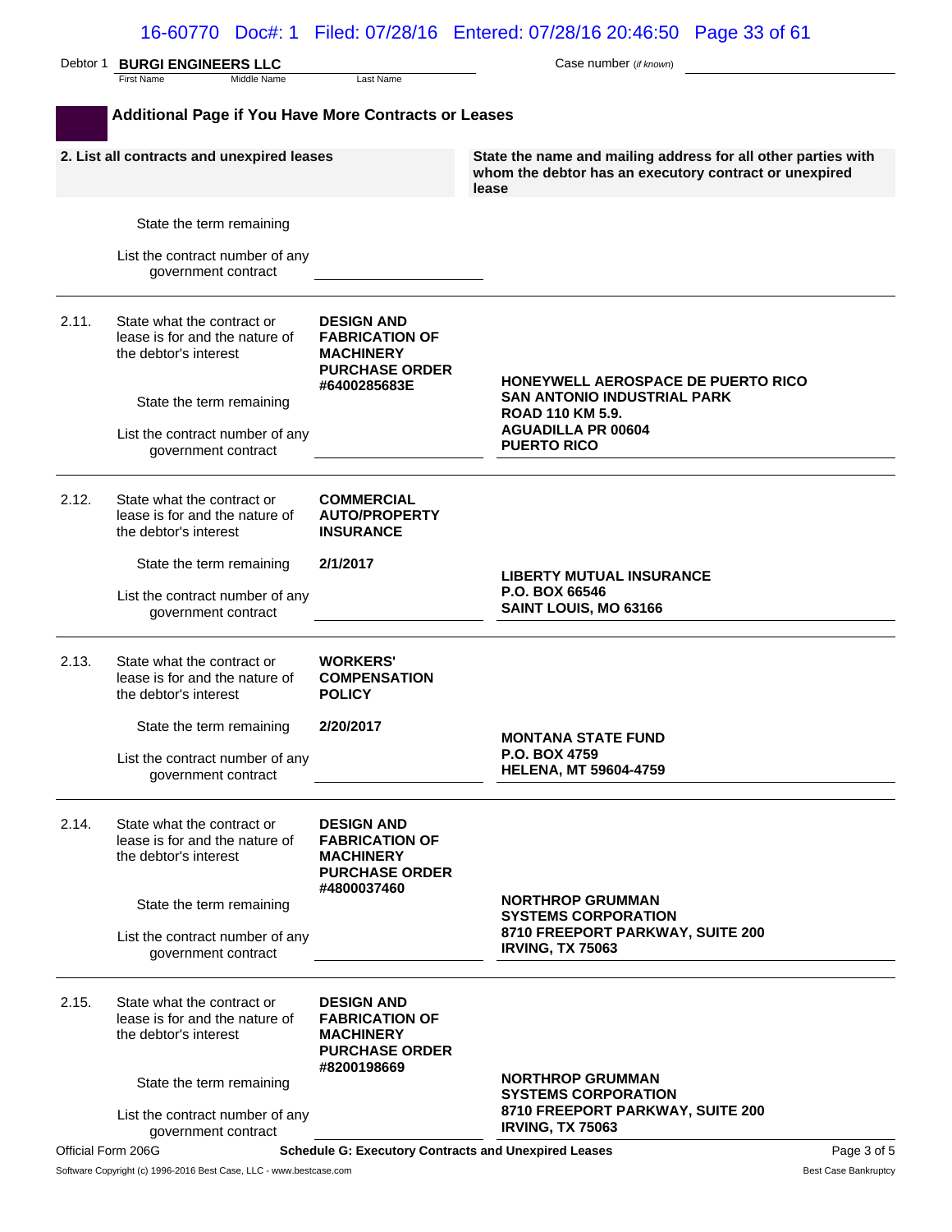Debtor 1 **BURGI ENGINEERS LLC** Case number (*if known*)

## Additional Page if You Have More Contracts or Leases

| 2. List all contracts and unexpired leases | | State the name and mailing address for all other parties with whom the debtor has an executory contract or unexpired lease |
|---|---|---|
| State the term remaining | | |
| List the contract number of any government contract | | |
| **2.11.** State what the contract or lease is for and the nature of the debtor's interest | **DESIGN AND FABRICATION OF MACHINERY PURCHASE ORDER #6400285683E** | **HONEYWELL AEROSPACE DE PUERTO RICO**<br>**SAN ANTONIO INDUSTRIAL PARK**<br>**ROAD 110 KM 5.9.**<br>**AGUADILLA PR 00604**<br>**PUERTO RICO** |
| State the term remaining | | |
| List the contract number of any government contract | | |
| **2.12.** State what the contract or lease is for and the nature of the debtor's interest | **COMMERCIAL AUTO/PROPERTY INSURANCE** | **LIBERTY MUTUAL INSURANCE**<br>**P.O. BOX 66546**<br>**SAINT LOUIS, MO 63166** |
| State the term remaining | **2/1/2017** | |
| List the contract number of any government contract | | |
| **2.13.** State what the contract or lease is for and the nature of the debtor's interest | **WORKERS' COMPENSATION POLICY** | **MONTANA STATE FUND**<br>**P.O. BOX 4759**<br>**HELENA, MT 59604-4759** |
| State the term remaining | **2/20/2017** | |
| List the contract number of any government contract | | |
| **2.14.** State what the contract or lease is for and the nature of the debtor's interest | **DESIGN AND FABRICATION OF MACHINERY PURCHASE ORDER #4800037460** | **NORTHROP GRUMMAN SYSTEMS CORPORATION**<br>**8710 FREEPORT PARKWAY, SUITE 200**<br>**IRVING, TX 75063** |
| State the term remaining | | |
| List the contract number of any government contract | | |
| **2.15.** State what the contract or lease is for and the nature of the debtor's interest | **DESIGN AND FABRICATION OF MACHINERY PURCHASE ORDER #8200198669** | **NORTHROP GRUMMAN SYSTEMS CORPORATION**<br>**8710 FREEPORT PARKWAY, SUITE 200**<br>**IRVING, TX 75063** |
| State the term remaining | | |
| List the contract number of any government contract | | |

Official Form 206G **Schedule G: Executory Contracts and Unexpired Leases**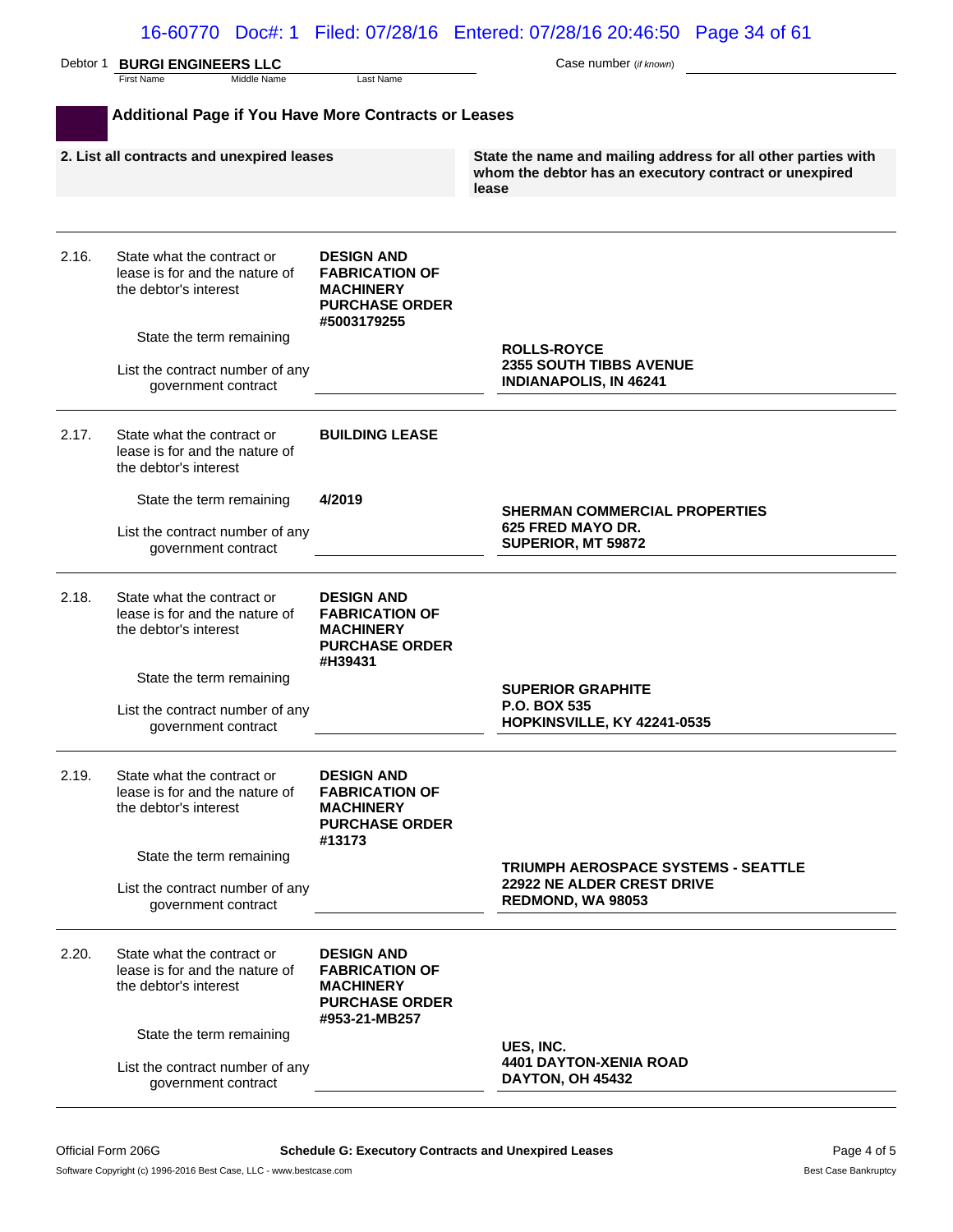Debtor 1 **BURGI ENGINEERS LLC** Case number (*if known*)

## Additional Page if You Have More Contracts or Leases

| 2. List all contracts and unexpired leases | | State the name and mailing address for all other parties with whom the debtor has an executory contract or unexpired lease |
|---|---|---|
| **2.16.** State what the contract or lease is for and the nature of the debtor's interest | **DESIGN AND FABRICATION OF MACHINERY PURCHASE ORDER #5003179255** | **ROLLS-ROYCE**<br>**2355 SOUTH TIBBS AVENUE**<br>**INDIANAPOLIS, IN 46241** |
| State the term remaining | | |
| List the contract number of any government contract | | |
| **2.17.** State what the contract or lease is for and the nature of the debtor's interest | **BUILDING LEASE** | **SHERMAN COMMERCIAL PROPERTIES**<br>**625 FRED MAYO DR.**<br>**SUPERIOR, MT 59872** |
| State the term remaining | **4/2019** | |
| List the contract number of any government contract | | |
| **2.18.** State what the contract or lease is for and the nature of the debtor's interest | **DESIGN AND FABRICATION OF MACHINERY PURCHASE ORDER #H39431** | **SUPERIOR GRAPHITE**<br>**P.O. BOX 535**<br>**HOPKINSVILLE, KY 42241-0535** |
| State the term remaining | | |
| List the contract number of any government contract | | |
| **2.19.** State what the contract or lease is for and the nature of the debtor's interest | **DESIGN AND FABRICATION OF MACHINERY PURCHASE ORDER #13173** | **TRIUMPH AEROSPACE SYSTEMS - SEATTLE**<br>**22922 NE ALDER CREST DRIVE**<br>**REDMOND, WA 98053** |
| State the term remaining | | |
| List the contract number of any government contract | | |
| **2.20.** State what the contract or lease is for and the nature of the debtor's interest | **DESIGN AND FABRICATION OF MACHINERY PURCHASE ORDER #953-21-MB257** | **UES, INC.**<br>**4401 DAYTON-XENIA ROAD**<br>**DAYTON, OH 45432** |
| State the term remaining | | |
| List the contract number of any government contract | | |

Official Form 206G — Schedule G: Executory Contracts and Unexpired Leases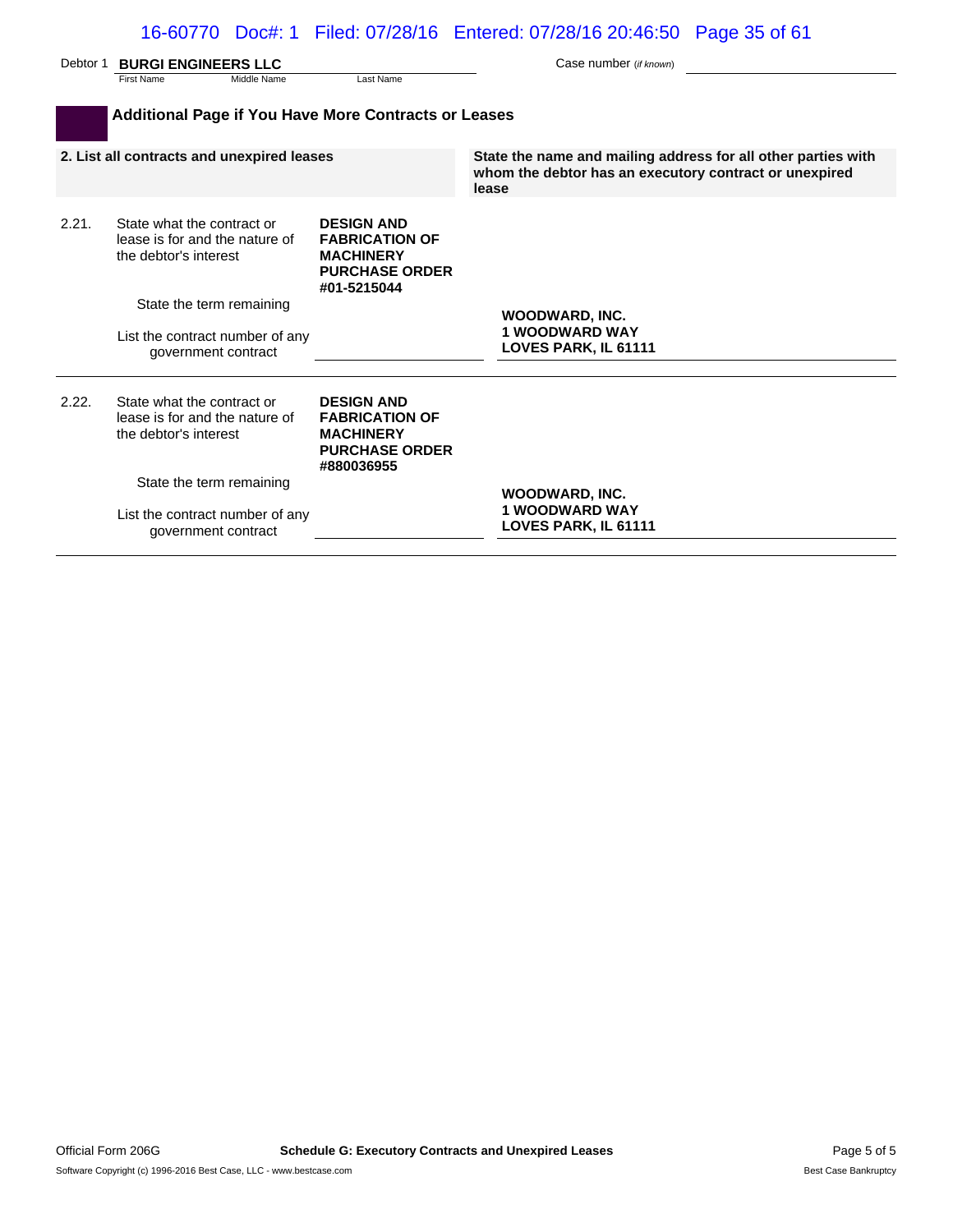Debtor 1 **BURGI ENGINEERS LLC** Case number (*if known*)

## Additional Page if You Have More Contracts or Leases

| 2. List all contracts and unexpired leases | | | State the name and mailing address for all other parties with whom the debtor has an executory contract or unexpired lease |
|---|---|---|---|
| 2.21. | State what the contract or lease is for and the nature of the debtor's interest | **DESIGN AND FABRICATION OF MACHINERY PURCHASE ORDER #01-5215044** | |
| | State the term remaining | | **WOODWARD, INC.**<br>**1 WOODWARD WAY**<br>**LOVES PARK, IL 61111** |
| | List the contract number of any government contract | | |
| 2.22. | State what the contract or lease is for and the nature of the debtor's interest | **DESIGN AND FABRICATION OF MACHINERY PURCHASE ORDER #880036955** | |
| | State the term remaining | | **WOODWARD, INC.**<br>**1 WOODWARD WAY**<br>**LOVES PARK, IL 61111** |
| | List the contract number of any government contract | | |

Official Form 206G **Schedule G: Executory Contracts and Unexpired Leases**

Software Copyright (c) 1996-2016 Best Case, LLC - www.bestcase.com Best Case Bankruptcy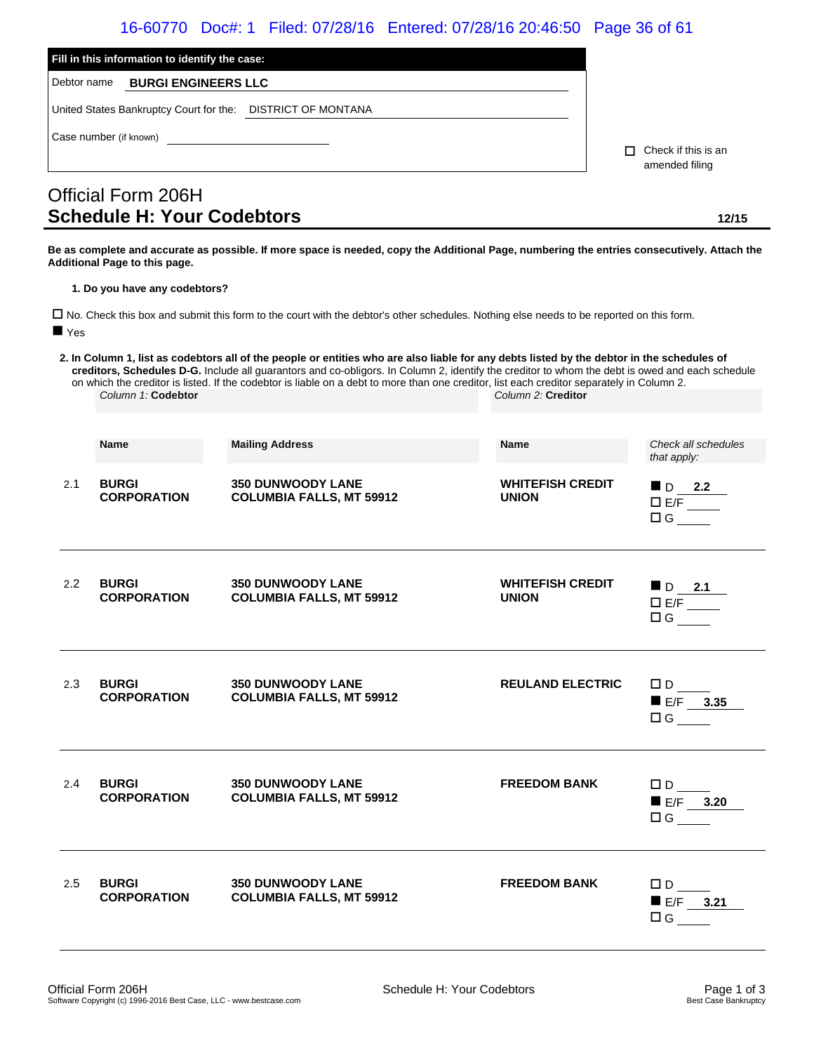| Fill in this information to identify the case: |
|---|
| Debtor name **BURGI ENGINEERS LLC** |
| United States Bankruptcy Court for the: DISTRICT OF MONTANA |
| Case number (if known) |

☐ Check if this is an amended filing

# Official Form 206H
## Schedule H: Your Codebtors

**12/15**

**Be as complete and accurate as possible. If more space is needed, copy the Additional Page, numbering the entries consecutively. Attach the Additional Page to this page.**

**1. Do you have any codebtors?**

☐ No. Check this box and submit this form to the court with the debtor's other schedules. Nothing else needs to be reported on this form.

■ Yes

**2. In Column 1, list as codebtors all of the people or entities who are also liable for any debts listed by the debtor in the schedules of creditors, Schedules D-G.** Include all guarantors and co-obligors. In Column 2, identify the creditor to whom the debt is owed and each schedule on which the creditor is listed. If the codebtor is liable on a debt to more than one creditor, list each creditor separately in Column 2.

| | *Column 1:* **Codebtor** | | *Column 2:* **Creditor** | |
|---|---|---|---|---|
| | **Name** | **Mailing Address** | **Name** | *Check all schedules that apply:* |
| 2.1 | **BURGI CORPORATION** | **350 DUNWOODY LANE COLUMBIA FALLS, MT 59912** | **WHITEFISH CREDIT UNION** | ■ D **2.2**<br>☐ E/F<br>☐ G |
| 2.2 | **BURGI CORPORATION** | **350 DUNWOODY LANE COLUMBIA FALLS, MT 59912** | **WHITEFISH CREDIT UNION** | ■ D **2.1**<br>☐ E/F<br>☐ G |
| 2.3 | **BURGI CORPORATION** | **350 DUNWOODY LANE COLUMBIA FALLS, MT 59912** | **REULAND ELECTRIC** | ☐ D<br>■ E/F **3.35**<br>☐ G |
| 2.4 | **BURGI CORPORATION** | **350 DUNWOODY LANE COLUMBIA FALLS, MT 59912** | **FREEDOM BANK** | ☐ D<br>■ E/F **3.20**<br>☐ G |
| 2.5 | **BURGI CORPORATION** | **350 DUNWOODY LANE COLUMBIA FALLS, MT 59912** | **FREEDOM BANK** | ☐ D<br>■ E/F **3.21**<br>☐ G |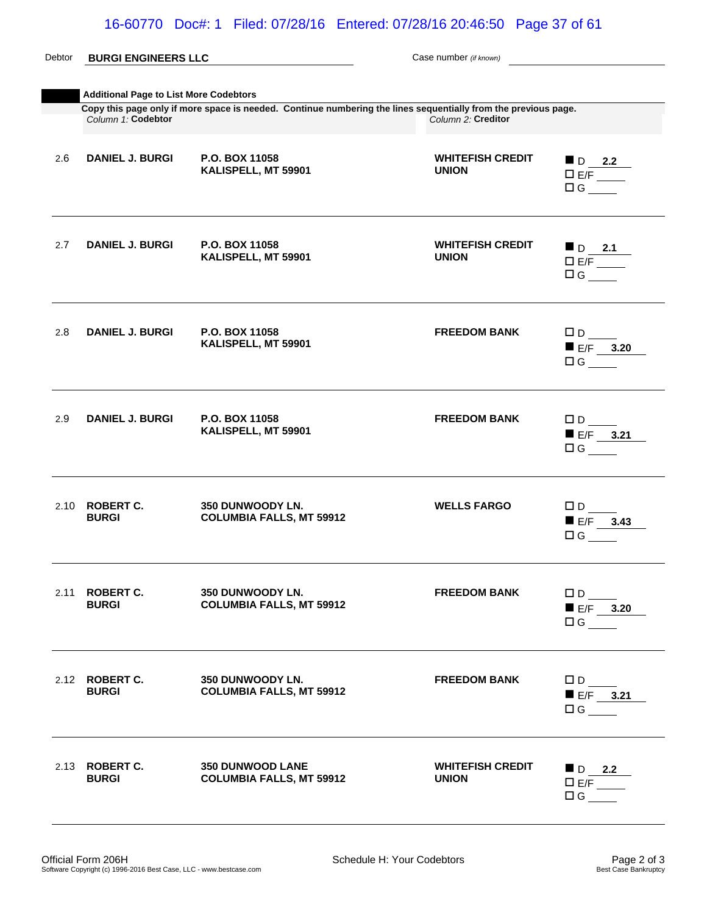Debtor **BURGI ENGINEERS LLC** Case number *(if known)*

**Additional Page to List More Codebtors**

**Copy this page only if more space is needed. Continue numbering the lines sequentially from the previous page.**

| | *Column 1:* **Codebtor** | | *Column 2:* **Creditor** | |
|---|---|---|---|---|
| 2.6 | **DANIEL J. BURGI** | **P.O. BOX 11058**<br>**KALISPELL, MT 59901** | **WHITEFISH CREDIT UNION** | ■ D **2.2**<br>☐ E/F<br>☐ G |
| 2.7 | **DANIEL J. BURGI** | **P.O. BOX 11058**<br>**KALISPELL, MT 59901** | **WHITEFISH CREDIT UNION** | ■ D **2.1**<br>☐ E/F<br>☐ G |
| 2.8 | **DANIEL J. BURGI** | **P.O. BOX 11058**<br>**KALISPELL, MT 59901** | **FREEDOM BANK** | ☐ D<br>■ E/F **3.20**<br>☐ G |
| 2.9 | **DANIEL J. BURGI** | **P.O. BOX 11058**<br>**KALISPELL, MT 59901** | **FREEDOM BANK** | ☐ D<br>■ E/F **3.21**<br>☐ G |
| 2.10 | **ROBERT C. BURGI** | **350 DUNWOODY LN.**<br>**COLUMBIA FALLS, MT 59912** | **WELLS FARGO** | ☐ D<br>■ E/F **3.43**<br>☐ G |
| 2.11 | **ROBERT C. BURGI** | **350 DUNWOODY LN.**<br>**COLUMBIA FALLS, MT 59912** | **FREEDOM BANK** | ☐ D<br>■ E/F **3.20**<br>☐ G |
| 2.12 | **ROBERT C. BURGI** | **350 DUNWOODY LN.**<br>**COLUMBIA FALLS, MT 59912** | **FREEDOM BANK** | ☐ D<br>■ E/F **3.21**<br>☐ G |
| 2.13 | **ROBERT C. BURGI** | **350 DUNWOOD LANE**<br>**COLUMBIA FALLS, MT 59912** | **WHITEFISH CREDIT UNION** | ■ D **2.2**<br>☐ E/F<br>☐ G |

Official Form 206H Schedule H: Your Codebtors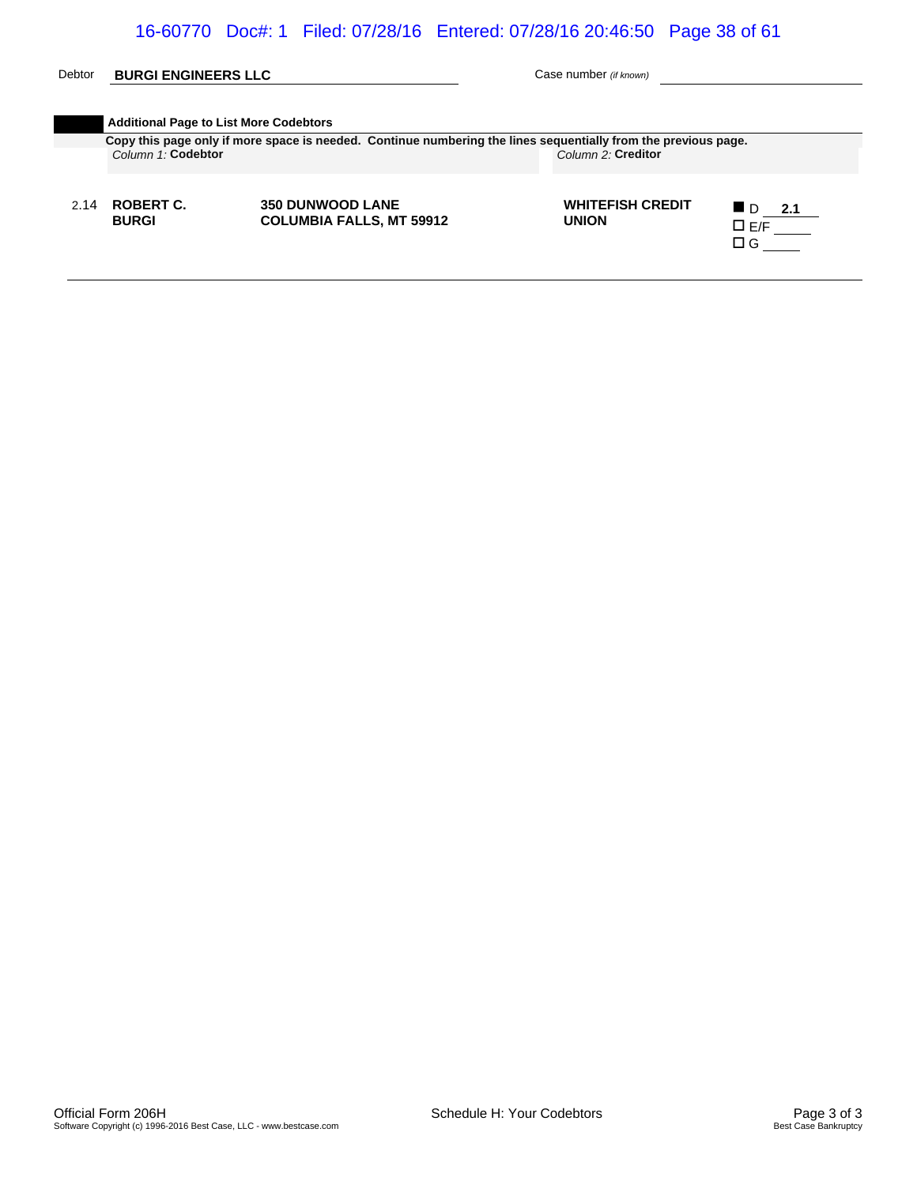Debtor **BURGI ENGINEERS LLC** Case number *(if known)*

### Additional Page to List More Codebtors

**Copy this page only if more space is needed. Continue numbering the lines sequentially from the previous page.**

| | *Column 1:* **Codebtor** | | *Column 2:* **Creditor** | |
|---|---|---|---|---|
| 2.14 | **ROBERT C. BURGI** | **350 DUNWOOD LANE COLUMBIA FALLS, MT 59912** | **WHITEFISH CREDIT UNION** | ■ D **2.1**<br>☐ E/F<br>☐ G |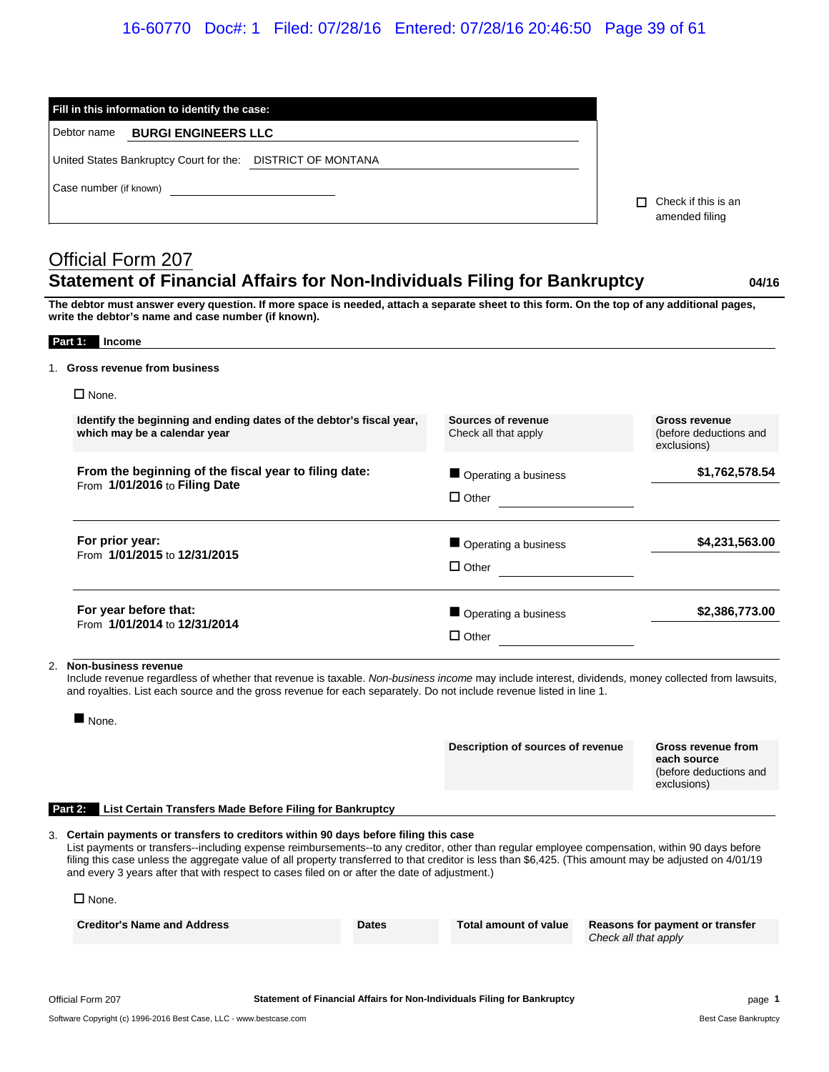**Fill in this information to identify the case:**

Debtor name **BURGI ENGINEERS LLC**

United States Bankruptcy Court for the: DISTRICT OF MONTANA

Case number (if known) ____________________

☐ Check if this is an amended filing

# Official Form 207
## Statement of Financial Affairs for Non-Individuals Filing for Bankruptcy

04/16

**The debtor must answer every question. If more space is needed, attach a separate sheet to this form. On the top of any additional pages, write the debtor's name and case number (if known).**

### Part 1: Income

1. **Gross revenue from business**

☐ None.

| Identify the beginning and ending dates of the debtor's fiscal year, which may be a calendar year | Sources of revenue Check all that apply | Gross revenue (before deductions and exclusions) |
|---|---|---|
| **From the beginning of the fiscal year to filing date:** From **1/01/2016** to **Filing Date** | ■ Operating a business ☐ Other | **$1,762,578.54** |
| **For prior year:** From **1/01/2015** to **12/31/2015** | ■ Operating a business ☐ Other | **$4,231,563.00** |
| **For year before that:** From **1/01/2014** to **12/31/2014** | ■ Operating a business ☐ Other | **$2,386,773.00** |

2. **Non-business revenue**
Include revenue regardless of whether that revenue is taxable. *Non-business income* may include interest, dividends, money collected from lawsuits, and royalties. List each source and the gross revenue for each separately. Do not include revenue listed in line 1.

■ None.

| Description of sources of revenue | Gross revenue from each source (before deductions and exclusions) |
|---|---|

### Part 2: List Certain Transfers Made Before Filing for Bankruptcy

3. **Certain payments or transfers to creditors within 90 days before filing this case**
List payments or transfers--including expense reimbursements--to any creditor, other than regular employee compensation, within 90 days before filing this case unless the aggregate value of all property transferred to that creditor is less than $6,425. (This amount may be adjusted on 4/01/19 and every 3 years after that with respect to cases filed on or after the date of adjustment.)

☐ None.

| Creditor's Name and Address | Dates | Total amount of value | Reasons for payment or transfer *Check all that apply* |
|---|---|---|---|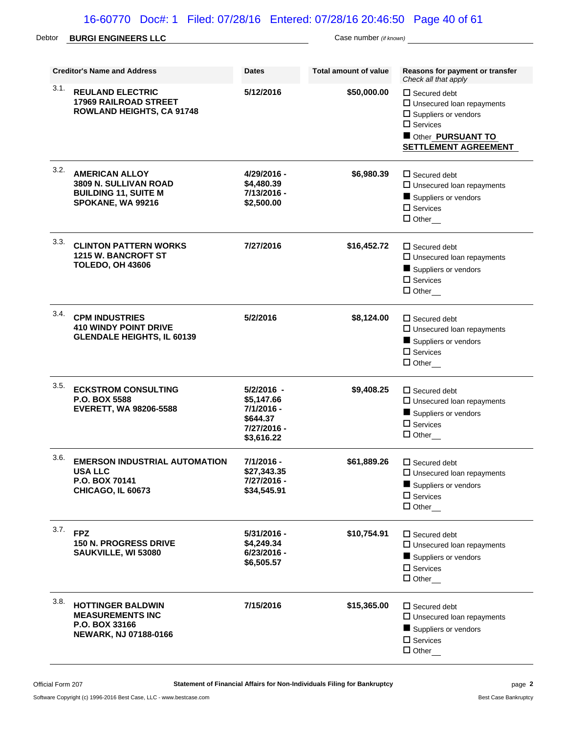Debtor **BURGI ENGINEERS LLC** Case number *(if known)*

| | Creditor's Name and Address | Dates | Total amount of value | Reasons for payment or transfer *Check all that apply* |
|---|---|---|---|---|
| 3.1. | **REULAND ELECTRIC** 17969 RAILROAD STREET ROWLAND HEIGHTS, CA 91748 | 5/12/2016 | $50,000.00 | ☐ Secured debt ☐ Unsecured loan repayments ☐ Suppliers or vendors ☐ Services ■ Other **PURSUANT TO SETTLEMENT AGREEMENT** |
| 3.2. | **AMERICAN ALLOY** 3809 N. SULLIVAN ROAD BUILDING 11, SUITE M SPOKANE, WA 99216 | 4/29/2016 - $4,480.39 7/13/2016 - $2,500.00 | $6,980.39 | ☐ Secured debt ☐ Unsecured loan repayments ■ Suppliers or vendors ☐ Services ☐ Other |
| 3.3. | **CLINTON PATTERN WORKS** 1215 W. BANCROFT ST TOLEDO, OH 43606 | 7/27/2016 | $16,452.72 | ☐ Secured debt ☐ Unsecured loan repayments ■ Suppliers or vendors ☐ Services ☐ Other |
| 3.4. | **CPM INDUSTRIES** 410 WINDY POINT DRIVE GLENDALE HEIGHTS, IL 60139 | 5/2/2016 | $8,124.00 | ☐ Secured debt ☐ Unsecured loan repayments ■ Suppliers or vendors ☐ Services ☐ Other |
| 3.5. | **ECKSTROM CONSULTING** P.O. BOX 5588 EVERETT, WA 98206-5588 | 5/2/2016 - $5,147.66 7/1/2016 - $644.37 7/27/2016 - $3,616.22 | $9,408.25 | ☐ Secured debt ☐ Unsecured loan repayments ■ Suppliers or vendors ☐ Services ☐ Other |
| 3.6. | **EMERSON INDUSTRIAL AUTOMATION USA LLC** P.O. BOX 70141 CHICAGO, IL 60673 | 7/1/2016 - $27,343.35 7/27/2016 - $34,545.91 | $61,889.26 | ☐ Secured debt ☐ Unsecured loan repayments ■ Suppliers or vendors ☐ Services ☐ Other |
| 3.7. | **FPZ** 150 N. PROGRESS DRIVE SAUKVILLE, WI 53080 | 5/31/2016 - $4,249.34 6/23/2016 - $6,505.57 | $10,754.91 | ☐ Secured debt ☐ Unsecured loan repayments ■ Suppliers or vendors ☐ Services ☐ Other |
| 3.8. | **HOTTINGER BALDWIN MEASUREMENTS INC** P.O. BOX 33166 NEWARK, NJ 07188-0166 | 7/15/2016 | $15,365.00 | ☐ Secured debt ☐ Unsecured loan repayments ■ Suppliers or vendors ☐ Services ☐ Other |

Official Form 207 — Statement of Financial Affairs for Non-Individuals Filing for Bankruptcy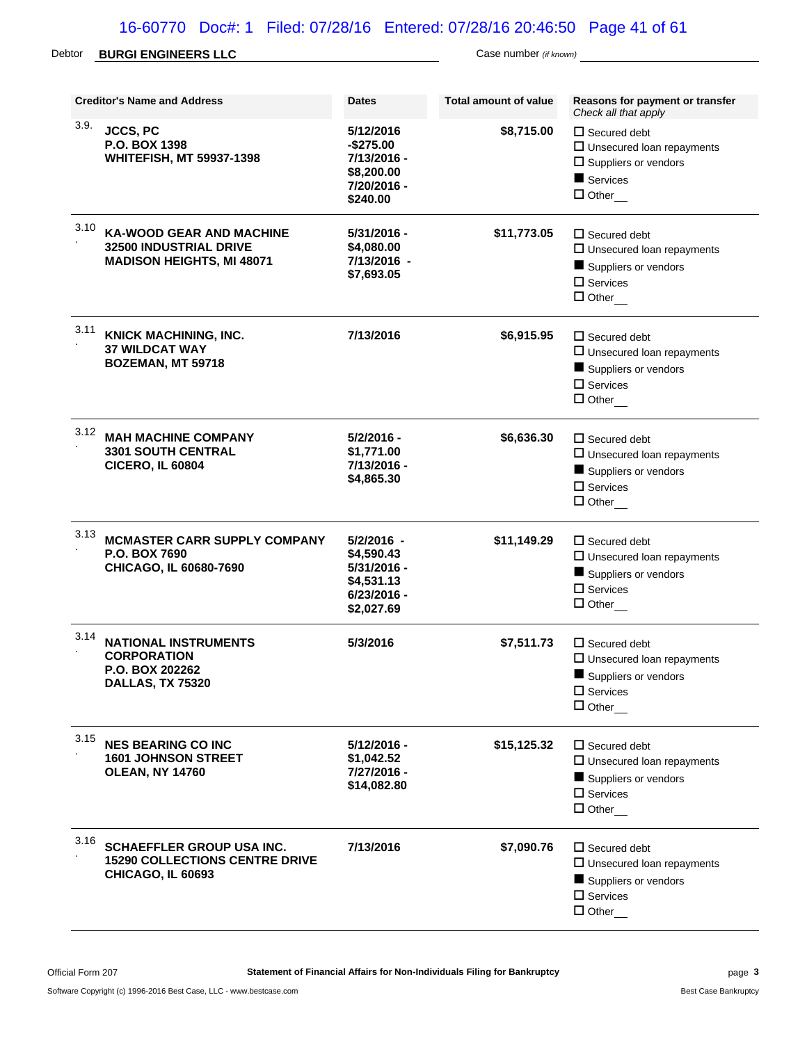Debtor **BURGI ENGINEERS LLC** Case number *(if known)*

| | Creditor's Name and Address | Dates | Total amount of value | Reasons for payment or transfer *Check all that apply* |
|---|---|---|---|---|
| 3.9. | **JCCS, PC**<br>**P.O. BOX 1398**<br>**WHITEFISH, MT 59937-1398** | **5/12/2016 -$275.00**<br>**7/13/2016 - $8,200.00**<br>**7/20/2016 - $240.00** | **$8,715.00** | ☐ Secured debt<br>☐ Unsecured loan repayments<br>☐ Suppliers or vendors<br>■ Services<br>☐ Other__ |
| 3.10. | **KA-WOOD GEAR AND MACHINE**<br>**32500 INDUSTRIAL DRIVE**<br>**MADISON HEIGHTS, MI 48071** | **5/31/2016 - $4,080.00**<br>**7/13/2016 - $7,693.05** | **$11,773.05** | ☐ Secured debt<br>☐ Unsecured loan repayments<br>■ Suppliers or vendors<br>☐ Services<br>☐ Other__ |
| 3.11. | **KNICK MACHINING, INC.**<br>**37 WILDCAT WAY**<br>**BOZEMAN, MT 59718** | **7/13/2016** | **$6,915.95** | ☐ Secured debt<br>☐ Unsecured loan repayments<br>■ Suppliers or vendors<br>☐ Services<br>☐ Other__ |
| 3.12. | **MAH MACHINE COMPANY**<br>**3301 SOUTH CENTRAL**<br>**CICERO, IL 60804** | **5/2/2016 - $1,771.00**<br>**7/13/2016 - $4,865.30** | **$6,636.30** | ☐ Secured debt<br>☐ Unsecured loan repayments<br>■ Suppliers or vendors<br>☐ Services<br>☐ Other__ |
| 3.13. | **MCMASTER CARR SUPPLY COMPANY**<br>**P.O. BOX 7690**<br>**CHICAGO, IL 60680-7690** | **5/2/2016 - $4,590.43**<br>**5/31/2016 - $4,531.13**<br>**6/23/2016 - $2,027.69** | **$11,149.29** | ☐ Secured debt<br>☐ Unsecured loan repayments<br>■ Suppliers or vendors<br>☐ Services<br>☐ Other__ |
| 3.14. | **NATIONAL INSTRUMENTS CORPORATION**<br>**P.O. BOX 202262**<br>**DALLAS, TX 75320** | **5/3/2016** | **$7,511.73** | ☐ Secured debt<br>☐ Unsecured loan repayments<br>■ Suppliers or vendors<br>☐ Services<br>☐ Other__ |
| 3.15. | **NES BEARING CO INC**<br>**1601 JOHNSON STREET**<br>**OLEAN, NY 14760** | **5/12/2016 - $1,042.52**<br>**7/27/2016 - $14,082.80** | **$15,125.32** | ☐ Secured debt<br>☐ Unsecured loan repayments<br>■ Suppliers or vendors<br>☐ Services<br>☐ Other__ |
| 3.16. | **SCHAEFFLER GROUP USA INC.**<br>**15290 COLLECTIONS CENTRE DRIVE**<br>**CHICAGO, IL 60693** | **7/13/2016** | **$7,090.76** | ☐ Secured debt<br>☐ Unsecured loan repayments<br>■ Suppliers or vendors<br>☐ Services<br>☐ Other__ |

Official Form 207 — **Statement of Financial Affairs for Non-Individuals Filing for Bankruptcy**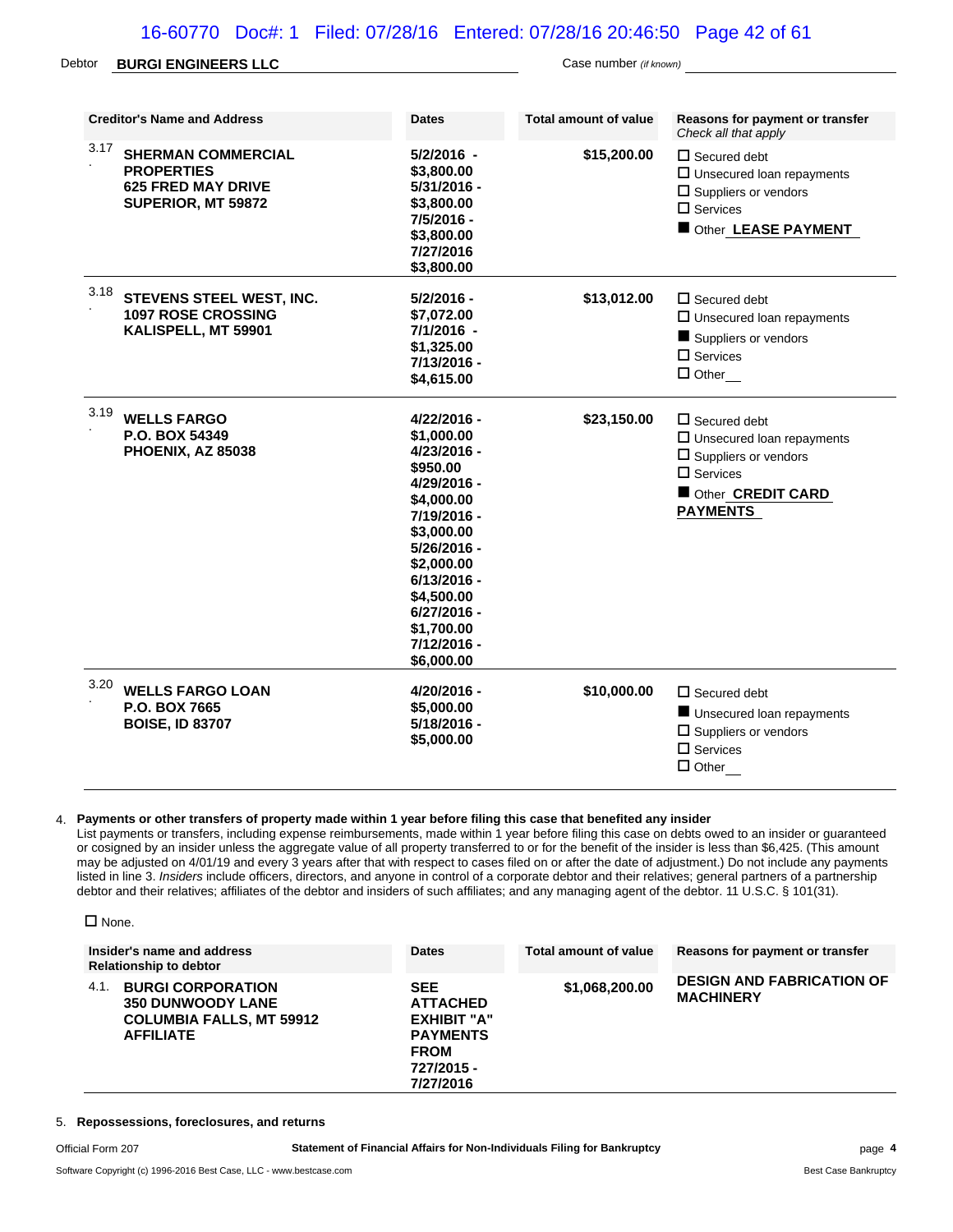Debtor **BURGI ENGINEERS LLC** Case number *(if known)*

| Creditor's Name and Address | Dates | Total amount of value | Reasons for payment or transfer *Check all that apply* |
|---|---|---|---|
| 3.17. **SHERMAN COMMERCIAL PROPERTIES 625 FRED MAY DRIVE SUPERIOR, MT 59872** | **5/2/2016 - $3,800.00 5/31/2016 - $3,800.00 7/5/2016 - $3,800.00 7/27/2016 $3,800.00** | **$15,200.00** | ☐ Secured debt ☐ Unsecured loan repayments ☐ Suppliers or vendors ☐ Services ■ Other **LEASE PAYMENT** |
| 3.18. **STEVENS STEEL WEST, INC. 1097 ROSE CROSSING KALISPELL, MT 59901** | **5/2/2016 - $7,072.00 7/1/2016 - $1,325.00 7/13/2016 - $4,615.00** | **$13,012.00** | ☐ Secured debt ☐ Unsecured loan repayments ■ Suppliers or vendors ☐ Services ☐ Other |
| 3.19. **WELLS FARGO P.O. BOX 54349 PHOENIX, AZ 85038** | **4/22/2016 - $1,000.00 4/23/2016 - $950.00 4/29/2016 - $4,000.00 7/19/2016 - $3,000.00 5/26/2016 - $2,000.00 6/13/2016 - $4,500.00 6/27/2016 - $1,700.00 7/12/2016 - $6,000.00** | **$23,150.00** | ☐ Secured debt ☐ Unsecured loan repayments ☐ Suppliers or vendors ☐ Services ■ Other **CREDIT CARD PAYMENTS** |
| 3.20. **WELLS FARGO LOAN P.O. BOX 7665 BOISE, ID 83707** | **4/20/2016 - $5,000.00 5/18/2016 - $5,000.00** | **$10,000.00** | ☐ Secured debt ■ Unsecured loan repayments ☐ Suppliers or vendors ☐ Services ☐ Other |

4. **Payments or other transfers of property made within 1 year before filing this case that benefited any insider**

List payments or transfers, including expense reimbursements, made within 1 year before filing this case on debts owed to an insider or guaranteed or cosigned by an insider unless the aggregate value of all property transferred to or for the benefit of the insider is less than $6,425. (This amount may be adjusted on 4/01/19 and every 3 years after that with respect to cases filed on or after the date of adjustment.) Do not include any payments listed in line 3. *Insiders* include officers, directors, and anyone in control of a corporate debtor and their relatives; general partners of a partnership debtor and their relatives; affiliates of the debtor and insiders of such affiliates; and any managing agent of the debtor. 11 U.S.C. § 101(31).

☐ None.

| Insider's name and address Relationship to debtor | Dates | Total amount of value | Reasons for payment or transfer |
|---|---|---|---|
| 4.1. **BURGI CORPORATION 350 DUNWOODY LANE COLUMBIA FALLS, MT 59912 AFFILIATE** | **SEE ATTACHED EXHIBIT "A" PAYMENTS FROM 727/2015 - 7/27/2016** | **$1,068,200.00** | **DESIGN AND FABRICATION OF MACHINERY** |

5. **Repossessions, foreclosures, and returns**

Official Form 207 **Statement of Financial Affairs for Non-Individuals Filing for Bankruptcy**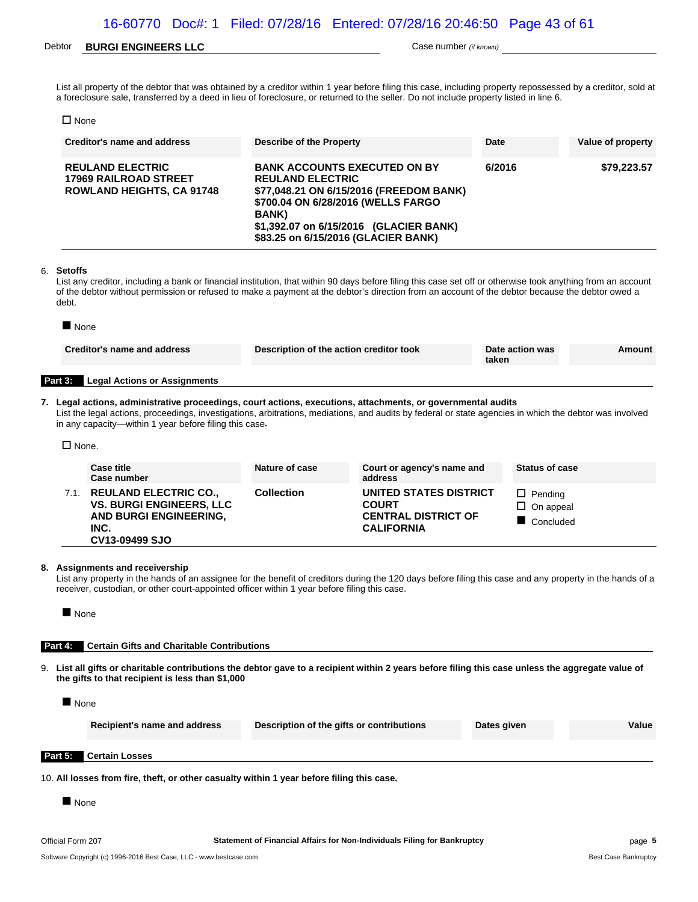Debtor **BURGI ENGINEERS LLC** Case number *(if known)*

List all property of the debtor that was obtained by a creditor within 1 year before filing this case, including property repossessed by a creditor, sold at a foreclosure sale, transferred by a deed in lieu of foreclosure, or returned to the seller. Do not include property listed in line 6.

☐ None

| Creditor's name and address | Describe of the Property | Date | Value of property |
|---|---|---|---|
| **REULAND ELECTRIC**<br>**17969 RAILROAD STREET**<br>**ROWLAND HEIGHTS, CA 91748** | **BANK ACCOUNTS EXECUTED ON BY REULAND ELECTRIC**<br>**$77,048.21 ON 6/15/2016 (FREEDOM BANK)**<br>**$700.04 ON 6/28/2016 (WELLS FARGO BANK)**<br>**$1,392.07 on 6/15/2016 (GLACIER BANK)**<br>**$83.25 on 6/15/2016 (GLACIER BANK)** | **6/2016** | **$79,223.57** |

6. **Setoffs**

List any creditor, including a bank or financial institution, that within 90 days before filing this case set off or otherwise took anything from an account of the debtor without permission or refused to make a payment at the debtor's direction from an account of the debtor because the debtor owed a debt.

■ None

| Creditor's name and address | Description of the action creditor took | Date action was taken | Amount |
|---|---|---|---|

## Part 3: Legal Actions or Assignments

7. **Legal actions, administrative proceedings, court actions, executions, attachments, or governmental audits**

List the legal actions, proceedings, investigations, arbitrations, mediations, and audits by federal or state agencies in which the debtor was involved in any capacity—within 1 year before filing this case.

☐ None.

| | Case title<br>Case number | Nature of case | Court or agency's name and address | Status of case |
|---|---|---|---|---|
| 7.1. | **REULAND ELECTRIC CO., VS. BURGI ENGINEERS, LLC AND BURGI ENGINEERING, INC.**<br>**CV13-09499 SJO** | **Collection** | **UNITED STATES DISTRICT COURT CENTRAL DISTRICT OF CALIFORNIA** | ☐ Pending<br>☐ On appeal<br>■ Concluded |

8. **Assignments and receivership**

List any property in the hands of an assignee for the benefit of creditors during the 120 days before filing this case and any property in the hands of a receiver, custodian, or other court-appointed officer within 1 year before filing this case.

■ None

## Part 4: Certain Gifts and Charitable Contributions

9. **List all gifts or charitable contributions the debtor gave to a recipient within 2 years before filing this case unless the aggregate value of the gifts to that recipient is less than $1,000**

■ None

| Recipient's name and address | Description of the gifts or contributions | Dates given | Value |
|---|---|---|---|

## Part 5: Certain Losses

10. **All losses from fire, theft, or other casualty within 1 year before filing this case.**

■ None

Official Form 207 **Statement of Financial Affairs for Non-Individuals Filing for Bankruptcy**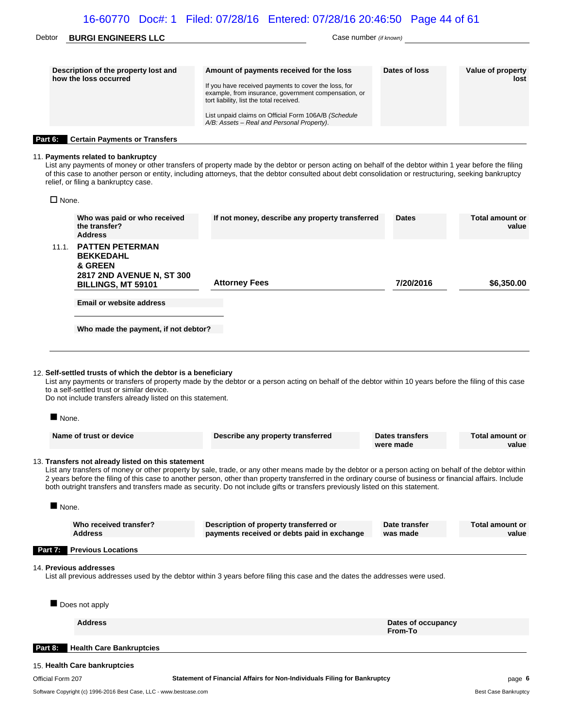Debtor **BURGI ENGINEERS LLC** Case number *(if known)*

| Description of the property lost and how the loss occurred | Amount of payments received for the loss<br><br>If you have received payments to cover the loss, for example, from insurance, government compensation, or tort liability, list the total received.<br><br>List unpaid claims on Official Form 106A/B *(Schedule A/B: Assets – Real and Personal Property)*. | Dates of loss | Value of property lost |
|---|---|---|---|

## Part 6: Certain Payments or Transfers

11. **Payments related to bankruptcy**
List any payments of money or other transfers of property made by the debtor or person acting on behalf of the debtor within 1 year before the filing of this case to another person or entity, including attorneys, that the debtor consulted about debt consolidation or restructuring, seeking bankruptcy relief, or filing a bankruptcy case.

☐ None.

| | Who was paid or who received the transfer? Address | If not money, describe any property transferred | Dates | Total amount or value |
|---|---|---|---|---|
| 11.1. | **PATTEN PETERMAN BEKKEDAHL & GREEN 2817 2ND AVENUE N, ST 300 BILLINGS, MT 59101** | **Attorney Fees** | **7/20/2016** | **$6,350.00** |

**Email or website address**

**Who made the payment, if not debtor?**

12. **Self-settled trusts of which the debtor is a beneficiary**
List any payments or transfers of property made by the debtor or a person acting on behalf of the debtor within 10 years before the filing of this case to a self-settled trust or similar device.
Do not include transfers already listed on this statement.

■ None.

| Name of trust or device | Describe any property transferred | Dates transfers were made | Total amount or value |
|---|---|---|---|

13. **Transfers not already listed on this statement**
List any transfers of money or other property by sale, trade, or any other means made by the debtor or a person acting on behalf of the debtor within 2 years before the filing of this case to another person, other than property transferred in the ordinary course of business or financial affairs. Include both outright transfers and transfers made as security. Do not include gifts or transfers previously listed on this statement.

■ None.

| Who received transfer? Address | Description of property transferred or payments received or debts paid in exchange | Date transfer was made | Total amount or value |
|---|---|---|---|

## Part 7: Previous Locations

14. **Previous addresses**
List all previous addresses used by the debtor within 3 years before filing this case and the dates the addresses were used.

■ Does not apply

| Address | Dates of occupancy From-To |
|---|---|

## Part 8: Health Care Bankruptcies

15. **Health Care bankruptcies**

Official Form 207 — Statement of Financial Affairs for Non-Individuals Filing for Bankruptcy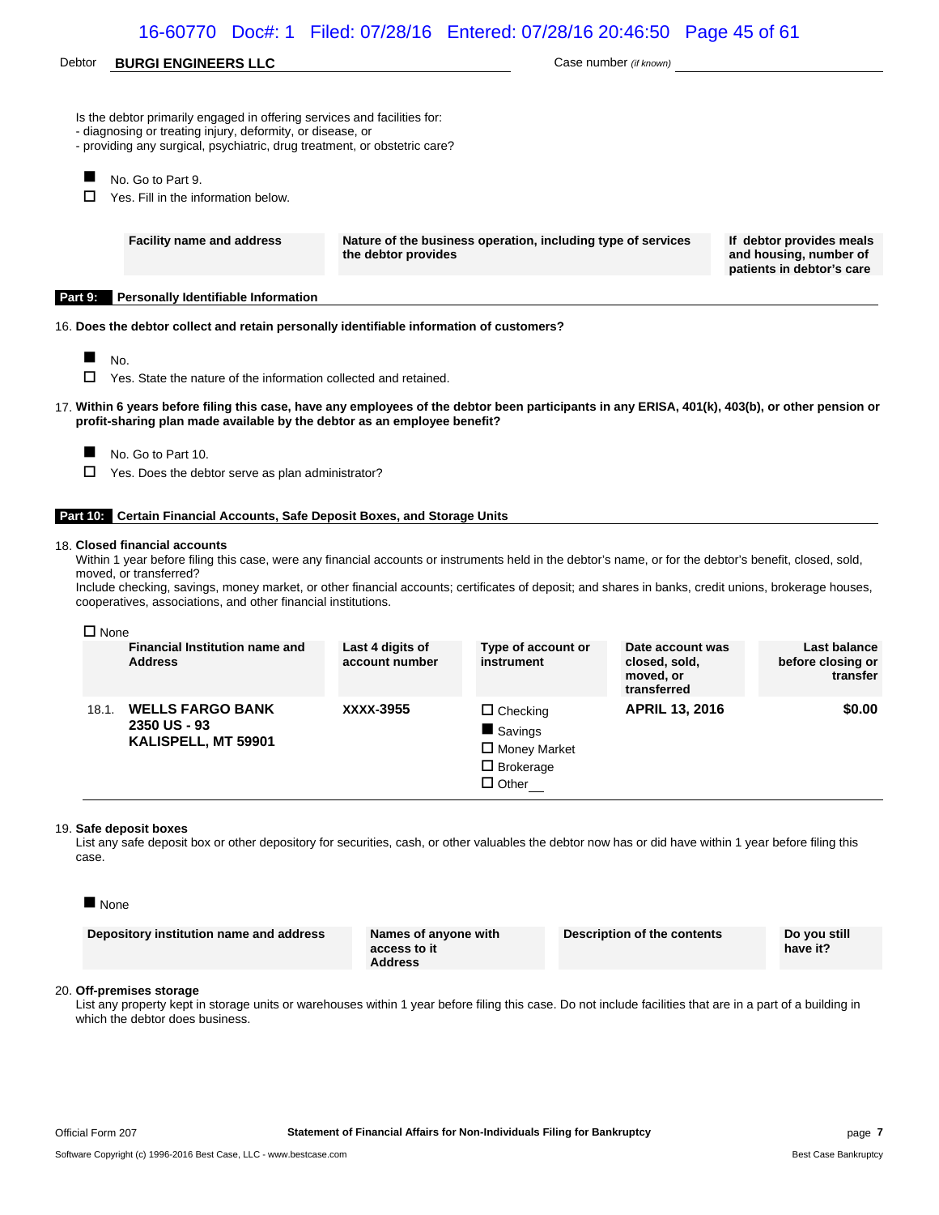Debtor **BURGI ENGINEERS LLC** Case number *(if known)*

Is the debtor primarily engaged in offering services and facilities for:
- diagnosing or treating injury, deformity, or disease, or
- providing any surgical, psychiatric, drug treatment, or obstetric care?

■ No. Go to Part 9.
☐ Yes. Fill in the information below.

| Facility name and address | Nature of the business operation, including type of services the debtor provides | If debtor provides meals and housing, number of patients in debtor's care |
|---|---|---|

## Part 9: Personally Identifiable Information

16. **Does the debtor collect and retain personally identifiable information of customers?**

■ No.
☐ Yes. State the nature of the information collected and retained.

17. **Within 6 years before filing this case, have any employees of the debtor been participants in any ERISA, 401(k), 403(b), or other pension or profit-sharing plan made available by the debtor as an employee benefit?**

■ No. Go to Part 10.
☐ Yes. Does the debtor serve as plan administrator?

## Part 10: Certain Financial Accounts, Safe Deposit Boxes, and Storage Units

18. **Closed financial accounts**
Within 1 year before filing this case, were any financial accounts or instruments held in the debtor's name, or for the debtor's benefit, closed, sold, moved, or transferred?
Include checking, savings, money market, or other financial accounts; certificates of deposit; and shares in banks, credit unions, brokerage houses, cooperatives, associations, and other financial institutions.

☐ None

| | Financial Institution name and Address | Last 4 digits of account number | Type of account or instrument | Date account was closed, sold, moved, or transferred | Last balance before closing or transfer |
|---|---|---|---|---|---|
| 18.1. | **WELLS FARGO BANK 2350 US - 93 KALISPELL, MT 59901** | **XXXX-3955** | ☐ Checking ■ Savings ☐ Money Market ☐ Brokerage ☐ Other__ | **APRIL 13, 2016** | **$0.00** |

19. **Safe deposit boxes**
List any safe deposit box or other depository for securities, cash, or other valuables the debtor now has or did have within 1 year before filing this case.

■ None

| Depository institution name and address | Names of anyone with access to it Address | Description of the contents | Do you still have it? |
|---|---|---|---|

20. **Off-premises storage**
List any property kept in storage units or warehouses within 1 year before filing this case. Do not include facilities that are in a part of a building in which the debtor does business.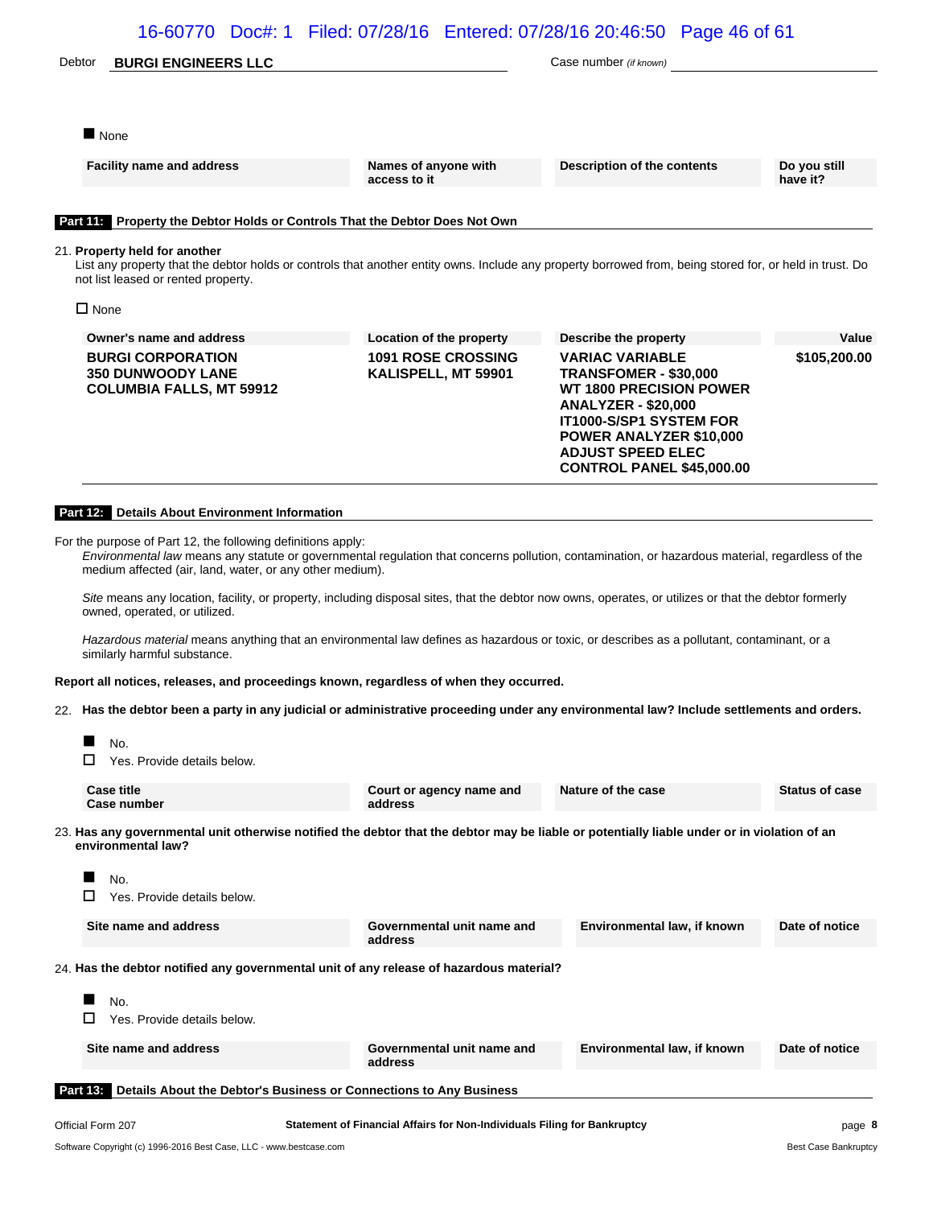Debtor **BURGI ENGINEERS LLC** Case number *(if known)*

■ None

| Facility name and address | Names of anyone with access to it | Description of the contents | Do you still have it? |
|---|---|---|---|

## Part 11: Property the Debtor Holds or Controls That the Debtor Does Not Own

21. **Property held for another**
List any property that the debtor holds or controls that another entity owns. Include any property borrowed from, being stored for, or held in trust. Do not list leased or rented property.

☐ None

| Owner's name and address | Location of the property | Describe the property | Value |
|---|---|---|---|
| **BURGI CORPORATION 350 DUNWOODY LANE COLUMBIA FALLS, MT 59912** | **1091 ROSE CROSSING KALISPELL, MT 59901** | **VARIAC VARIABLE TRANSFOMER - $30,000 WT 1800 PRECISION POWER ANALYZER - $20,000 IT1000-S/SP1 SYSTEM FOR POWER ANALYZER $10,000 ADJUST SPEED ELEC CONTROL PANEL $45,000.00** | **$105,200.00** |

## Part 12: Details About Environment Information

For the purpose of Part 12, the following definitions apply:

*Environmental law* means any statute or governmental regulation that concerns pollution, contamination, or hazardous material, regardless of the medium affected (air, land, water, or any other medium).

*Site* means any location, facility, or property, including disposal sites, that the debtor now owns, operates, or utilizes or that the debtor formerly owned, operated, or utilized.

*Hazardous material* means anything that an environmental law defines as hazardous or toxic, or describes as a pollutant, contaminant, or a similarly harmful substance.

**Report all notices, releases, and proceedings known, regardless of when they occurred.**

22. **Has the debtor been a party in any judicial or administrative proceeding under any environmental law? Include settlements and orders.**

■ No.
☐ Yes. Provide details below.

| Case title Case number | Court or agency name and address | Nature of the case | Status of case |
|---|---|---|---|

23. **Has any governmental unit otherwise notified the debtor that the debtor may be liable or potentially liable under or in violation of an environmental law?**

■ No.
☐ Yes. Provide details below.

| Site name and address | Governmental unit name and address | Environmental law, if known | Date of notice |
|---|---|---|---|

24. **Has the debtor notified any governmental unit of any release of hazardous material?**

■ No.
☐ Yes. Provide details below.

| Site name and address | Governmental unit name and address | Environmental law, if known | Date of notice |
|---|---|---|---|

## Part 13: Details About the Debtor's Business or Connections to Any Business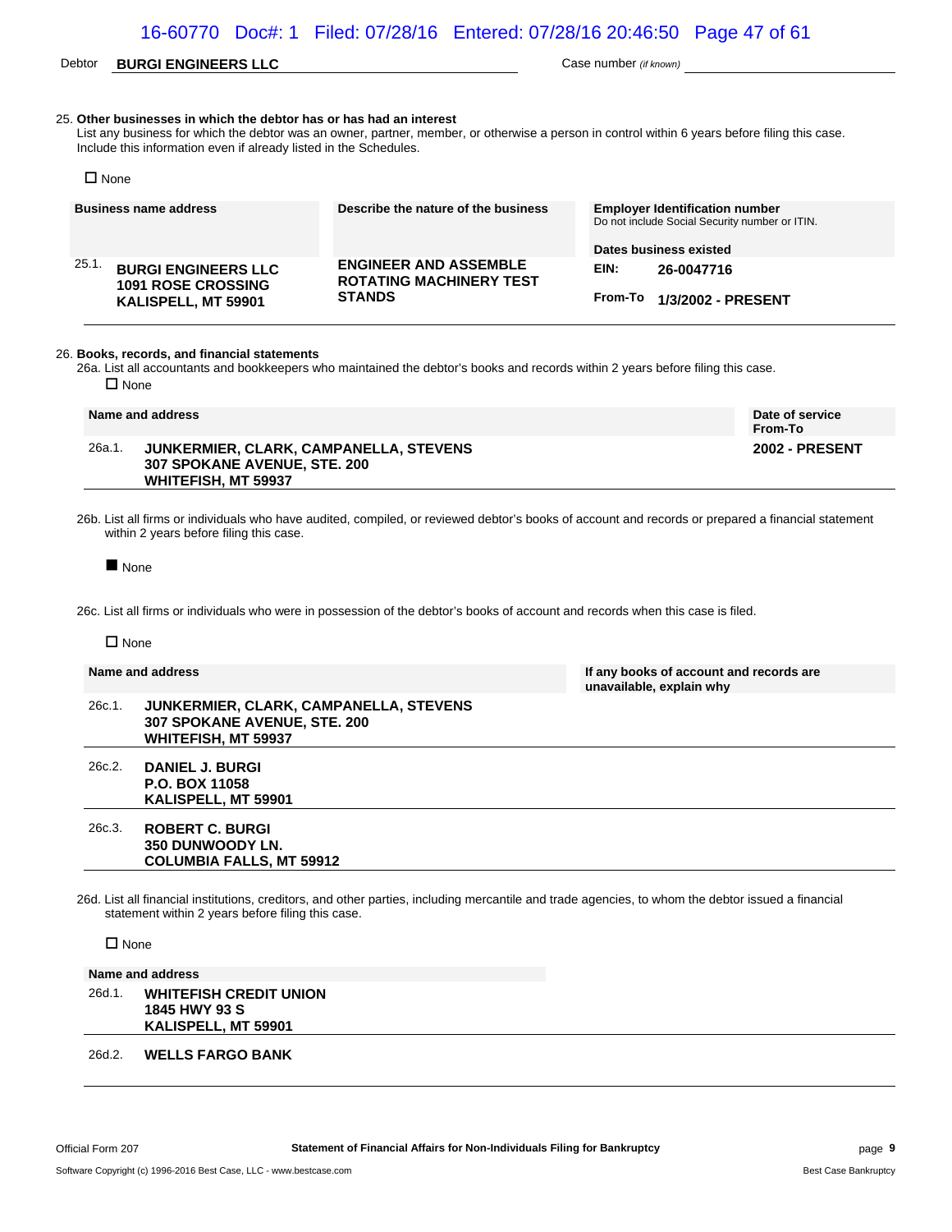Debtor **BURGI ENGINEERS LLC** Case number *(if known)*

**25. Other businesses in which the debtor has or has had an interest**

List any business for which the debtor was an owner, partner, member, or otherwise a person in control within 6 years before filing this case. Include this information even if already listed in the Schedules.

☐ None

| | Business name address | Describe the nature of the business | Employer Identification number (Do not include Social Security number or ITIN.) / Dates business existed |
|---|---|---|---|
| 25.1. | **BURGI ENGINEERS LLC**<br>**1091 ROSE CROSSING**<br>**KALISPELL, MT 59901** | **ENGINEER AND ASSEMBLE ROTATING MACHINERY TEST STANDS** | EIN: **26-0047716**<br>From-To **1/3/2002 - PRESENT** |

**26. Books, records, and financial statements**

26a. List all accountants and bookkeepers who maintained the debtor's books and records within 2 years before filing this case.

☐ None

| | Name and address | Date of service From-To |
|---|---|---|
| 26a.1. | **JUNKERMIER, CLARK, CAMPANELLA, STEVENS**<br>**307 SPOKANE AVENUE, STE. 200**<br>**WHITEFISH, MT 59937** | **2002 - PRESENT** |

26b. List all firms or individuals who have audited, compiled, or reviewed debtor's books of account and records or prepared a financial statement within 2 years before filing this case.

■ None

26c. List all firms or individuals who were in possession of the debtor's books of account and records when this case is filed.

☐ None

| | Name and address | If any books of account and records are unavailable, explain why |
|---|---|---|
| 26c.1. | **JUNKERMIER, CLARK, CAMPANELLA, STEVENS**<br>**307 SPOKANE AVENUE, STE. 200**<br>**WHITEFISH, MT 59937** | |
| 26c.2. | **DANIEL J. BURGI**<br>**P.O. BOX 11058**<br>**KALISPELL, MT 59901** | |
| 26c.3. | **ROBERT C. BURGI**<br>**350 DUNWOODY LN.**<br>**COLUMBIA FALLS, MT 59912** | |

26d. List all financial institutions, creditors, and other parties, including mercantile and trade agencies, to whom the debtor issued a financial statement within 2 years before filing this case.

☐ None

| | Name and address |
|---|---|
| 26d.1. | **WHITEFISH CREDIT UNION**<br>**1845 HWY 93 S**<br>**KALISPELL, MT 59901** |
| 26d.2. | **WELLS FARGO BANK** |

Official Form 207 — Statement of Financial Affairs for Non-Individuals Filing for Bankruptcy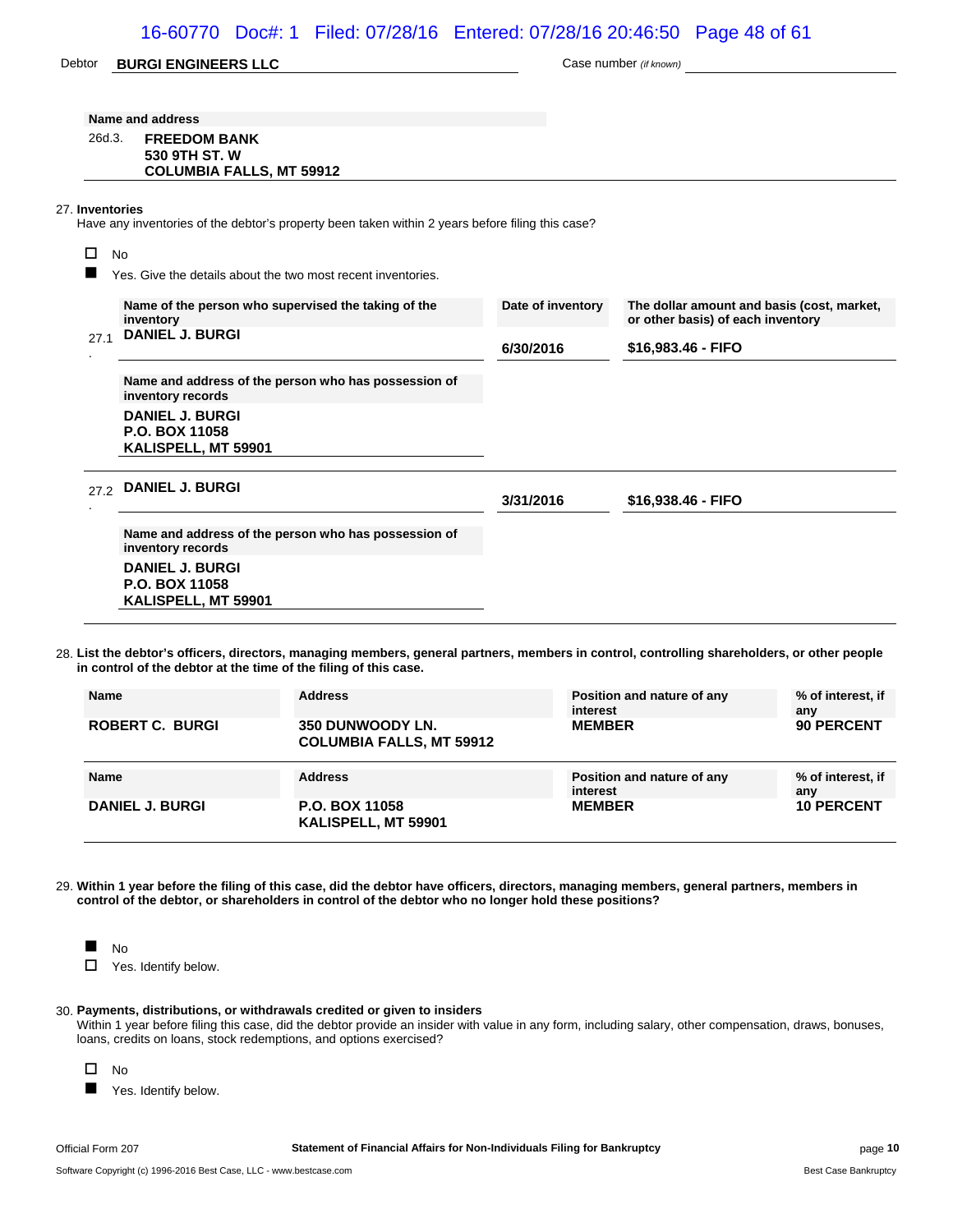Debtor **BURGI ENGINEERS LLC** Case number *(if known)*

**Name and address**

26d.3. **FREEDOM BANK**
**530 9TH ST. W**
**COLUMBIA FALLS, MT 59912**

27. **Inventories**

Have any inventories of the debtor's property been taken within 2 years before filing this case?

☐ No

■ Yes. Give the details about the two most recent inventories.

| | Name of the person who supervised the taking of the inventory | Date of inventory | The dollar amount and basis (cost, market, or other basis) of each inventory |
|---|---|---|---|
| 27.1 | **DANIEL J. BURGI** | **6/30/2016** | **$16,983.46 - FIFO** |
| | **Name and address of the person who has possession of inventory records**<br>**DANIEL J. BURGI**<br>**P.O. BOX 11058**<br>**KALISPELL, MT 59901** | | |
| 27.2 | **DANIEL J. BURGI** | **3/31/2016** | **$16,938.46 - FIFO** |
| | **Name and address of the person who has possession of inventory records**<br>**DANIEL J. BURGI**<br>**P.O. BOX 11058**<br>**KALISPELL, MT 59901** | | |

28. **List the debtor's officers, directors, managing members, general partners, members in control, controlling shareholders, or other people in control of the debtor at the time of the filing of this case.**

| Name | Address | Position and nature of any interest | % of interest, if any |
|---|---|---|---|
| **ROBERT C. BURGI** | **350 DUNWOODY LN.**<br>**COLUMBIA FALLS, MT 59912** | **MEMBER** | **90 PERCENT** |
| **DANIEL J. BURGI** | **P.O. BOX 11058**<br>**KALISPELL, MT 59901** | **MEMBER** | **10 PERCENT** |

29. **Within 1 year before the filing of this case, did the debtor have officers, directors, managing members, general partners, members in control of the debtor, or shareholders in control of the debtor who no longer hold these positions?**

■ No

☐ Yes. Identify below.

30. **Payments, distributions, or withdrawals credited or given to insiders**

Within 1 year before filing this case, did the debtor provide an insider with value in any form, including salary, other compensation, draws, bonuses, loans, credits on loans, stock redemptions, and options exercised?

☐ No

■ Yes. Identify below.

Official Form 207 **Statement of Financial Affairs for Non-Individuals Filing for Bankruptcy**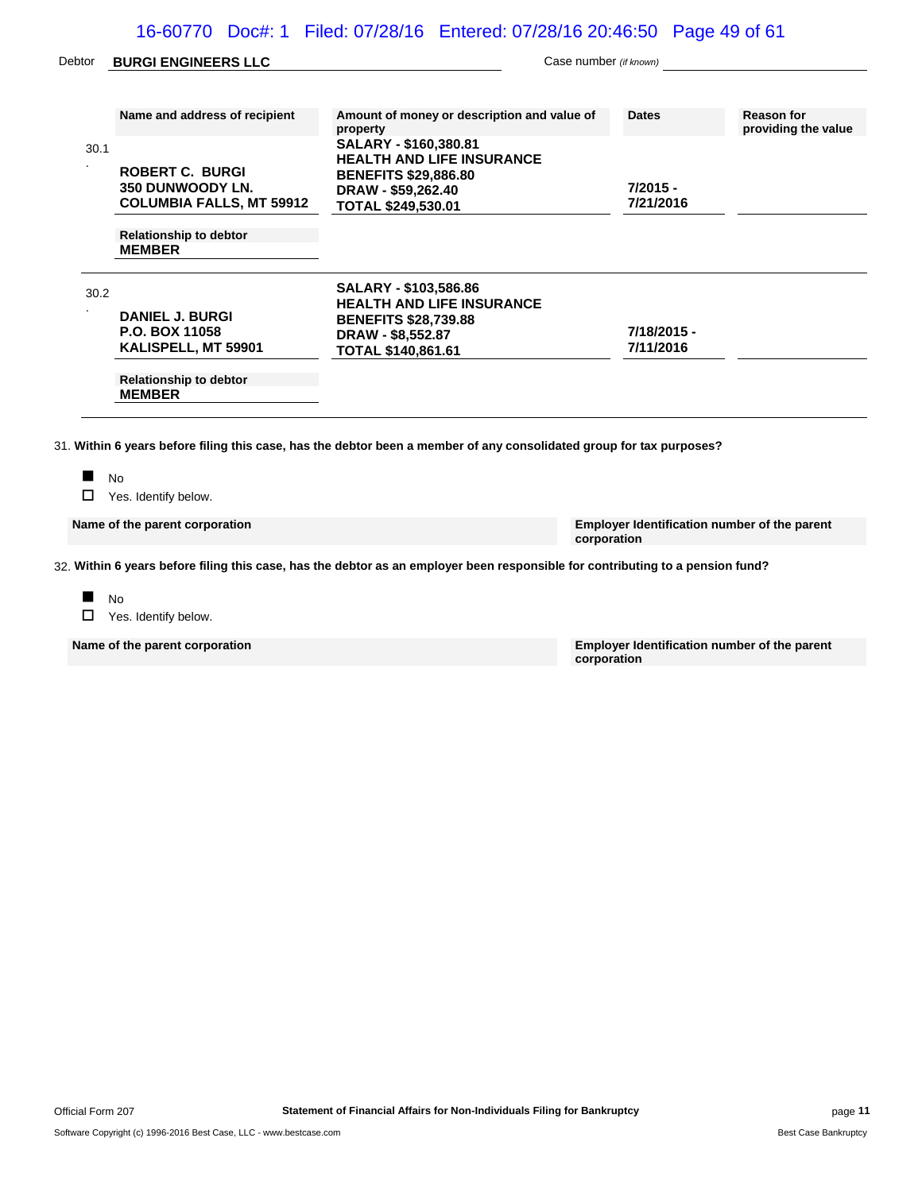Debtor **BURGI ENGINEERS LLC** Case number *(if known)*

| | Name and address of recipient | Amount of money or description and value of property | Dates | Reason for providing the value |
|---|---|---|---|---|
| 30.1 | **ROBERT C. BURGI**<br>**350 DUNWOODY LN.**<br>**COLUMBIA FALLS, MT 59912**<br><br>Relationship to debtor<br>**MEMBER** | **SALARY - $160,380.81**<br>**HEALTH AND LIFE INSURANCE BENEFITS $29,886.80**<br>**DRAW - $59,262.40**<br>**TOTAL $249,530.01** | **7/2015 - 7/21/2016** | |
| 30.2 | **DANIEL J. BURGI**<br>**P.O. BOX 11058**<br>**KALISPELL, MT 59901**<br><br>Relationship to debtor<br>**MEMBER** | **SALARY - $103,586.86**<br>**HEALTH AND LIFE INSURANCE BENEFITS $28,739.88**<br>**DRAW - $8,552.87**<br>**TOTAL $140,861.61** | **7/18/2015 - 7/11/2016** | |

31. **Within 6 years before filing this case, has the debtor been a member of any consolidated group for tax purposes?**

■ No
☐ Yes. Identify below.

| Name of the parent corporation | Employer Identification number of the parent corporation |
|---|---|

32. **Within 6 years before filing this case, has the debtor as an employer been responsible for contributing to a pension fund?**

■ No
☐ Yes. Identify below.

| Name of the parent corporation | Employer Identification number of the parent corporation |
|---|---|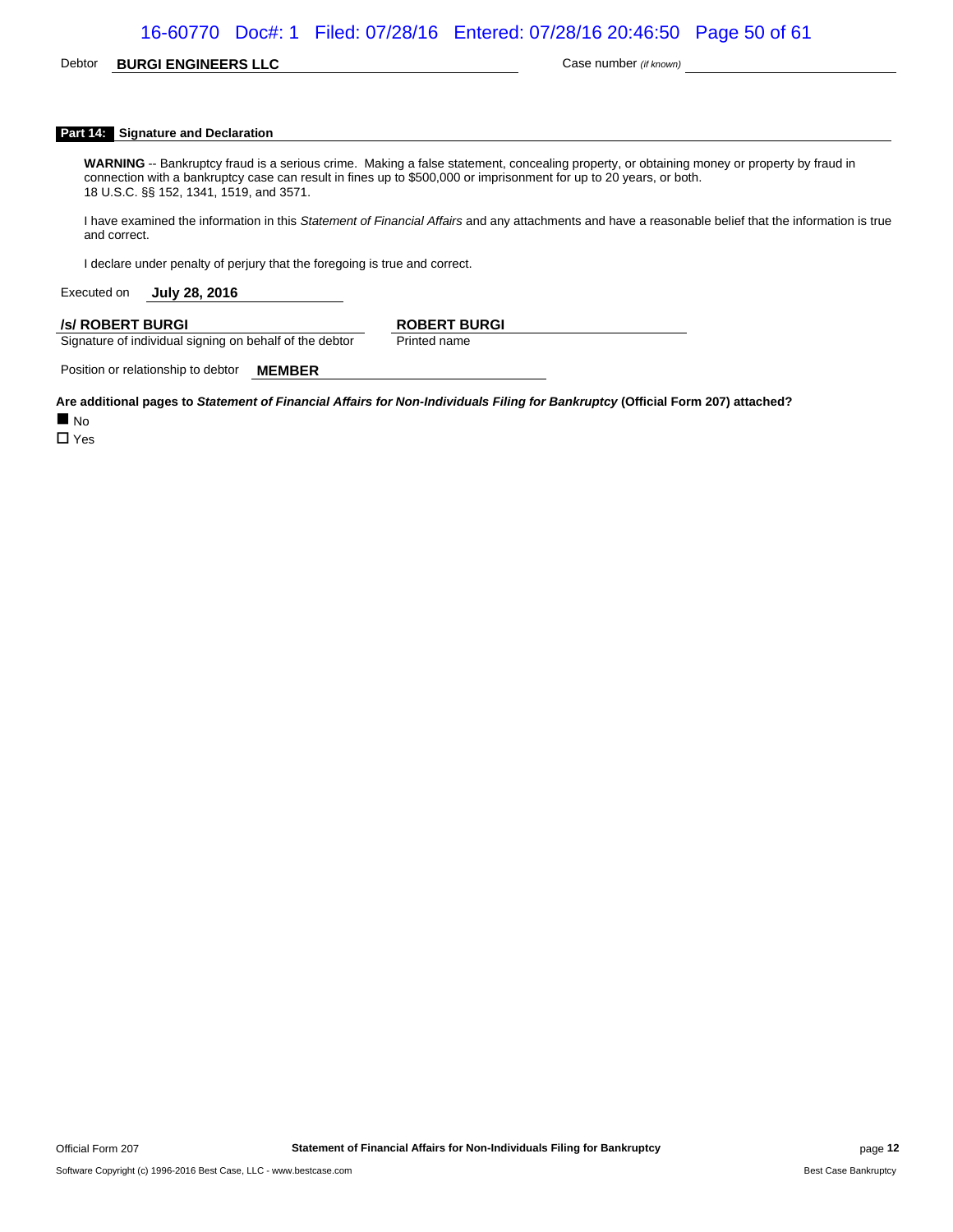Debtor **BURGI ENGINEERS LLC** Case number *(if known)*

## Part 14: Signature and Declaration

**WARNING** -- Bankruptcy fraud is a serious crime. Making a false statement, concealing property, or obtaining money or property by fraud in connection with a bankruptcy case can result in fines up to $500,000 or imprisonment for up to 20 years, or both. 18 U.S.C. §§ 152, 1341, 1519, and 3571.

I have examined the information in this *Statement of Financial Affairs* and any attachments and have a reasonable belief that the information is true and correct.

I declare under penalty of perjury that the foregoing is true and correct.

Executed on **July 28, 2016**

**/s/ ROBERT BURGI**
Signature of individual signing on behalf of the debtor

**ROBERT BURGI**
Printed name

Position or relationship to debtor **MEMBER**

**Are additional pages to *Statement of Financial Affairs for Non-Individuals Filing for Bankruptcy* (Official Form 207) attached?**

■ No
☐ Yes

Official Form 207 **Statement of Financial Affairs for Non-Individuals Filing for Bankruptcy** page **12**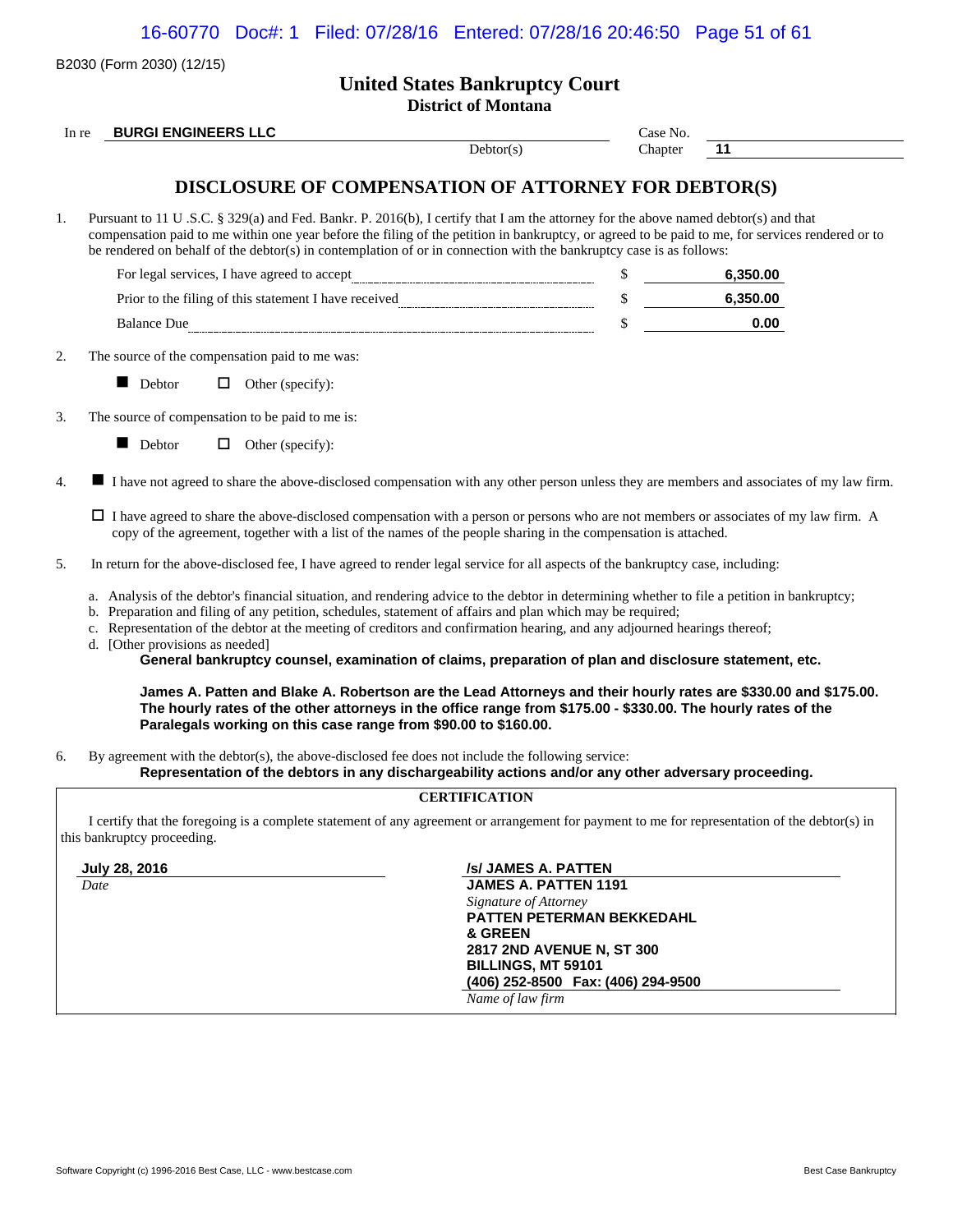B2030 (Form 2030) (12/15)

# United States Bankruptcy Court
## District of Montana

In re **BURGI ENGINEERS LLC** Debtor(s)

Case No.
Chapter **11**

## DISCLOSURE OF COMPENSATION OF ATTORNEY FOR DEBTOR(S)

1. Pursuant to 11 U .S.C. § 329(a) and Fed. Bankr. P. 2016(b), I certify that I am the attorney for the above named debtor(s) and that compensation paid to me within one year before the filing of the petition in bankruptcy, or agreed to be paid to me, for services rendered or to be rendered on behalf of the debtor(s) in contemplation of or in connection with the bankruptcy case is as follows:

| | | |
|---|---|---|
| For legal services, I have agreed to accept | $ | **6,350.00** |
| Prior to the filing of this statement I have received | $ | **6,350.00** |
| Balance Due | $ | **0.00** |

2. The source of the compensation paid to me was:

   ■ Debtor ☐ Other (specify):

3. The source of compensation to be paid to me is:

   ■ Debtor ☐ Other (specify):

4. ■ I have not agreed to share the above-disclosed compensation with any other person unless they are members and associates of my law firm.

   ☐ I have agreed to share the above-disclosed compensation with a person or persons who are not members or associates of my law firm. A copy of the agreement, together with a list of the names of the people sharing in the compensation is attached.

5. In return for the above-disclosed fee, I have agreed to render legal service for all aspects of the bankruptcy case, including:

   a. Analysis of the debtor's financial situation, and rendering advice to the debtor in determining whether to file a petition in bankruptcy;
   b. Preparation and filing of any petition, schedules, statement of affairs and plan which may be required;
   c. Representation of the debtor at the meeting of creditors and confirmation hearing, and any adjourned hearings thereof;
   d. [Other provisions as needed]

   **General bankruptcy counsel, examination of claims, preparation of plan and disclosure statement, etc.**

   **James A. Patten and Blake A. Robertson are the Lead Attorneys and their hourly rates are $330.00 and $175.00. The hourly rates of the other attorneys in the office range from $175.00 - $330.00. The hourly rates of the Paralegals working on this case range from $90.00 to $160.00.**

6. By agreement with the debtor(s), the above-disclosed fee does not include the following service:

   **Representation of the debtors in any dischargeability actions and/or any other adversary proceeding.**

### CERTIFICATION

I certify that the foregoing is a complete statement of any agreement or arrangement for payment to me for representation of the debtor(s) in this bankruptcy proceeding.

**July 28, 2016**
*Date*

**/s/ JAMES A. PATTEN**
**JAMES A. PATTEN 1191**
*Signature of Attorney*
**PATTEN PETERMAN BEKKEDAHL & GREEN**
**2817 2ND AVENUE N, ST 300**
**BILLINGS, MT 59101**
**(406) 252-8500 Fax: (406) 294-9500**
*Name of law firm*

Software Copyright (c) 1996-2016 Best Case, LLC - www.bestcase.com Best Case Bankruptcy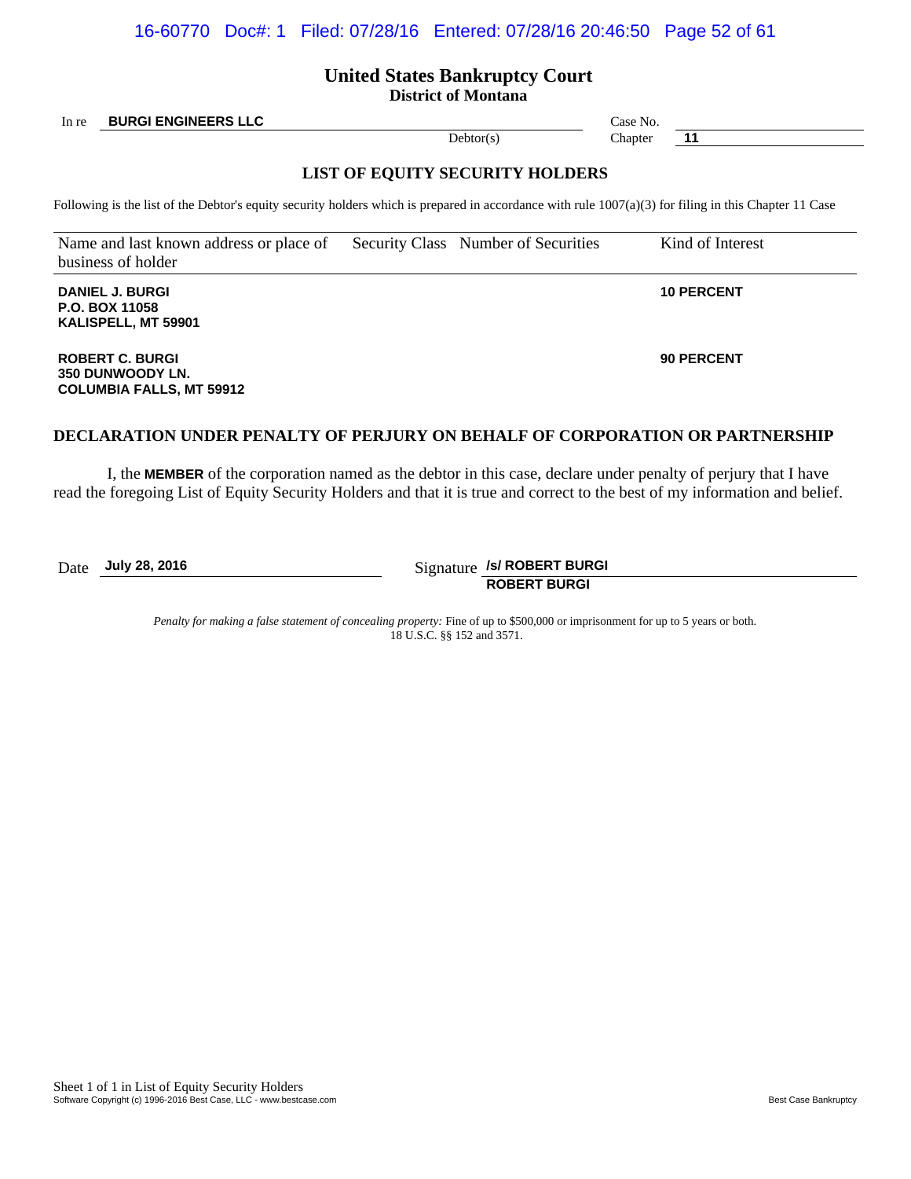# United States Bankruptcy Court
## District of Montana

In re **BURGI ENGINEERS LLC**, Debtor(s)

Case No.
Chapter **11**

### LIST OF EQUITY SECURITY HOLDERS

Following is the list of the Debtor's equity security holders which is prepared in accordance with rule 1007(a)(3) for filing in this Chapter 11 Case

| Name and last known address or place of business of holder | Security Class | Number of Securities | Kind of Interest |
|---|---|---|---|
| **DANIEL J. BURGI**<br>**P.O. BOX 11058**<br>**KALISPELL, MT 59901** | | | **10 PERCENT** |
| **ROBERT C. BURGI**<br>**350 DUNWOODY LN.**<br>**COLUMBIA FALLS, MT 59912** | | | **90 PERCENT** |

### DECLARATION UNDER PENALTY OF PERJURY ON BEHALF OF CORPORATION OR PARTNERSHIP

I, the **MEMBER** of the corporation named as the debtor in this case, declare under penalty of perjury that I have read the foregoing List of Equity Security Holders and that it is true and correct to the best of my information and belief.

Date **July 28, 2016**

Signature **/s/ ROBERT BURGI**
**ROBERT BURGI**

*Penalty for making a false statement of concealing property:* Fine of up to $500,000 or imprisonment for up to 5 years or both. 18 U.S.C. §§ 152 and 3571.

Sheet 1 of 1 in List of Equity Security Holders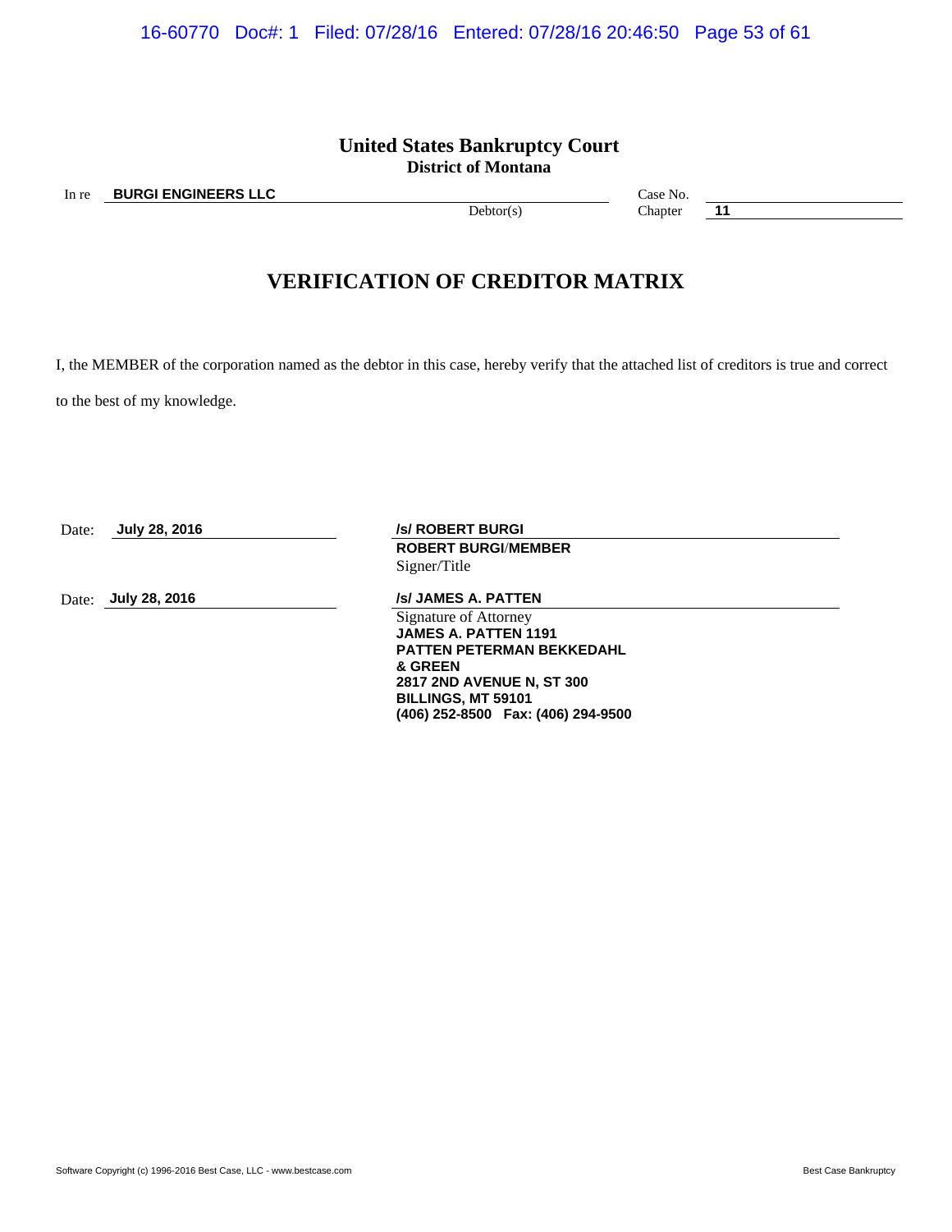**United States Bankruptcy Court**
**District of Montana**

In re **BURGI ENGINEERS LLC**
Debtor(s)

Case No.
Chapter **11**

# VERIFICATION OF CREDITOR MATRIX

I, the MEMBER of the corporation named as the debtor in this case, hereby verify that the attached list of creditors is true and correct to the best of my knowledge.

Date: **July 28, 2016**

**/s/ ROBERT BURGI**
**ROBERT BURGI/MEMBER**
Signer/Title

Date: **July 28, 2016**

**/s/ JAMES A. PATTEN**
Signature of Attorney
**JAMES A. PATTEN 1191**
**PATTEN PETERMAN BEKKEDAHL & GREEN**
**2817 2ND AVENUE N, ST 300**
**BILLINGS, MT 59101**
**(406) 252-8500 Fax: (406) 294-9500**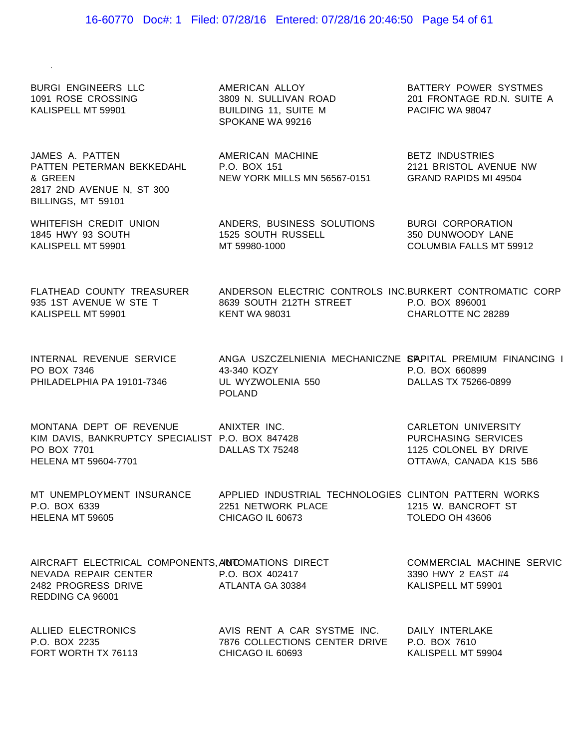BURGI ENGINEERS LLC
1091 ROSE CROSSING
KALISPELL MT 59901

JAMES A. PATTEN
PATTEN PETERMAN BEKKEDAHL & GREEN
2817 2ND AVENUE N, ST 300
BILLINGS, MT 59101

WHITEFISH CREDIT UNION
1845 HWY 93 SOUTH
KALISPELL MT 59901

FLATHEAD COUNTY TREASURER
935 1ST AVENUE W STE T
KALISPELL MT 59901

INTERNAL REVENUE SERVICE
PO BOX 7346
PHILADELPHIA PA 19101-7346

MONTANA DEPT OF REVENUE
KIM DAVIS, BANKRUPTCY SPECIALIST
PO BOX 7701
HELENA MT 59604-7701

MT UNEMPLOYMENT INSURANCE
P.O. BOX 6339
HELENA MT 59605

AIRCRAFT ELECTRICAL COMPONENTS, INC
NEVADA REPAIR CENTER
2482 PROGRESS DRIVE
REDDING CA 96001

ALLIED ELECTRONICS
P.O. BOX 2235
FORT WORTH TX 76113

AMERICAN ALLOY
3809 N. SULLIVAN ROAD
BUILDING 11, SUITE M
SPOKANE WA 99216

AMERICAN MACHINE
P.O. BOX 151
NEW YORK MILLS MN 56567-0151

ANDERS, BUSINESS SOLUTIONS
1525 SOUTH RUSSELL
MT 59980-1000

ANDERSON ELECTRIC CONTROLS INC.
8639 SOUTH 212TH STREET
KENT WA 98031

ANGA USZCZELNIENIA MECHANICZNE SP
43-340 KOZY
UL WYZWOLENIA 550
POLAND

ANIXTER INC.
P.O. BOX 847428
DALLAS TX 75248

APPLIED INDUSTRIAL TECHNOLOGIES
2251 NETWORK PLACE
CHICAGO IL 60673

AUTOMATIONS DIRECT
P.O. BOX 402417
ATLANTA GA 30384

AVIS RENT A CAR SYSTME INC.
7876 COLLECTIONS CENTER DRIVE
CHICAGO IL 60693

BATTERY POWER SYSTMES
201 FRONTAGE RD.N. SUITE A
PACIFIC WA 98047

BETZ INDUSTRIES
2121 BRISTOL AVENUE NW
GRAND RAPIDS MI 49504

BURGI CORPORATION
350 DUNWOODY LANE
COLUMBIA FALLS MT 59912

BURKERT CONTROMATIC CORP
P.O. BOX 896001
CHARLOTTE NC 28289

CAPITAL PREMIUM FINANCING I
P.O. BOX 660899
DALLAS TX 75266-0899

CARLETON UNIVERSITY
PURCHASING SERVICES
1125 COLONEL BY DRIVE
OTTAWA, CANADA K1S 5B6

CLINTON PATTERN WORKS
1215 W. BANCROFT ST
TOLEDO OH 43606

COMMERCIAL MACHINE SERVIC
3390 HWY 2 EAST #4
KALISPELL MT 59901

DAILY INTERLAKE
P.O. BOX 7610
KALISPELL MT 59904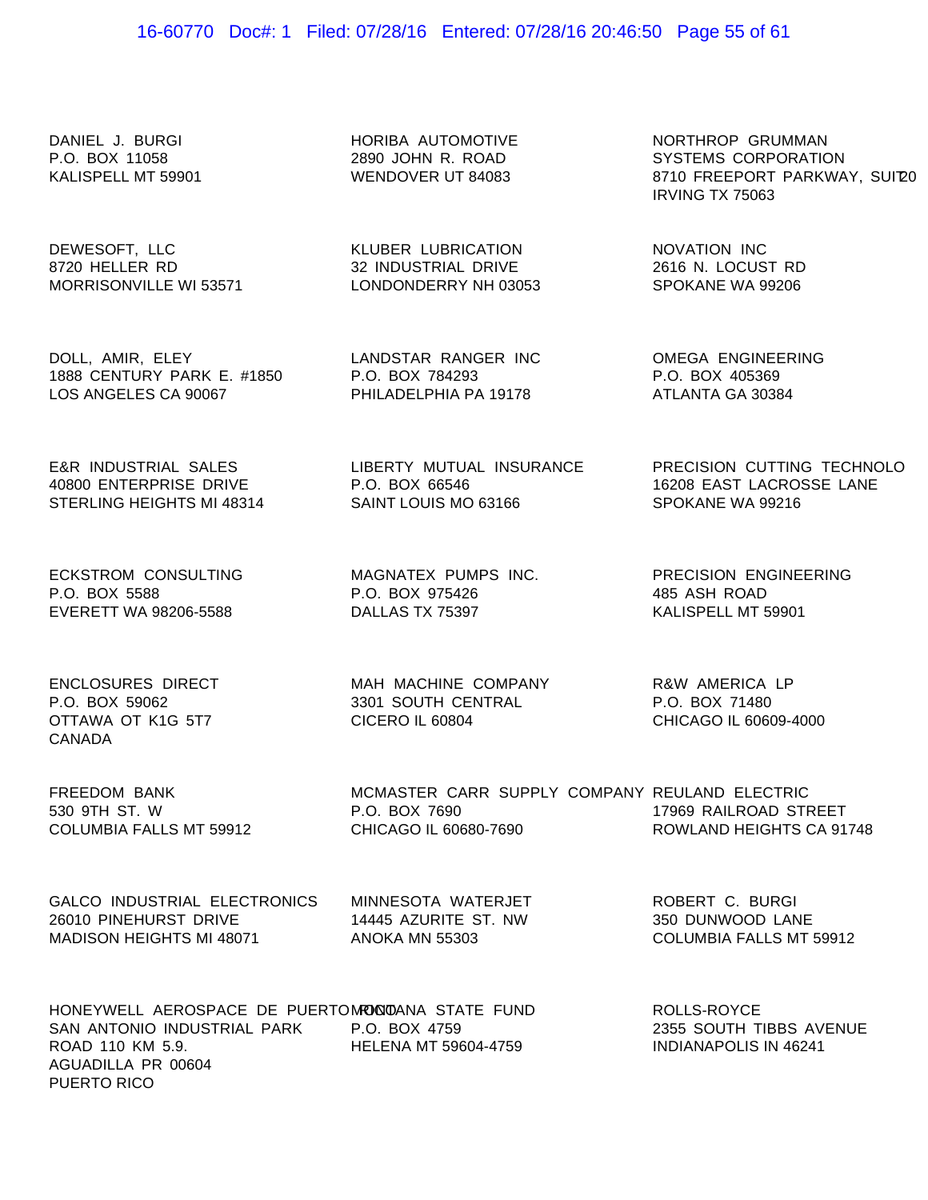DANIEL J. BURGI
P.O. BOX 11058
KALISPELL MT 59901

DEWESOFT, LLC
8720 HELLER RD
MORRISONVILLE WI 53571

DOLL, AMIR, ELEY
1888 CENTURY PARK E. #1850
LOS ANGELES CA 90067

E&R INDUSTRIAL SALES
40800 ENTERPRISE DRIVE
STERLING HEIGHTS MI 48314

ECKSTROM CONSULTING
P.O. BOX 5588
EVERETT WA 98206-5588

ENCLOSURES DIRECT
P.O. BOX 59062
OTTAWA OT K1G 5T7
CANADA

FREEDOM BANK
530 9TH ST. W
COLUMBIA FALLS MT 59912

GALCO INDUSTRIAL ELECTRONICS
26010 PINEHURST DRIVE
MADISON HEIGHTS MI 48071

HONEYWELL AEROSPACE DE PUERTO RICO
SAN ANTONIO INDUSTRIAL PARK
ROAD 110 KM 5.9.
AGUADILLA PR 00604
PUERTO RICO

HORIBA AUTOMOTIVE
2890 JOHN R. ROAD
WENDOVER UT 84083

KLUBER LUBRICATION
32 INDUSTRIAL DRIVE
LONDONDERRY NH 03053

LANDSTAR RANGER INC
P.O. BOX 784293
PHILADELPHIA PA 19178

LIBERTY MUTUAL INSURANCE
P.O. BOX 66546
SAINT LOUIS MO 63166

MAGNATEX PUMPS INC.
P.O. BOX 975426
DALLAS TX 75397

MAH MACHINE COMPANY
3301 SOUTH CENTRAL
CICERO IL 60804

MCMASTER CARR SUPPLY COMPANY
P.O. BOX 7690
CHICAGO IL 60680-7690

MINNESOTA WATERJET
14445 AZURITE ST. NW
ANOKA MN 55303

MONTANA STATE FUND
P.O. BOX 4759
HELENA MT 59604-4759

NORTHROP GRUMMAN
SYSTEMS CORPORATION
8710 FREEPORT PARKWAY, SUITE 200
IRVING TX 75063

NOVATION INC
2616 N. LOCUST RD
SPOKANE WA 99206

OMEGA ENGINEERING
P.O. BOX 405369
ATLANTA GA 30384

PRECISION CUTTING TECHNOLO
16208 EAST LACROSSE LANE
SPOKANE WA 99216

PRECISION ENGINEERING
485 ASH ROAD
KALISPELL MT 59901

R&W AMERICA LP
P.O. BOX 71480
CHICAGO IL 60609-4000

REULAND ELECTRIC
17969 RAILROAD STREET
ROWLAND HEIGHTS CA 91748

ROBERT C. BURGI
350 DUNWOOD LANE
COLUMBIA FALLS MT 59912

ROLLS-ROYCE
2355 SOUTH TIBBS AVENUE
INDIANAPOLIS IN 46241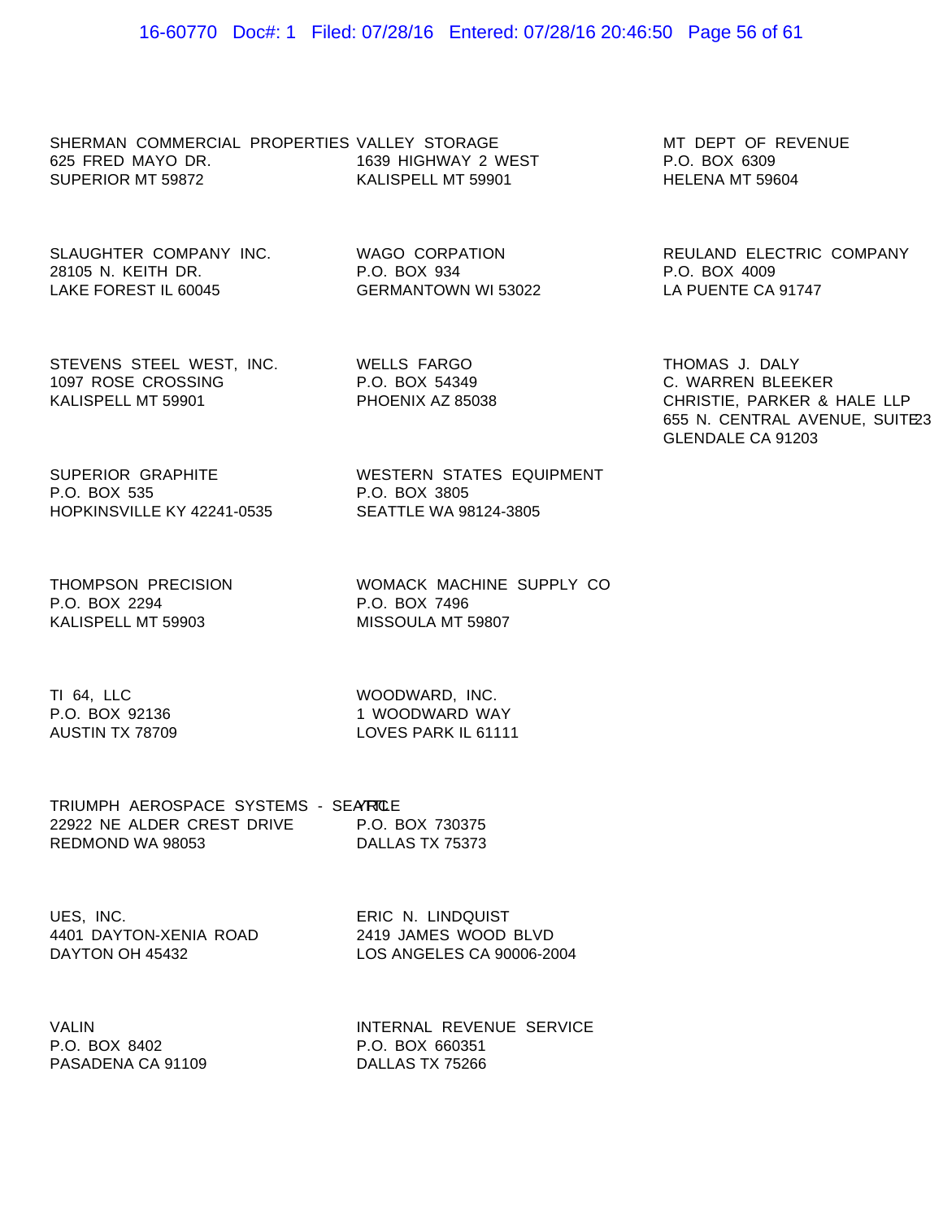SHERMAN COMMERCIAL PROPERTIES
625 FRED MAYO DR.
SUPERIOR MT 59872

SLAUGHTER COMPANY INC.
28105 N. KEITH DR.
LAKE FOREST IL 60045

STEVENS STEEL WEST, INC.
1097 ROSE CROSSING
KALISPELL MT 59901

SUPERIOR GRAPHITE
P.O. BOX 535
HOPKINSVILLE KY 42241-0535

THOMPSON PRECISION
P.O. BOX 2294
KALISPELL MT 59903

TI 64, LLC
P.O. BOX 92136
AUSTIN TX 78709

TRIUMPH AEROSPACE SYSTEMS - SEATTLE
22922 NE ALDER CREST DRIVE
REDMOND WA 98053

UES, INC.
4401 DAYTON-XENIA ROAD
DAYTON OH 45432

VALIN
P.O. BOX 8402
PASADENA CA 91109

VALLEY STORAGE
1639 HIGHWAY 2 WEST
KALISPELL MT 59901

WAGO CORPATION
P.O. BOX 934
GERMANTOWN WI 53022

WELLS FARGO
P.O. BOX 54349
PHOENIX AZ 85038

WESTERN STATES EQUIPMENT
P.O. BOX 3805
SEATTLE WA 98124-3805

WOMACK MACHINE SUPPLY CO
P.O. BOX 7496
MISSOULA MT 59807

WOODWARD, INC.
1 WOODWARD WAY
LOVES PARK IL 61111

YRC
P.O. BOX 730375
DALLAS TX 75373

ERIC N. LINDQUIST
2419 JAMES WOOD BLVD
LOS ANGELES CA 90006-2004

INTERNAL REVENUE SERVICE
P.O. BOX 660351
DALLAS TX 75266

MT DEPT OF REVENUE
P.O. BOX 6309
HELENA MT 59604

REULAND ELECTRIC COMPANY
P.O. BOX 4009
LA PUENTE CA 91747

THOMAS J. DALY
C. WARREN BLEEKER
CHRISTIE, PARKER & HALE LLP
655 N. CENTRAL AVENUE, SUITE 23
GLENDALE CA 91203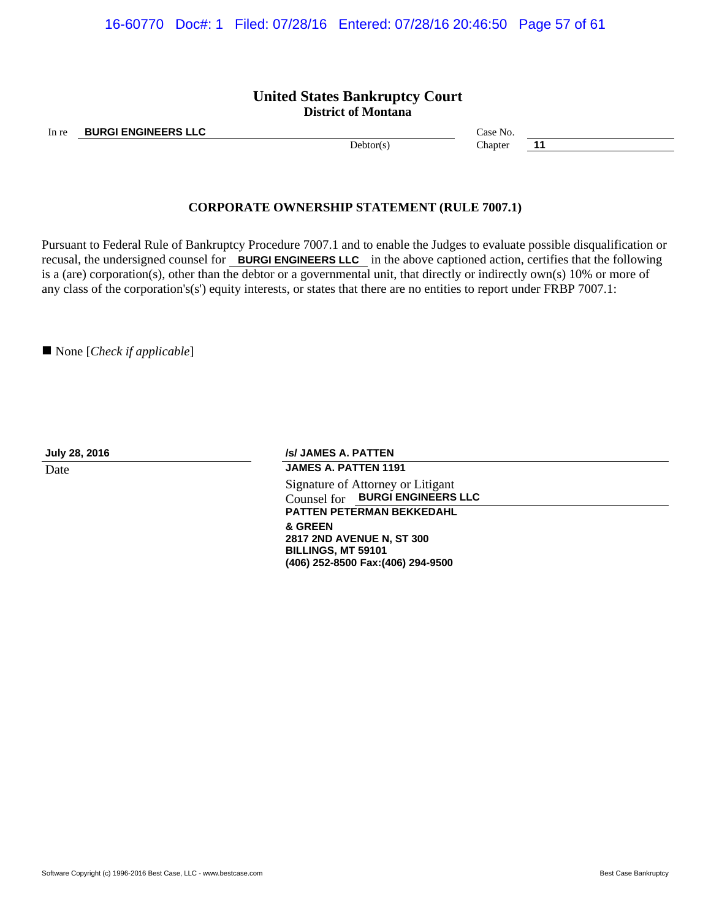# United States Bankruptcy Court
## District of Montana

In re **BURGI ENGINEERS LLC**
Debtor(s)

Case No.
Chapter **11**

### CORPORATE OWNERSHIP STATEMENT (RULE 7007.1)

Pursuant to Federal Rule of Bankruptcy Procedure 7007.1 and to enable the Judges to evaluate possible disqualification or recusal, the undersigned counsel for **BURGI ENGINEERS LLC** in the above captioned action, certifies that the following is a (are) corporation(s), other than the debtor or a governmental unit, that directly or indirectly own(s) 10% or more of any class of the corporation's(s') equity interests, or states that there are no entities to report under FRBP 7007.1:

■ None [*Check if applicable*]

**July 28, 2016**
Date

**/s/ JAMES A. PATTEN**
**JAMES A. PATTEN 1191**
Signature of Attorney or Litigant
Counsel for **BURGI ENGINEERS LLC**
**PATTEN PETERMAN BEKKEDAHL & GREEN**
**2817 2ND AVENUE N, ST 300**
**BILLINGS, MT 59101**
**(406) 252-8500 Fax:(406) 294-9500**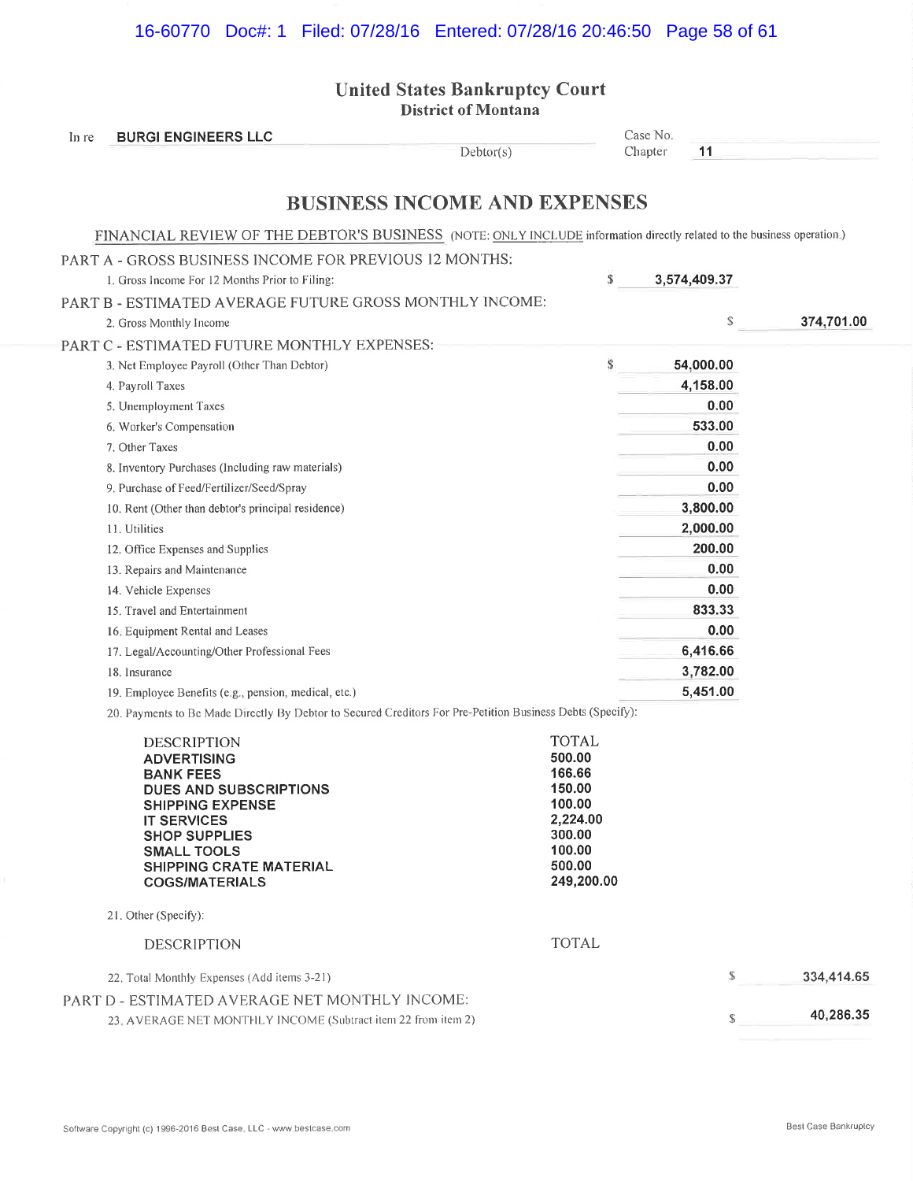# United States Bankruptcy Court
## District of Montana

In re **BURGI ENGINEERS LLC**, Debtor(s)

Case No.

Chapter **11**

# BUSINESS INCOME AND EXPENSES

FINANCIAL REVIEW OF THE DEBTOR'S BUSINESS (NOTE: ONLY INCLUDE information directly related to the business operation.)

### PART A - GROSS BUSINESS INCOME FOR PREVIOUS 12 MONTHS:

| | | |
|---|---|---|
| 1. Gross Income For 12 Months Prior to Filing: | $ **3,574,409.37** | |

### PART B - ESTIMATED AVERAGE FUTURE GROSS MONTHLY INCOME:

| | | |
|---|---|---|
| 2. Gross Monthly Income | | $ **374,701.00** |

### PART C - ESTIMATED FUTURE MONTHLY EXPENSES:

| | | |
|---|---|---|
| 3. Net Employee Payroll (Other Than Debtor) | $ **54,000.00** | |
| 4. Payroll Taxes | **4,158.00** | |
| 5. Unemployment Taxes | **0.00** | |
| 6. Worker's Compensation | **533.00** | |
| 7. Other Taxes | **0.00** | |
| 8. Inventory Purchases (Including raw materials) | **0.00** | |
| 9. Purchase of Feed/Fertilizer/Seed/Spray | **0.00** | |
| 10. Rent (Other than debtor's principal residence) | **3,800.00** | |
| 11. Utilities | **2,000.00** | |
| 12. Office Expenses and Supplies | **200.00** | |
| 13. Repairs and Maintenance | **0.00** | |
| 14. Vehicle Expenses | **0.00** | |
| 15. Travel and Entertainment | **833.33** | |
| 16. Equipment Rental and Leases | **0.00** | |
| 17. Legal/Accounting/Other Professional Fees | **6,416.66** | |
| 18. Insurance | **3,782.00** | |
| 19. Employee Benefits (e.g., pension, medical, etc.) | **5,451.00** | |

20. Payments to Be Made Directly By Debtor to Secured Creditors For Pre-Petition Business Debts (Specify):

| DESCRIPTION | TOTAL |
|---|---|
| **ADVERTISING** | **500.00** |
| **BANK FEES** | **166.66** |
| **DUES AND SUBSCRIPTIONS** | **150.00** |
| **SHIPPING EXPENSE** | **100.00** |
| **IT SERVICES** | **2,224.00** |
| **SHOP SUPPLIES** | **300.00** |
| **SMALL TOOLS** | **100.00** |
| **SHIPPING CRATE MATERIAL** | **500.00** |
| **COGS/MATERIALS** | **249,200.00** |

21. Other (Specify):

| DESCRIPTION | TOTAL |
|---|---|

| | | |
|---|---|---|
| 22. Total Monthly Expenses (Add items 3-21) | | $ **334,414.65** |

### PART D - ESTIMATED AVERAGE NET MONTHLY INCOME:

| | | |
|---|---|---|
| 23. AVERAGE NET MONTHLY INCOME (Subtract item 22 from item 2) | | $ **40,286.35** |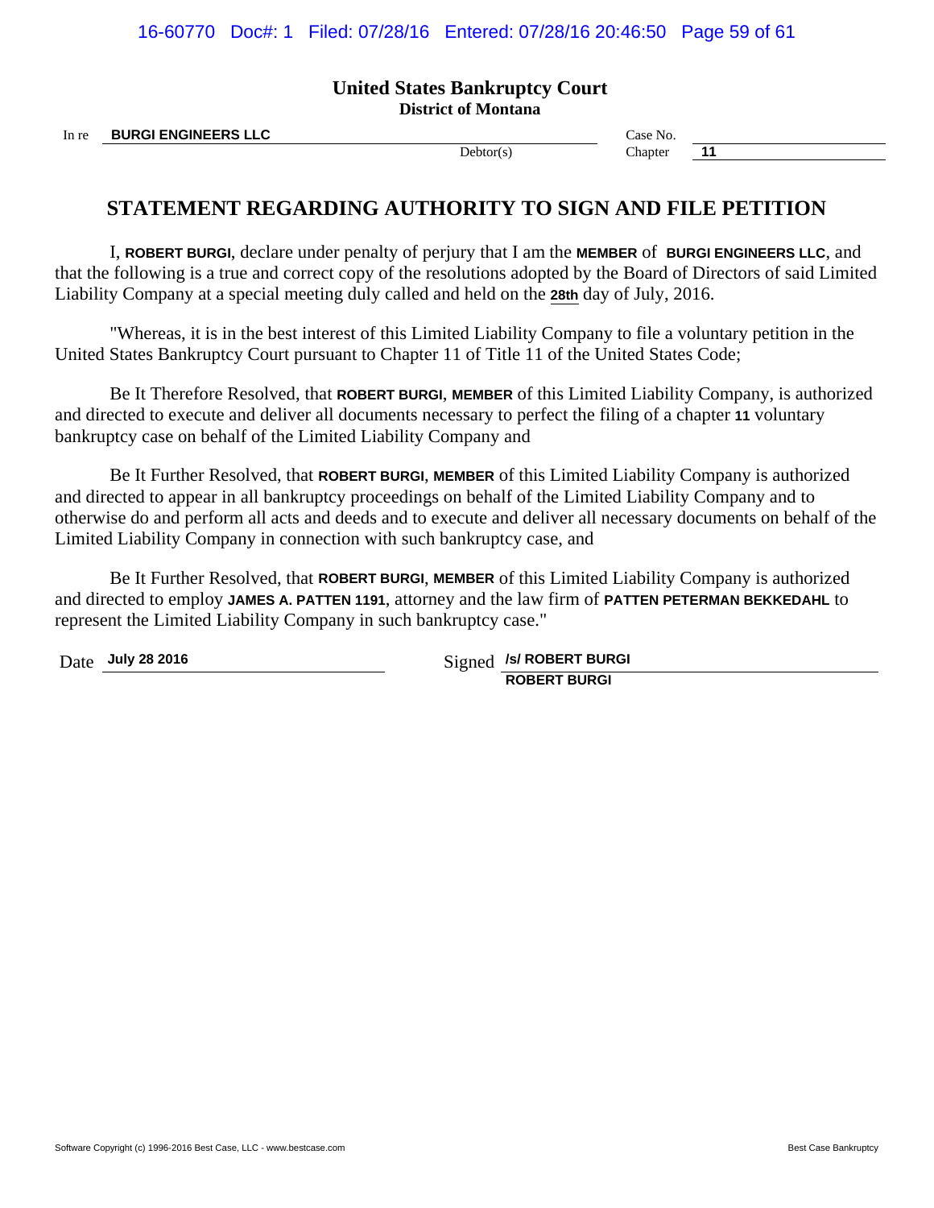**United States Bankruptcy Court**
**District of Montana**

In re **BURGI ENGINEERS LLC** Debtor(s)

Case No.
Chapter **11**

## STATEMENT REGARDING AUTHORITY TO SIGN AND FILE PETITION

I, **ROBERT BURGI**, declare under penalty of perjury that I am the **MEMBER** of **BURGI ENGINEERS LLC**, and that the following is a true and correct copy of the resolutions adopted by the Board of Directors of said Limited Liability Company at a special meeting duly called and held on the **28th** day of July, 2016.

"Whereas, it is in the best interest of this Limited Liability Company to file a voluntary petition in the United States Bankruptcy Court pursuant to Chapter 11 of Title 11 of the United States Code;

Be It Therefore Resolved, that **ROBERT BURGI**, **MEMBER** of this Limited Liability Company, is authorized and directed to execute and deliver all documents necessary to perfect the filing of a chapter **11** voluntary bankruptcy case on behalf of the Limited Liability Company and

Be It Further Resolved, that **ROBERT BURGI**, **MEMBER** of this Limited Liability Company is authorized and directed to appear in all bankruptcy proceedings on behalf of the Limited Liability Company and to otherwise do and perform all acts and deeds and to execute and deliver all necessary documents on behalf of the Limited Liability Company in connection with such bankruptcy case, and

Be It Further Resolved, that **ROBERT BURGI**, **MEMBER** of this Limited Liability Company is authorized and directed to employ **JAMES A. PATTEN 1191**, attorney and the law firm of **PATTEN PETERMAN BEKKEDAHL** to represent the Limited Liability Company in such bankruptcy case."

Date **July 28 2016**

Signed **/s/ ROBERT BURGI**
**ROBERT BURGI**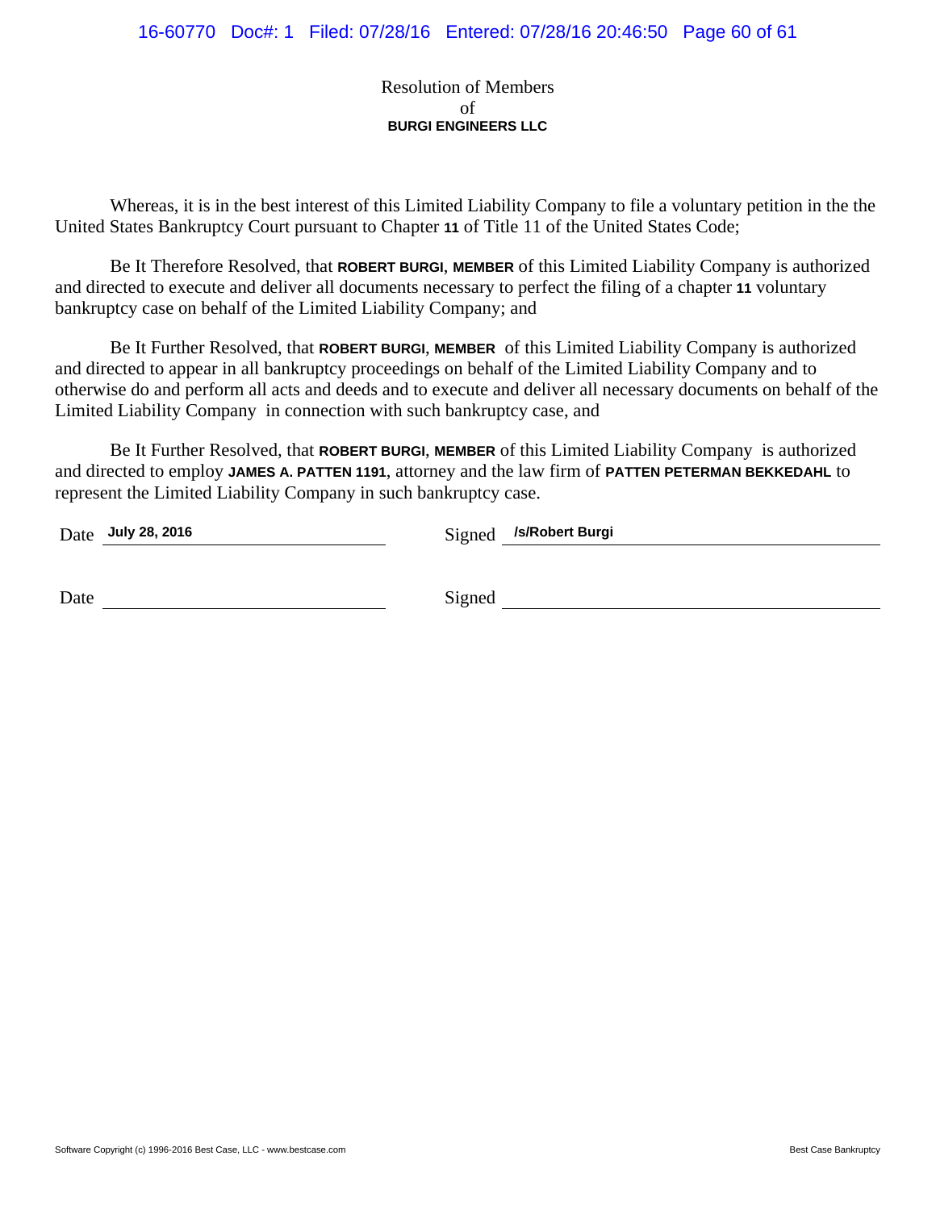Resolution of Members
of
**BURGI ENGINEERS LLC**

Whereas, it is in the best interest of this Limited Liability Company to file a voluntary petition in the the United States Bankruptcy Court pursuant to Chapter **11** of Title 11 of the United States Code;

Be It Therefore Resolved, that **ROBERT BURGI**, **MEMBER** of this Limited Liability Company is authorized and directed to execute and deliver all documents necessary to perfect the filing of a chapter **11** voluntary bankruptcy case on behalf of the Limited Liability Company; and

Be It Further Resolved, that **ROBERT BURGI**, **MEMBER** of this Limited Liability Company is authorized and directed to appear in all bankruptcy proceedings on behalf of the Limited Liability Company and to otherwise do and perform all acts and deeds and to execute and deliver all necessary documents on behalf of the Limited Liability Company in connection with such bankruptcy case, and

Be It Further Resolved, that **ROBERT BURGI**, **MEMBER** of this Limited Liability Company is authorized and directed to employ **JAMES A. PATTEN 1191**, attorney and the law firm of **PATTEN PETERMAN BEKKEDAHL** to represent the Limited Liability Company in such bankruptcy case.

Date **July 28, 2016** Signed **/s/Robert Burgi**

Date \_\_\_\_\_\_\_\_\_\_ Signed \_\_\_\_\_\_\_\_\_\_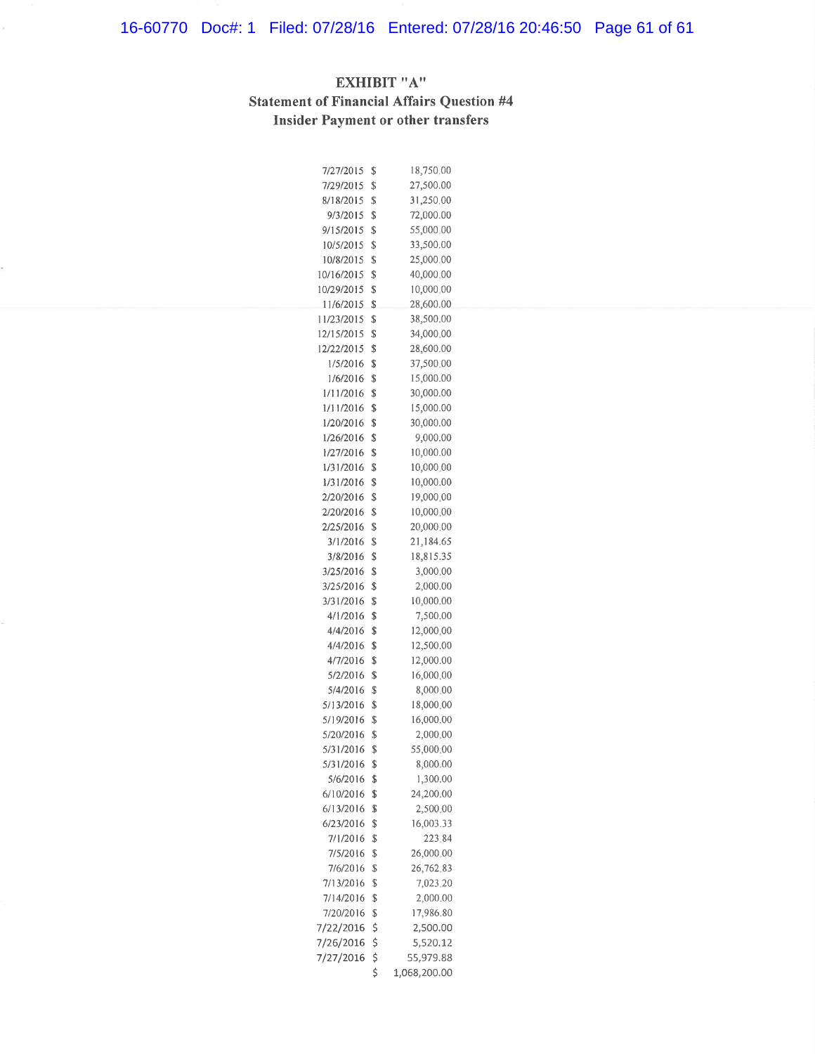# EXHIBIT "A"

## Statement of Financial Affairs Question #4

## Insider Payment or other transfers

| | | |
|---|---|---|
| 7/27/2015 | $ | 18,750.00 |
| 7/29/2015 | $ | 27,500.00 |
| 8/18/2015 | $ | 31,250.00 |
| 9/3/2015 | $ | 72,000.00 |
| 9/15/2015 | $ | 55,000.00 |
| 10/5/2015 | $ | 33,500.00 |
| 10/8/2015 | $ | 25,000.00 |
| 10/16/2015 | $ | 40,000.00 |
| 10/29/2015 | $ | 10,000.00 |
| 11/6/2015 | $ | 28,600.00 |
| 11/23/2015 | $ | 38,500.00 |
| 12/15/2015 | $ | 34,000.00 |
| 12/22/2015 | $ | 28,600.00 |
| 1/5/2016 | $ | 37,500.00 |
| 1/6/2016 | $ | 15,000.00 |
| 1/11/2016 | $ | 30,000.00 |
| 1/11/2016 | $ | 15,000.00 |
| 1/20/2016 | $ | 30,000.00 |
| 1/26/2016 | $ | 9,000.00 |
| 1/27/2016 | $ | 10,000.00 |
| 1/31/2016 | $ | 10,000.00 |
| 1/31/2016 | $ | 10,000.00 |
| 2/20/2016 | $ | 19,000.00 |
| 2/20/2016 | $ | 10,000.00 |
| 2/25/2016 | $ | 20,000.00 |
| 3/1/2016 | $ | 21,184.65 |
| 3/8/2016 | $ | 18,815.35 |
| 3/25/2016 | $ | 3,000.00 |
| 3/25/2016 | $ | 2,000.00 |
| 3/31/2016 | $ | 10,000.00 |
| 4/1/2016 | $ | 7,500.00 |
| 4/4/2016 | $ | 12,000.00 |
| 4/4/2016 | $ | 12,500.00 |
| 4/7/2016 | $ | 12,000.00 |
| 5/2/2016 | $ | 16,000.00 |
| 5/4/2016 | $ | 8,000.00 |
| 5/13/2016 | $ | 18,000.00 |
| 5/19/2016 | $ | 16,000.00 |
| 5/20/2016 | $ | 2,000.00 |
| 5/31/2016 | $ | 55,000.00 |
| 5/31/2016 | $ | 8,000.00 |
| 5/6/2016 | $ | 1,300.00 |
| 6/10/2016 | $ | 24,200.00 |
| 6/13/2016 | $ | 2,500.00 |
| 6/23/2016 | $ | 16,003.33 |
| 7/1/2016 | $ | 223.84 |
| 7/5/2016 | $ | 26,000.00 |
| 7/6/2016 | $ | 26,762.83 |
| 7/13/2016 | $ | 7,023.20 |
| 7/14/2016 | $ | 2,000.00 |
| 7/20/2016 | $ | 17,986.80 |
| 7/22/2016 | $ | 2,500.00 |
| 7/26/2016 | $ | 5,520.12 |
| 7/27/2016 | $ | 55,979.88 |
| | $ | 1,068,200.00 |